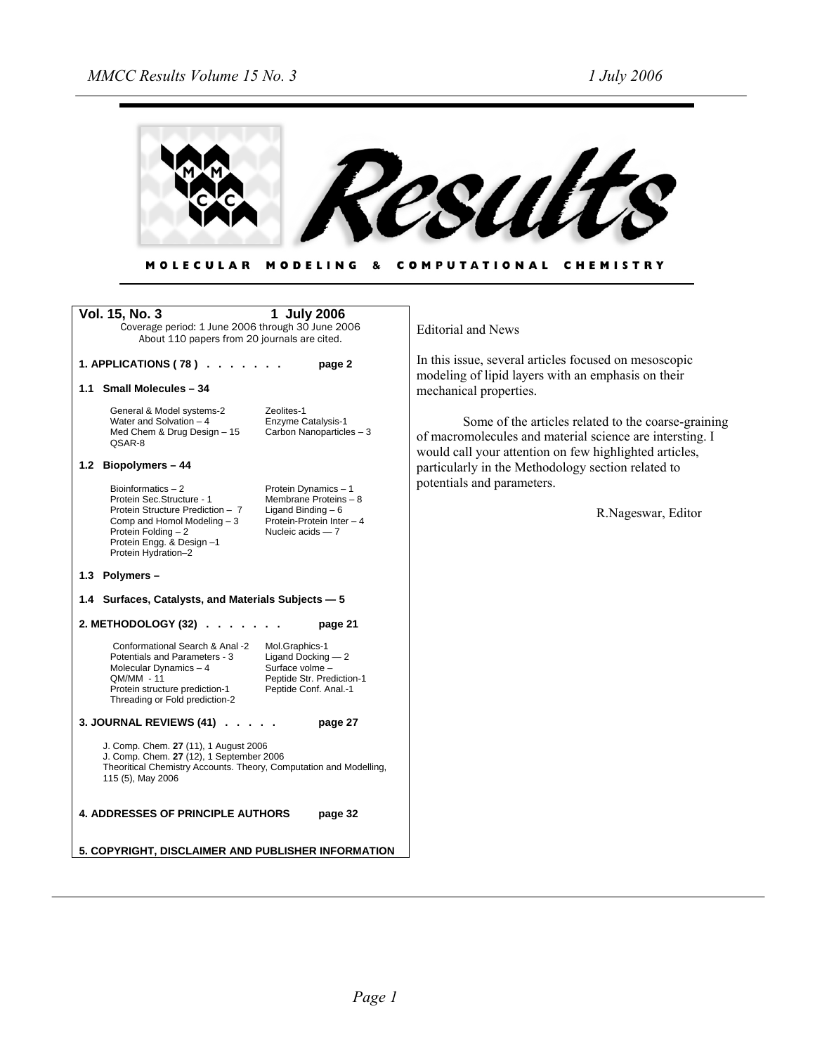# Results

MOLECULAR MODELING & COMPUTATIONAL CHEMISTRY

**Vol. 15, No. 3** **1 July 2006**

Coverage period: 1 June 2006 through 30 June 2006

About 110 papers from 20 journals are cited.

**1. APPLICATIONS ( 78 ) . . . . . . . page 2**

**1.1 Small Molecules – 34**

- General & Model systems-2
- Water and Solvation – 4
- Med Chem & Drug Design – 15
- QSAR-8
- Zeolites-1
- Enzyme Catalysis-1
- Carbon Nanoparticles – 3

**1.2 Biopolymers – 44**

- Bioinformatics – 2
- Protein Sec.Structure - 1
- Protein Structure Prediction – 7
- Comp and Homol Modeling – 3
- Protein Folding – 2
- Protein Engg. & Design –1
- Protein Hydration–2
- Protein Dynamics – 1
- Membrane Proteins – 8
- Ligand Binding – 6
- Protein-Protein Inter – 4
- Nucleic acids — 7

**1.3 Polymers –**

**1.4 Surfaces, Catalysts, and Materials Subjects — 5**

**2. METHODOLOGY (32) . . . . . . . page 21**

- Conformational Search & Anal -2
- Potentials and Parameters - 3
- Molecular Dynamics – 4
- QM/MM - 11
- Protein structure prediction-1
- Threading or Fold prediction-2
- Mol.Graphics-1
- Ligand Docking — 2
- Surface volme –
- Peptide Str. Prediction-1
- Peptide Conf. Anal.-1

**3. JOURNAL REVIEWS (41) . . . . . page 27**

J. Comp. Chem. **27** (11), 1 August 2006
J. Comp. Chem. **27** (12), 1 September 2006
Theoritical Chemistry Accounts. Theory, Computation and Modelling, 115 (5), May 2006

**4. ADDRESSES OF PRINCIPLE AUTHORS page 32**

**5. COPYRIGHT, DISCLAIMER AND PUBLISHER INFORMATION**

Editorial and News

In this issue, several articles focused on mesoscopic modeling of lipid layers with an emphasis on their mechanical properties.

Some of the articles related to the coarse-graining of macromolecules and material science are intersting. I would call your attention on few highlighted articles, particularly in the Methodology section related to potentials and parameters.

R.Nageswar, Editor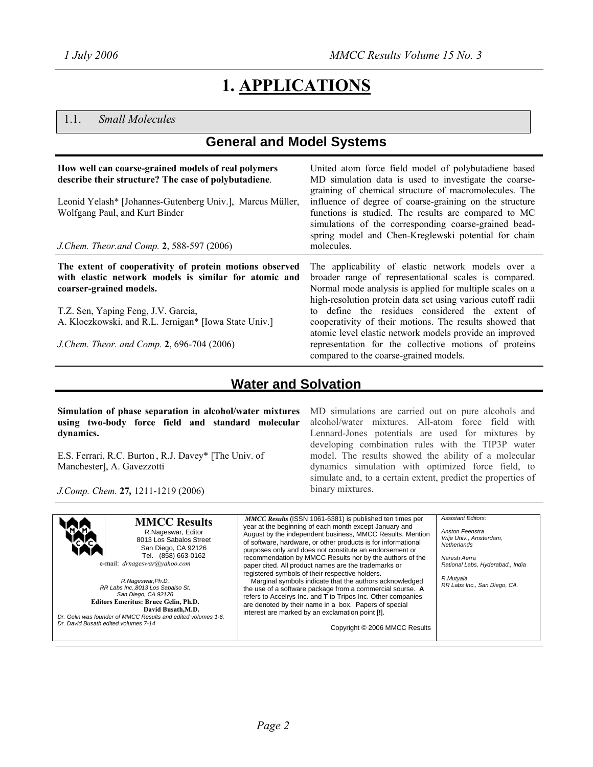// skip header "1 July 2006" and "MMCC Results Volume 15 No. 3" as running headers

# 1. APPLICATIONS

## 1.1. *Small Molecules*

### General and Model Systems

**How well can coarse-grained models of real polymers describe their structure? The case of polybutadiene**.

Leonid Yelash* [Johannes-Gutenberg Univ.], Marcus Müller, Wolfgang Paul, and Kurt Binder

*J.Chem. Theor.and Comp.* **2**, 588-597 (2006)

United atom force field model of polybutadiene based MD simulation data is used to investigate the coarse-graining of chemical structure of macromolecules. The influence of degree of coarse-graining on the structure functions is studied. The results are compared to MC simulations of the corresponding coarse-grained bead-spring model and Chen-Kreglewski potential for chain molecules.

---

**The extent of cooperativity of protein motions observed with elastic network models is similar for atomic and coarser-grained models.**

T.Z. Sen, Yaping Feng, J.V. Garcia, A. Kloczkowski, and R.L. Jernigan* [Iowa State Univ.]

*J.Chem. Theor. and Comp.* **2**, 696-704 (2006)

The applicability of elastic network models over a broader range of representational scales is compared. Normal mode analysis is applied for multiple scales on a high-resolution protein data set using various cutoff radii to define the residues considered the extent of cooperativity of their motions. The results showed that atomic level elastic network models provide an improved representation for the collective motions of proteins compared to the coarse-grained models.

### Water and Solvation

**Simulation of phase separation in alcohol/water mixtures using two-body force field and standard molecular dynamics.**

E.S. Ferrari, R.C. Burton , R.J. Davey* [The Univ. of Manchester], A. Gavezzotti

*J.Comp. Chem.* **27,** 1211-1219 (2006)

MD simulations are carried out on pure alcohols and alcohol/water mixtures. All-atom force field with Lennard-Jones potentials are used for mixtures by developing combination rules with the TIP3P water model. The results showed the ability of a molecular dynamics simulation with optimized force field, to simulate and, to a certain extent, predict the properties of binary mixtures.

---

**MMCC Results**
R.Nageswar, Editor
8013 Los Sabalos Street
San Diego, CA 92126
Tel. (858) 663-0162
e-mail: *drnageswar@yahoo.com*

*R.Nageswar,Ph.D.*
*RR Labs Inc.,8013 Los Sabalso St.*
*San Diego, CA 92126*
**Editors Emeritus: Bruce Gelin, Ph.D.**
**David Busath,M.D.**
*Dr. Gelin was founder of MMCC Results and edited volumes 1-6.*
*Dr. David Busath edited volumes 7-14*

***MMCC Results*** (ISSN 1061-6381) is published ten times per year at the beginning of each month except January and August by the independent business, MMCC Results. Mention of software, hardware, or other products is for informational purposes only and does not constitute an endorsement or recommendation by MMCC Results nor by the authors of the paper cited. All product names are the trademarks or registered symbols of their respective holders.
Marginal symbols indicate that the authors acknowledged the use of a software package from a commercial sourse. **A** refers to Accelrys Inc. and **T** to Tripos Inc. Other companies are denoted by their name in a box. Papers of special interest are marked by an exclamation point [**!**].

Copyright © 2006 MMCC Results

*Assistant Editors:*

*Anston Feenstra*
*Vrije Univ., Amsterdam, Netherlands*

*Naresh Aerra*
*Rational Labs, Hyderabad., India*

*R.Mutyala*
*RR Labs Inc., San Diego, CA.*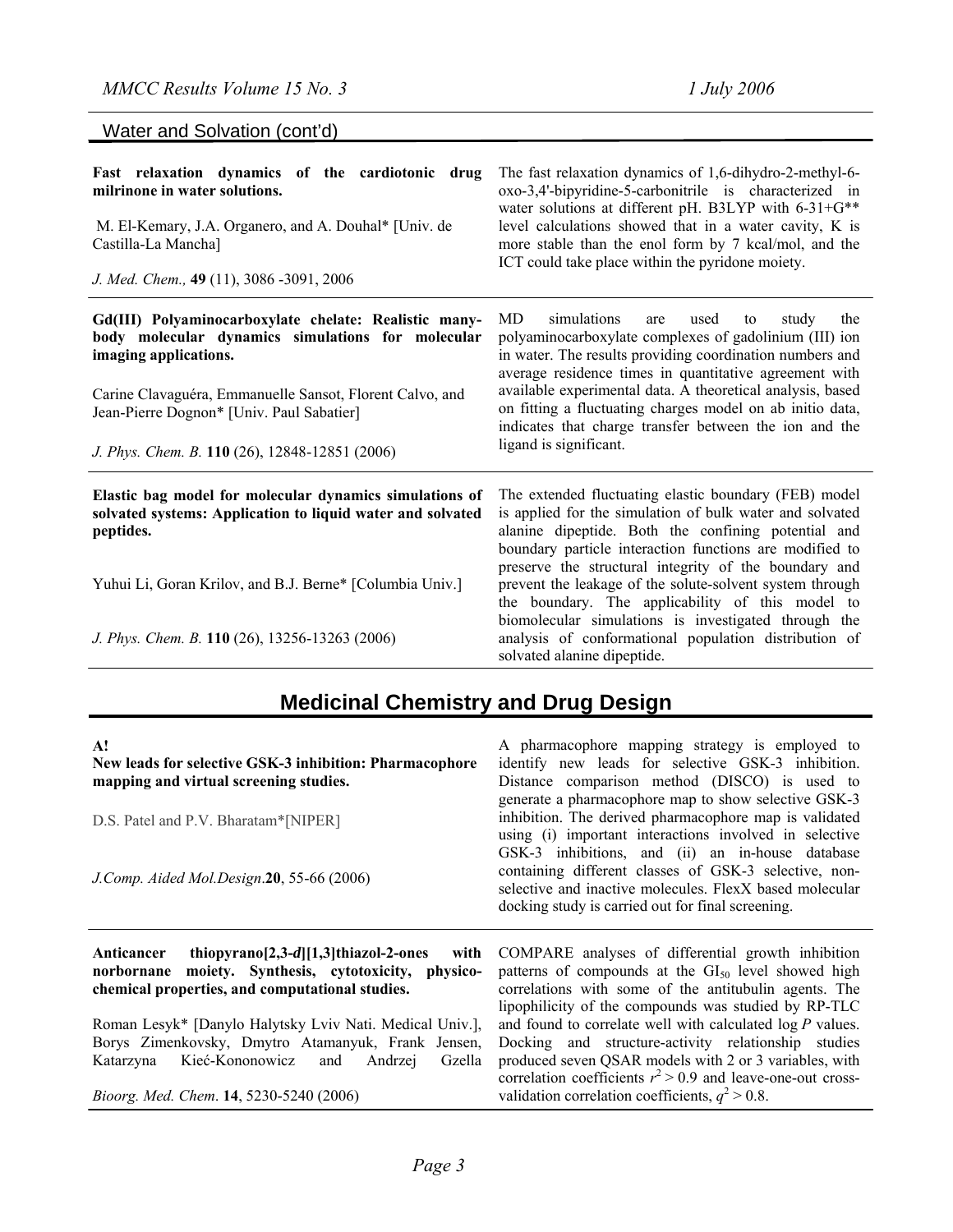## Water and Solvation (cont'd)

**Fast relaxation dynamics of the cardiotonic drug milrinone in water solutions.**

M. El-Kemary, J.A. Organero, and A. Douhal* [Univ. de Castilla-La Mancha]

*J. Med. Chem.,* **49** (11), 3086 -3091, 2006

The fast relaxation dynamics of 1,6-dihydro-2-methyl-6-oxo-3,4'-bipyridine-5-carbonitrile is characterized in water solutions at different pH. B3LYP with 6-31+G** level calculations showed that in a water cavity, K is more stable than the enol form by 7 kcal/mol, and the ICT could take place within the pyridone moiety.

---

**Gd(III) Polyaminocarboxylate chelate: Realistic many-body molecular dynamics simulations for molecular imaging applications.**

Carine Clavaguéra, Emmanuelle Sansot, Florent Calvo, and Jean-Pierre Dognon* [Univ. Paul Sabatier]

*J. Phys. Chem. B.* **110** (26), 12848-12851 (2006)

MD simulations are used to study the polyaminocarboxylate complexes of gadolinium (III) ion in water. The results providing coordination numbers and average residence times in quantitative agreement with available experimental data. A theoretical analysis, based on fitting a fluctuating charges model on ab initio data, indicates that charge transfer between the ion and the ligand is significant.

---

**Elastic bag model for molecular dynamics simulations of solvated systems: Application to liquid water and solvated peptides.**

Yuhui Li, Goran Krilov, and B.J. Berne* [Columbia Univ.]

*J. Phys. Chem. B.* **110** (26), 13256-13263 (2006)

The extended fluctuating elastic boundary (FEB) model is applied for the simulation of bulk water and solvated alanine dipeptide. Both the confining potential and boundary particle interaction functions are modified to preserve the structural integrity of the boundary and prevent the leakage of the solute-solvent system through the boundary. The applicability of this model to biomolecular simulations is investigated through the analysis of conformational population distribution of solvated alanine dipeptide.

## Medicinal Chemistry and Drug Design

**A!**
**New leads for selective GSK-3 inhibition: Pharmacophore mapping and virtual screening studies.**

D.S. Patel and P.V. Bharatam*[NIPER]

*J.Comp. Aided Mol.Design*.**20**, 55-66 (2006)

A pharmacophore mapping strategy is employed to identify new leads for selective GSK-3 inhibition. Distance comparison method (DISCO) is used to generate a pharmacophore map to show selective GSK-3 inhibition. The derived pharmacophore map is validated using (i) important interactions involved in selective GSK-3 inhibitions, and (ii) an in-house database containing different classes of GSK-3 selective, non-selective and inactive molecules. FlexX based molecular docking study is carried out for final screening.

---

**Anticancer thiopyrano[2,3-*d*][1,3]thiazol-2-ones with norbornane moiety. Synthesis, cytotoxicity, physico-chemical properties, and computational studies.**

Roman Lesyk* [Danylo Halytsky Lviv Nati. Medical Univ.], Borys Zimenkovsky, Dmytro Atamanyuk, Frank Jensen, Katarzyna Kieć-Kononowicz and Andrzej Gzella

*Bioorg. Med. Chem*. **14**, 5230-5240 (2006)

COMPARE analyses of differential growth inhibition patterns of compounds at the $GI_{50}$ level showed high correlations with some of the antitubulin agents. The lipophilicity of the compounds was studied by RP-TLC and found to correlate well with calculated log *P* values. Docking and structure-activity relationship studies produced seven QSAR models with 2 or 3 variables, with correlation coefficients $r^2 > 0.9$ and leave-one-out cross-validation correlation coefficients, $q^2 > 0.8$.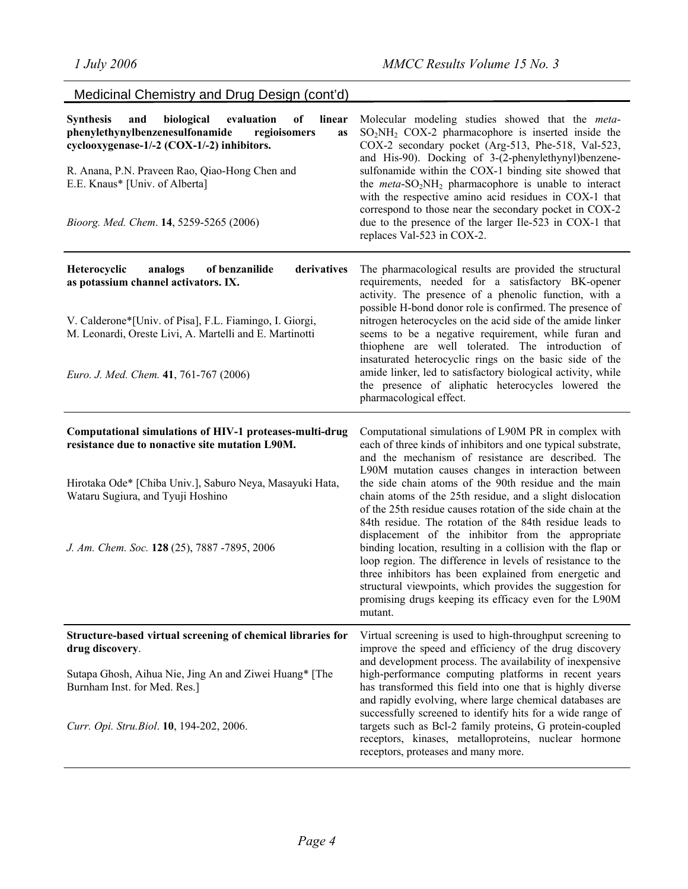## Medicinal Chemistry and Drug Design (cont'd)

**Synthesis and biological evaluation of linear phenylethynylbenzenesulfonamide regioisomers as cyclooxygenase-1/-2 (COX-1/-2) inhibitors.**

R. Anana, P.N. Praveen Rao, Qiao-Hong Chen and E.E. Knaus* [Univ. of Alberta]

*Bioorg. Med. Chem.* **14**, 5259-5265 (2006)

Molecular modeling studies showed that the *meta*-$SO_2NH_2$ COX-2 pharmacophore is inserted inside the COX-2 secondary pocket (Arg-513, Phe-518, Val-523, and His-90). Docking of 3-(2-phenylethynyl)benzenesulfonamide within the COX-1 binding site showed that the *meta*-$SO_2NH_2$ pharmacophore is unable to interact with the respective amino acid residues in COX-1 that correspond to those near the secondary pocket in COX-2 due to the presence of the larger Ile-523 in COX-1 that replaces Val-523 in COX-2.

---

**Heterocyclic analogs of benzanilide derivatives as potassium channel activators. IX.**

V. Calderone*[Univ. of Pisa], F.L. Fiamingo, I. Giorgi, M. Leonardi, Oreste Livi, A. Martelli and E. Martinotti

*Euro. J. Med. Chem.* **41**, 761-767 (2006)

The pharmacological results are provided the structural requirements, needed for a satisfactory BK-opener activity. The presence of a phenolic function, with a possible H-bond donor role is confirmed. The presence of nitrogen heterocycles on the acid side of the amide linker seems to be a negative requirement, while furan and thiophene are well tolerated. The introduction of insaturated heterocyclic rings on the basic side of the amide linker, led to satisfactory biological activity, while the presence of aliphatic heterocycles lowered the pharmacological effect.

---

**Computational simulations of HIV-1 proteases-multi-drug resistance due to nonactive site mutation L90M.**

Hirotaka Ode* [Chiba Univ.], Saburo Neya, Masayuki Hata, Wataru Sugiura, and Tyuji Hoshino

*J. Am. Chem. Soc.* **128** (25), 7887 -7895, 2006

Computational simulations of L90M PR in complex with each of three kinds of inhibitors and one typical substrate, and the mechanism of resistance are described. The L90M mutation causes changes in interaction between the side chain atoms of the 90th residue and the main chain atoms of the 25th residue, and a slight dislocation of the 25th residue causes rotation of the side chain at the 84th residue. The rotation of the 84th residue leads to displacement of the inhibitor from the appropriate binding location, resulting in a collision with the flap or loop region. The difference in levels of resistance to the three inhibitors has been explained from energetic and structural viewpoints, which provides the suggestion for promising drugs keeping its efficacy even for the L90M mutant.

---

**Structure-based virtual screening of chemical libraries for drug discovery**.

Sutapa Ghosh, Aihua Nie, Jing An and Ziwei Huang* [The Burnham Inst. for Med. Res.]

*Curr. Opi. Stru.Biol*. **10**, 194-202, 2006.

Virtual screening is used to high-throughput screening to improve the speed and efficiency of the drug discovery and development process. The availability of inexpensive high-performance computing platforms in recent years has transformed this field into one that is highly diverse and rapidly evolving, where large chemical databases are successfully screened to identify hits for a wide range of targets such as Bcl-2 family proteins, G protein-coupled receptors, kinases, metalloproteins, nuclear hormone receptors, proteases and many more.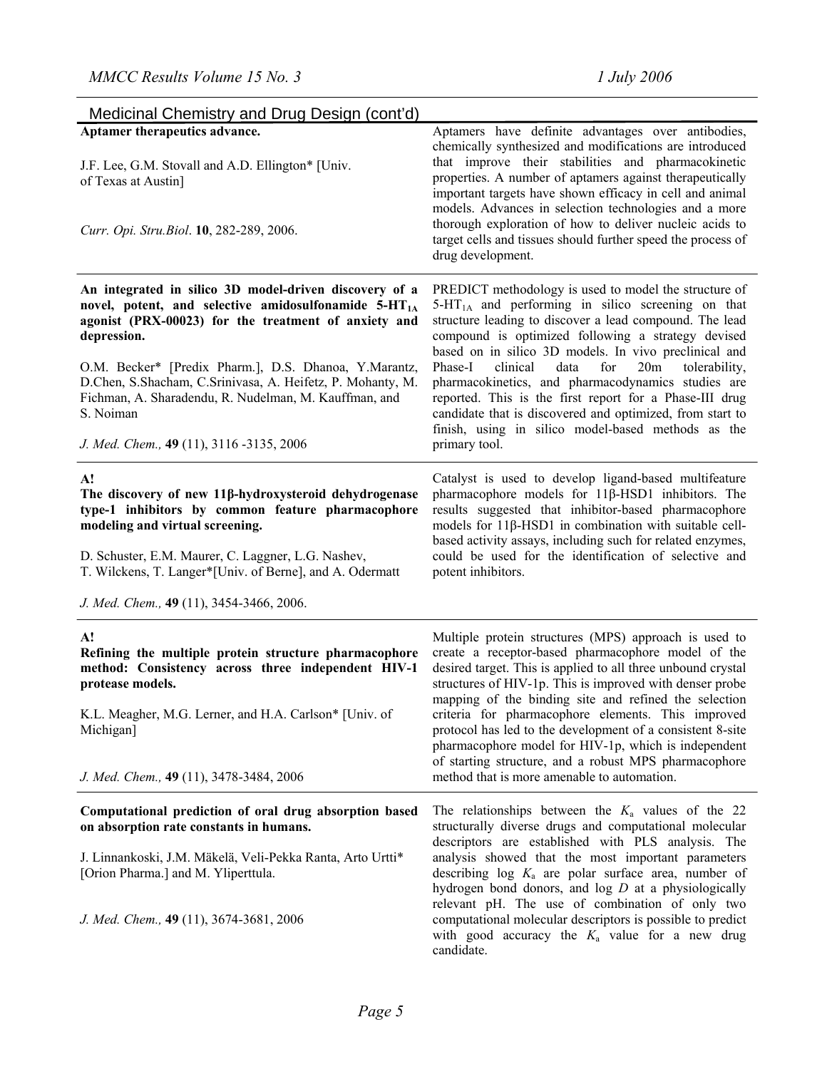## Medicinal Chemistry and Drug Design (cont'd)

**Aptamer therapeutics advance.**

J.F. Lee, G.M. Stovall and A.D. Ellington* [Univ. of Texas at Austin]

*Curr. Opi. Stru.Biol*. **10**, 282-289, 2006.

Aptamers have definite advantages over antibodies, chemically synthesized and modifications are introduced that improve their stabilities and pharmacokinetic properties. A number of aptamers against therapeutically important targets have shown efficacy in cell and animal models. Advances in selection technologies and a more thorough exploration of how to deliver nucleic acids to target cells and tissues should further speed the process of drug development.

---

**An integrated in silico 3D model-driven discovery of a novel, potent, and selective amidosulfonamide 5-HT$_{1A}$ agonist (PRX-00023) for the treatment of anxiety and depression.**

O.M. Becker* [Predix Pharm.], D.S. Dhanoa, Y.Marantz, D.Chen, S.Shacham, C.Srinivasa, A. Heifetz, P. Mohanty, M. Fichman, A. Sharadendu, R. Nudelman, M. Kauffman, and S. Noiman

*J. Med. Chem.,* **49** (11), 3116 -3135, 2006

PREDICT methodology is used to model the structure of 5-HT$_{1A}$ and performing in silico screening on that structure leading to discover a lead compound. The lead compound is optimized following a strategy devised based on in silico 3D models. In vivo preclinical and Phase-I clinical data for 20m tolerability, pharmacokinetics, and pharmacodynamics studies are reported. This is the first report for a Phase-III drug candidate that is discovered and optimized, from start to finish, using in silico model-based methods as the primary tool.

---

**A!**

**The discovery of new 11β-hydroxysteroid dehydrogenase type-1 inhibitors by common feature pharmacophore modeling and virtual screening.**

D. Schuster, E.M. Maurer, C. Laggner, L.G. Nashev, T. Wilckens, T. Langer*[Univ. of Berne], and A. Odermatt

*J. Med. Chem.,* **49** (11), 3454-3466, 2006.

Catalyst is used to develop ligand-based multifeature pharmacophore models for 11β-HSD1 inhibitors. The results suggested that inhibitor-based pharmacophore models for 11β-HSD1 in combination with suitable cell-based activity assays, including such for related enzymes, could be used for the identification of selective and potent inhibitors.

---

**A!**

**Refining the multiple protein structure pharmacophore method: Consistency across three independent HIV-1 protease models.**

K.L. Meagher, M.G. Lerner, and H.A. Carlson* [Univ. of Michigan]

*J. Med. Chem.,* **49** (11), 3478-3484, 2006

Multiple protein structures (MPS) approach is used to create a receptor-based pharmacophore model of the desired target. This is applied to all three unbound crystal structures of HIV-1p. This is improved with denser probe mapping of the binding site and refined the selection criteria for pharmacophore elements. This improved protocol has led to the development of a consistent 8-site pharmacophore model for HIV-1p, which is independent of starting structure, and a robust MPS pharmacophore method that is more amenable to automation.

---

**Computational prediction of oral drug absorption based on absorption rate constants in humans.**

J. Linnankoski, J.M. Mäkelä, Veli-Pekka Ranta, Arto Urtti* [Orion Pharma.] and M. Yliperttula.

*J. Med. Chem.,* **49** (11), 3674-3681, 2006

The relationships between the $K_a$ values of the 22 structurally diverse drugs and computational molecular descriptors are established with PLS analysis. The analysis showed that the most important parameters describing log $K_a$ are polar surface area, number of hydrogen bond donors, and log $D$ at a physiologically relevant pH. The use of combination of only two computational molecular descriptors is possible to predict with good accuracy the $K_a$ value for a new drug candidate.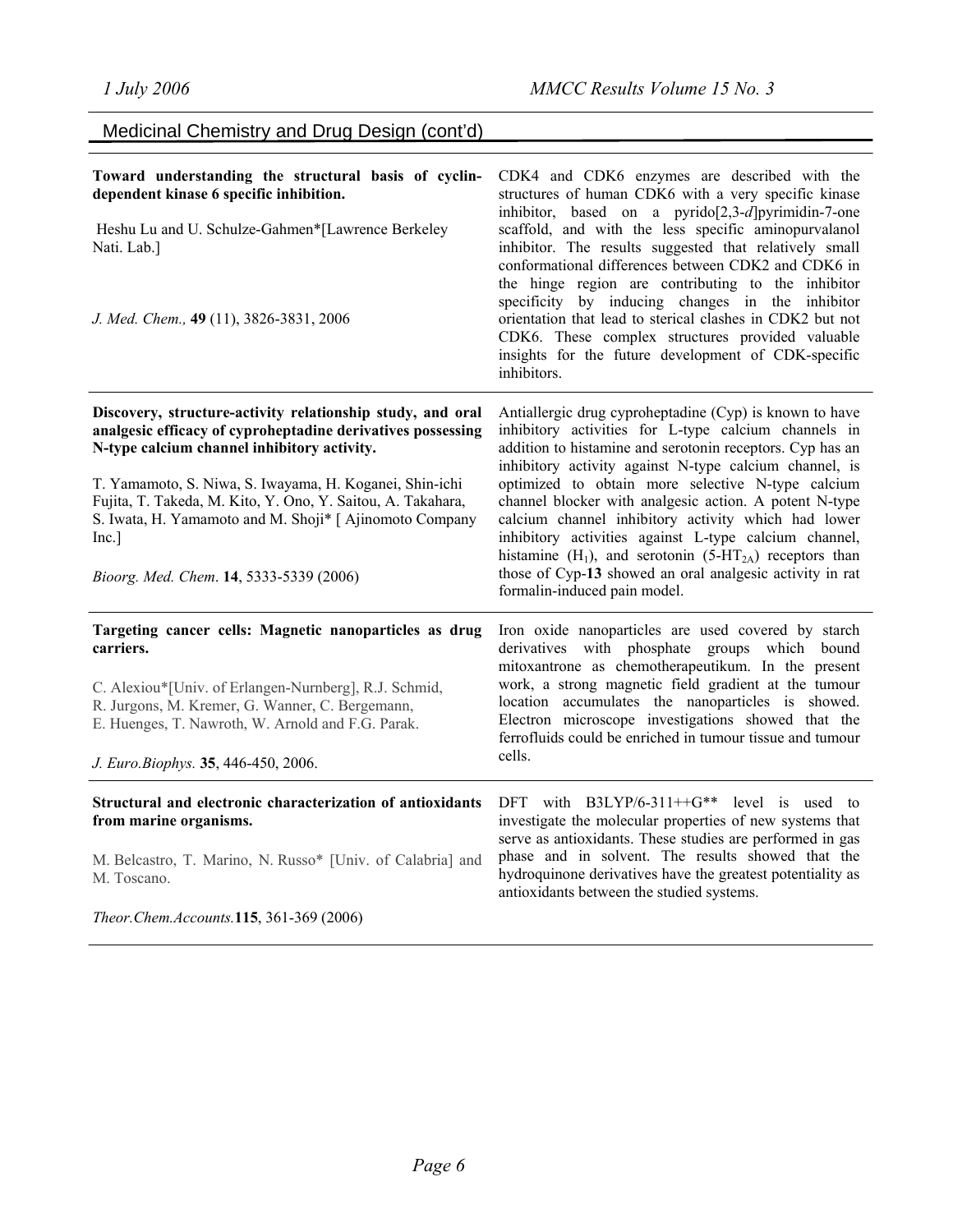## Medicinal Chemistry and Drug Design (cont'd)

| | |
|---|---|
| **Toward understanding the structural basis of cyclin-dependent kinase 6 specific inhibition.**<br><br>Heshu Lu and U. Schulze-Gahmen*[Lawrence Berkeley Nati. Lab.]<br><br>*J. Med. Chem.,* **49** (11), 3826-3831, 2006 | CDK4 and CDK6 enzymes are described with the structures of human CDK6 with a very specific kinase inhibitor, based on a pyrido[2,3-*d*]pyrimidin-7-one scaffold, and with the less specific aminopurvalanol inhibitor. The results suggested that relatively small conformational differences between CDK2 and CDK6 in the hinge region are contributing to the inhibitor specificity by inducing changes in the inhibitor orientation that lead to sterical clashes in CDK2 but not CDK6. These complex structures provided valuable insights for the future development of CDK-specific inhibitors. |
| **Discovery, structure-activity relationship study, and oral analgesic efficacy of cyproheptadine derivatives possessing N-type calcium channel inhibitory activity.**<br><br>T. Yamamoto, S. Niwa, S. Iwayama, H. Koganei, Shin-ichi Fujita, T. Takeda, M. Kito, Y. Ono, Y. Saitou, A. Takahara, S. Iwata, H. Yamamoto and M. Shoji* [ Ajinomoto Company Inc.]<br><br>*Bioorg. Med. Chem*. **14**, 5333-5339 (2006) | Antiallergic drug cyproheptadine (Cyp) is known to have inhibitory activities for L-type calcium channels in addition to histamine and serotonin receptors. Cyp has an inhibitory activity against N-type calcium channel, is optimized to obtain more selective N-type calcium channel blocker with analgesic action. A potent N-type calcium channel inhibitory activity which had lower inhibitory activities against L-type calcium channel, histamine ($H_1$), and serotonin ($5\text{-}HT_{2A}$) receptors than those of Cyp-**13** showed an oral analgesic activity in rat formalin-induced pain model. |
| **Targeting cancer cells: Magnetic nanoparticles as drug carriers.**<br><br>C. Alexiou*[Univ. of Erlangen-Nurnberg], R.J. Schmid, R. Jurgons, M. Kremer, G. Wanner, C. Bergemann, E. Huenges, T. Nawroth, W. Arnold and F.G. Parak.<br><br>*J. Euro.Biophys.* **35**, 446-450, 2006. | Iron oxide nanoparticles are used covered by starch derivatives with phosphate groups which bound mitoxantrone as chemotherapeutikum. In the present work, a strong magnetic field gradient at the tumour location accumulates the nanoparticles is showed. Electron microscope investigations showed that the ferrofluids could be enriched in tumour tissue and tumour cells. |
| **Structural and electronic characterization of antioxidants from marine organisms.**<br><br>M. Belcastro, T. Marino, N. Russo* [Univ. of Calabria] and M. Toscano.<br><br>*Theor.Chem.Accounts.***115**, 361-369 (2006) | DFT with B3LYP/6-311++G** level is used to investigate the molecular properties of new systems that serve as antioxidants. These studies are performed in gas phase and in solvent. The results showed that the hydroquinone derivatives have the greatest potentiality as antioxidants between the studied systems. |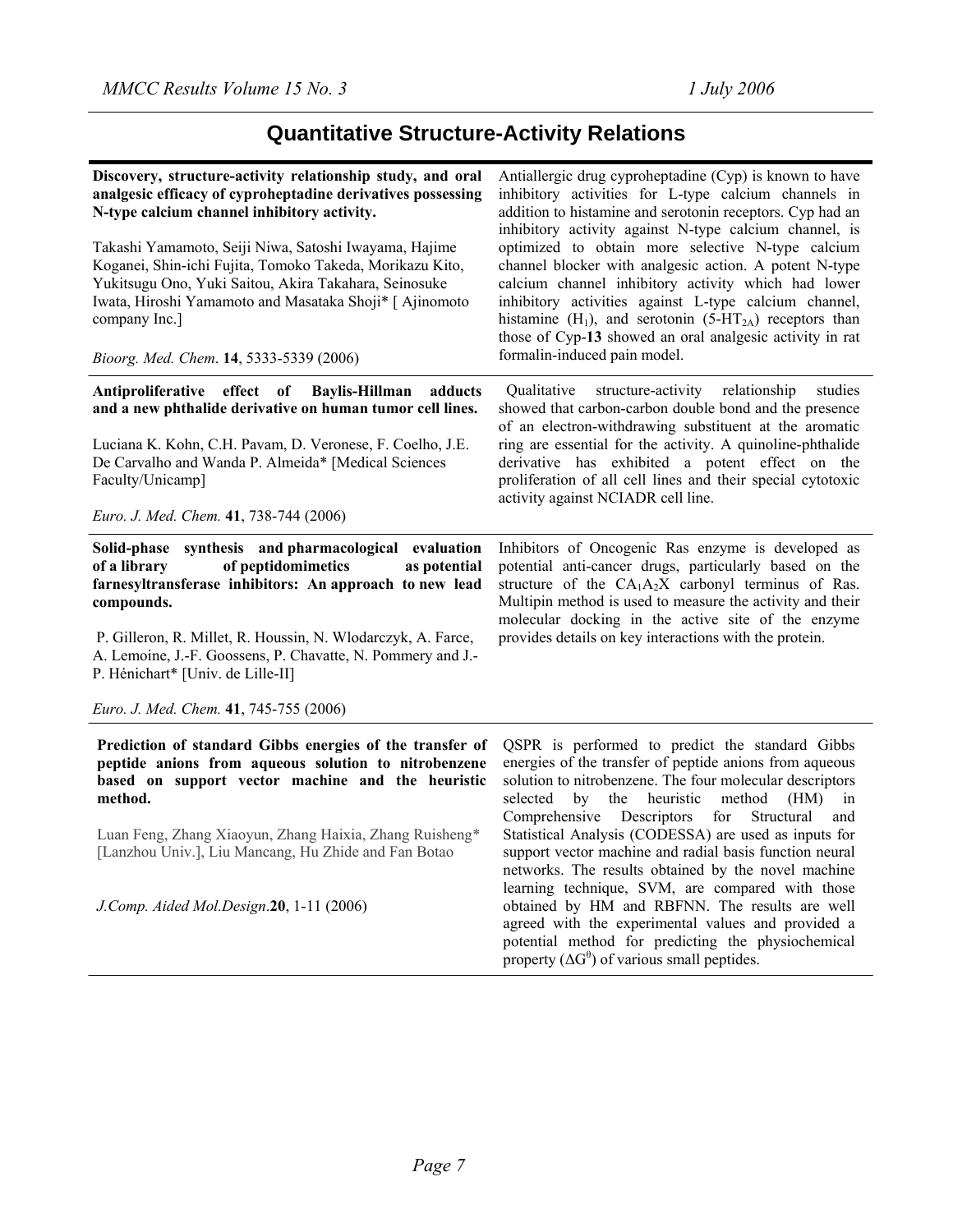# Quantitative Structure-Activity Relations

**Discovery, structure-activity relationship study, and oral analgesic efficacy of cyproheptadine derivatives possessing N-type calcium channel inhibitory activity.**

Takashi Yamamoto, Seiji Niwa, Satoshi Iwayama, Hajime Koganei, Shin-ichi Fujita, Tomoko Takeda, Morikazu Kito, Yukitsugu Ono, Yuki Saitou, Akira Takahara, Seinosuke Iwata, Hiroshi Yamamoto and Masataka Shoji* [ Ajinomoto company Inc.]

*Bioorg. Med. Chem*. **14**, 5333-5339 (2006)

Antiallergic drug cyproheptadine (Cyp) is known to have inhibitory activities for L-type calcium channels in addition to histamine and serotonin receptors. Cyp had an inhibitory activity against N-type calcium channel, is optimized to obtain more selective N-type calcium channel blocker with analgesic action. A potent N-type calcium channel inhibitory activity which had lower inhibitory activities against L-type calcium channel, histamine ($H_1$), and serotonin ($5\text{-}HT_{2A}$) receptors than those of Cyp-**13** showed an oral analgesic activity in rat formalin-induced pain model.

---

**Antiproliferative effect of Baylis-Hillman adducts and a new phthalide derivative on human tumor cell lines.**

Luciana K. Kohn, C.H. Pavam, D. Veronese, F. Coelho, J.E. De Carvalho and Wanda P. Almeida* [Medical Sciences Faculty/Unicamp]

*Euro. J. Med. Chem.* **41**, 738-744 (2006)

Qualitative structure-activity relationship studies showed that carbon-carbon double bond and the presence of an electron-withdrawing substituent at the aromatic ring are essential for the activity. A quinoline-phthalide derivative has exhibited a potent effect on the proliferation of all cell lines and their special cytotoxic activity against NCIADR cell line.

---

**Solid-phase synthesis and pharmacological evaluation of a library of peptidomimetics as potential farnesyltransferase inhibitors: An approach to new lead compounds.**

P. Gilleron, R. Millet, R. Houssin, N. Wlodarczyk, A. Farce, A. Lemoine, J.-F. Goossens, P. Chavatte, N. Pommery and J.-P. Hénichart* [Univ. de Lille-II]

*Euro. J. Med. Chem.* **41**, 745-755 (2006)

Inhibitors of Oncogenic Ras enzyme is developed as potential anti-cancer drugs, particularly based on the structure of the $CA_1A_2X$ carbonyl terminus of Ras. Multipin method is used to measure the activity and their molecular docking in the active site of the enzyme provides details on key interactions with the protein.

---

**Prediction of standard Gibbs energies of the transfer of peptide anions from aqueous solution to nitrobenzene based on support vector machine and the heuristic method.**

Luan Feng, Zhang Xiaoyun, Zhang Haixia, Zhang Ruisheng* [Lanzhou Univ.], Liu Mancang, Hu Zhide and Fan Botao

*J.Comp. Aided Mol.Design*.**20**, 1-11 (2006)

QSPR is performed to predict the standard Gibbs energies of the transfer of peptide anions from aqueous solution to nitrobenzene. The four molecular descriptors selected by the heuristic method (HM) in Comprehensive Descriptors for Structural and Statistical Analysis (CODESSA) are used as inputs for support vector machine and radial basis function neural networks. The results obtained by the novel machine learning technique, SVM, are compared with those obtained by HM and RBFNN. The results are well agreed with the experimental values and provided a potential method for predicting the physiochemical property ($\Delta G^{\theta}$) of various small peptides.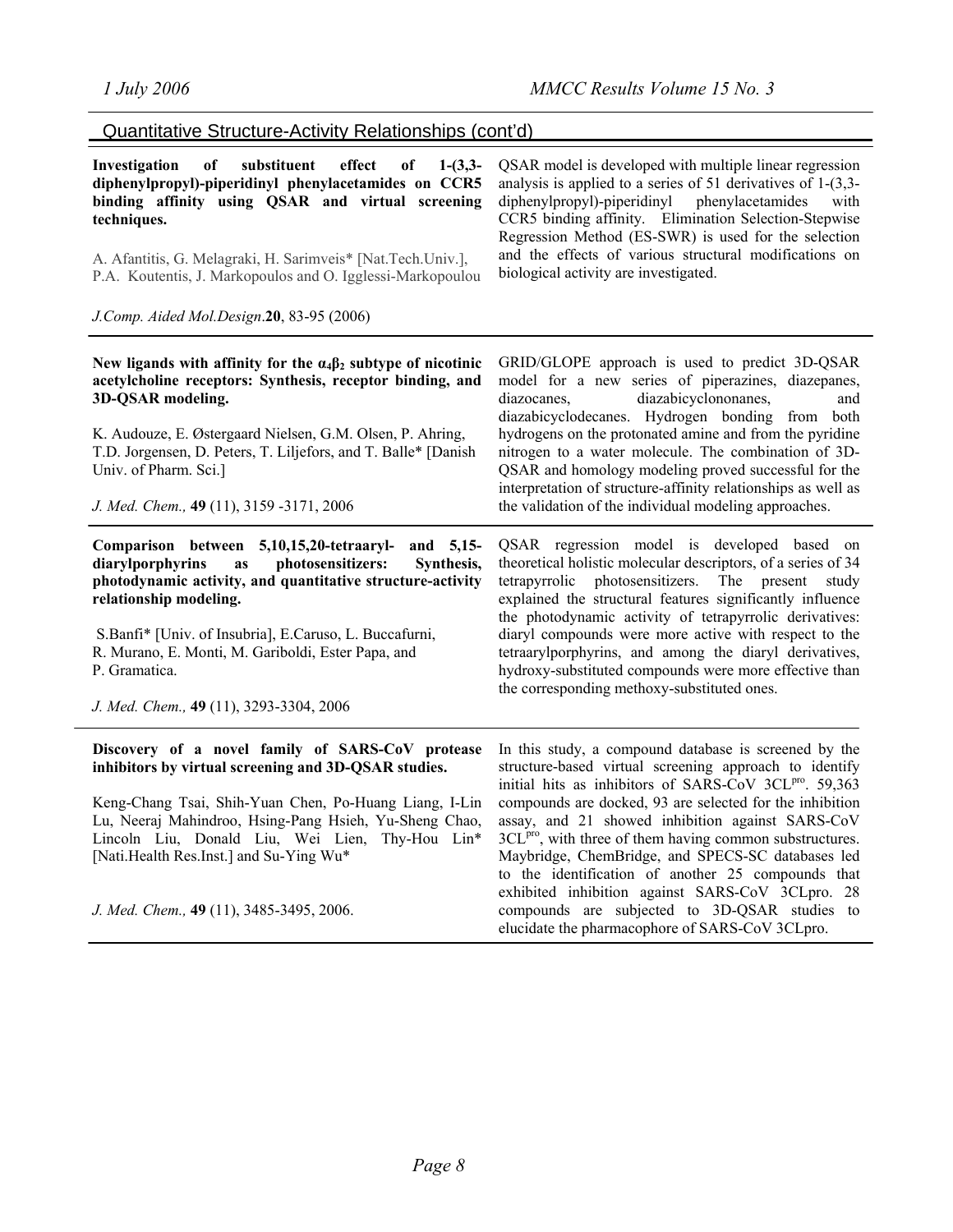## Quantitative Structure-Activity Relationships (cont'd)

**Investigation of substituent effect of 1-(3,3-diphenylpropyl)-piperidinyl phenylacetamides on CCR5 binding affinity using QSAR and virtual screening techniques.**

A. Afantitis, G. Melagraki, H. Sarimveis* [Nat.Tech.Univ.], P.A. Koutentis, J. Markopoulos and O. Igglessi-Markopoulou

*J.Comp. Aided Mol.Design*.**20**, 83-95 (2006)

QSAR model is developed with multiple linear regression analysis is applied to a series of 51 derivatives of 1-(3,3-diphenylpropyl)-piperidinyl phenylacetamides with CCR5 binding affinity. Elimination Selection-Stepwise Regression Method (ES-SWR) is used for the selection and the effects of various structural modifications on biological activity are investigated.

---

**New ligands with affinity for the $\alpha_4\beta_2$ subtype of nicotinic acetylcholine receptors: Synthesis, receptor binding, and 3D-QSAR modeling.**

K. Audouze, E. Østergaard Nielsen, G.M. Olsen, P. Ahring, T.D. Jorgensen, D. Peters, T. Liljefors, and T. Balle* [Danish Univ. of Pharm. Sci.]

*J. Med. Chem.,* **49** (11), 3159 -3171, 2006

GRID/GLOPE approach is used to predict 3D-QSAR model for a new series of piperazines, diazepanes, diazocanes, diazabicyclononanes, and diazabicyclodecanes. Hydrogen bonding from both hydrogens on the protonated amine and from the pyridine nitrogen to a water molecule. The combination of 3D-QSAR and homology modeling proved successful for the interpretation of structure-affinity relationships as well as the validation of the individual modeling approaches.

---

**Comparison between 5,10,15,20-tetraaryl- and 5,15-diarylporphyrins as photosensitizers: Synthesis, photodynamic activity, and quantitative structure-activity relationship modeling.**

S.Banfi* [Univ. of Insubria], E.Caruso, L. Buccafurni, R. Murano, E. Monti, M. Gariboldi, Ester Papa, and P. Gramatica.

*J. Med. Chem.,* **49** (11), 3293-3304, 2006

QSAR regression model is developed based on theoretical holistic molecular descriptors, of a series of 34 tetrapyrrolic photosensitizers. The present study explained the structural features significantly influence the photodynamic activity of tetrapyrrolic derivatives: diaryl compounds were more active with respect to the tetraarylporphyrins, and among the diaryl derivatives, hydroxy-substituted compounds were more effective than the corresponding methoxy-substituted ones.

---

**Discovery of a novel family of SARS-CoV protease inhibitors by virtual screening and 3D-QSAR studies.**

Keng-Chang Tsai, Shih-Yuan Chen, Po-Huang Liang, I-Lin Lu, Neeraj Mahindroo, Hsing-Pang Hsieh, Yu-Sheng Chao, Lincoln Liu, Donald Liu, Wei Lien, Thy-Hou Lin* [Nati.Health Res.Inst.] and Su-Ying Wu*

*J. Med. Chem.,* **49** (11), 3485-3495, 2006.

In this study, a compound database is screened by the structure-based virtual screening approach to identify initial hits as inhibitors of SARS-CoV $3CL^{pro}$. 59,363 compounds are docked, 93 are selected for the inhibition assay, and 21 showed inhibition against SARS-CoV $3CL^{pro}$, with three of them having common substructures. Maybridge, ChemBridge, and SPECS-SC databases led to the identification of another 25 compounds that exhibited inhibition against SARS-CoV 3CLpro. 28 compounds are subjected to 3D-QSAR studies to elucidate the pharmacophore of SARS-CoV 3CLpro.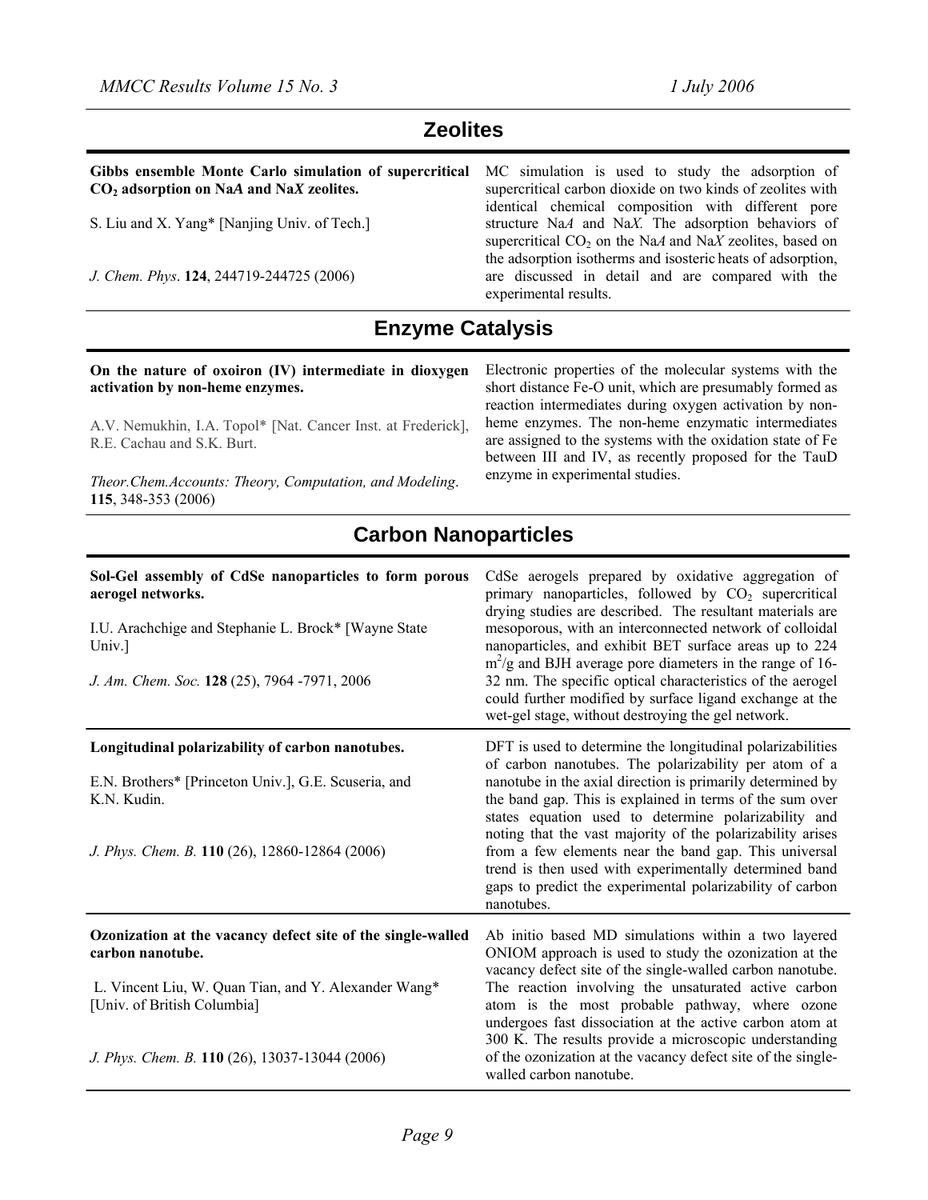## Zeolites

**Gibbs ensemble Monte Carlo simulation of supercritical $CO_2$ adsorption on Na*A* and Na*X* zeolites.**

S. Liu and X. Yang* [Nanjing Univ. of Tech.]

*J. Chem. Phys*. **124**, 244719-244725 (2006)

MC simulation is used to study the adsorption of supercritical carbon dioxide on two kinds of zeolites with identical chemical composition with different pore structure Na*A* and Na*X*. The adsorption behaviors of supercritical $CO_2$ on the Na*A* and Na*X* zeolites, based on the adsorption isotherms and isosteric heats of adsorption, are discussed in detail and are compared with the experimental results.

## Enzyme Catalysis

**On the nature of oxoiron (IV) intermediate in dioxygen activation by non-heme enzymes.**

A.V. Nemukhin, I.A. Topol* [Nat. Cancer Inst. at Frederick], R.E. Cachau and S.K. Burt.

*Theor.Chem.Accounts: Theory, Computation, and Modeling*. **115**, 348-353 (2006)

Electronic properties of the molecular systems with the short distance Fe-O unit, which are presumably formed as reaction intermediates during oxygen activation by non-heme enzymes. The non-heme enzymatic intermediates are assigned to the systems with the oxidation state of Fe between III and IV, as recently proposed for the TauD enzyme in experimental studies.

## Carbon Nanoparticles

**Sol-Gel assembly of CdSe nanoparticles to form porous aerogel networks.**

I.U. Arachchige and Stephanie L. Brock* [Wayne State Univ.]

*J. Am. Chem. Soc.* **128** (25), 7964 -7971, 2006

CdSe aerogels prepared by oxidative aggregation of primary nanoparticles, followed by $CO_2$ supercritical drying studies are described. The resultant materials are mesoporous, with an interconnected network of colloidal nanoparticles, and exhibit BET surface areas up to 224 $m^2/g$ and BJH average pore diameters in the range of 16-32 nm. The specific optical characteristics of the aerogel could further modified by surface ligand exchange at the wet-gel stage, without destroying the gel network.

**Longitudinal polarizability of carbon nanotubes.**

E.N. Brothers* [Princeton Univ.], G.E. Scuseria, and K.N. Kudin.

*J. Phys. Chem. B.* **110** (26), 12860-12864 (2006)

DFT is used to determine the longitudinal polarizabilities of carbon nanotubes. The polarizability per atom of a nanotube in the axial direction is primarily determined by the band gap. This is explained in terms of the sum over states equation used to determine polarizability and noting that the vast majority of the polarizability arises from a few elements near the band gap. This universal trend is then used with experimentally determined band gaps to predict the experimental polarizability of carbon nanotubes.

**Ozonization at the vacancy defect site of the single-walled carbon nanotube.**

L. Vincent Liu, W. Quan Tian, and Y. Alexander Wang* [Univ. of British Columbia]

*J. Phys. Chem. B.* **110** (26), 13037-13044 (2006)

Ab initio based MD simulations within a two layered ONIOM approach is used to study the ozonization at the vacancy defect site of the single-walled carbon nanotube. The reaction involving the unsaturated active carbon atom is the most probable pathway, where ozone undergoes fast dissociation at the active carbon atom at 300 K. The results provide a microscopic understanding of the ozonization at the vacancy defect site of the single-walled carbon nanotube.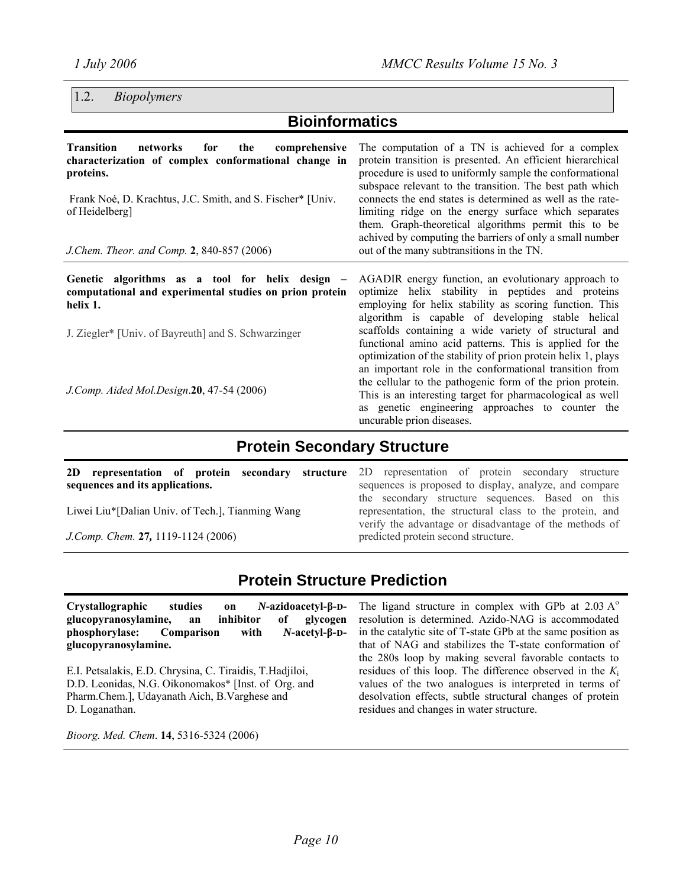## 1.2. *Biopolymers*

## Bioinformatics

**Transition networks for the comprehensive characterization of complex conformational change in proteins.**

Frank Noé, D. Krachtus, J.C. Smith, and S. Fischer* [Univ. of Heidelberg]

*J.Chem. Theor. and Comp.* **2**, 840-857 (2006)

The computation of a TN is achieved for a complex protein transition is presented. An efficient hierarchical procedure is used to uniformly sample the conformational subspace relevant to the transition. The best path which connects the end states is determined as well as the rate-limiting ridge on the energy surface which separates them. Graph-theoretical algorithms permit this to be achived by computing the barriers of only a small number out of the many subtransitions in the TN.

---

**Genetic algorithms as a tool for helix design – computational and experimental studies on prion protein helix 1.**

J. Ziegler* [Univ. of Bayreuth] and S. Schwarzinger

*J.Comp. Aided Mol.Design*.**20**, 47-54 (2006)

AGADIR energy function, an evolutionary approach to optimize helix stability in peptides and proteins employing for helix stability as scoring function. This algorithm is capable of developing stable helical scaffolds containing a wide variety of structural and functional amino acid patterns. This is applied for the optimization of the stability of prion protein helix 1, plays an important role in the conformational transition from the cellular to the pathogenic form of the prion protein. This is an interesting target for pharmacological as well as genetic engineering approaches to counter the uncurable prion diseases.

## Protein Secondary Structure

**2D representation of protein secondary structure sequences and its applications.**

Liwei Liu*[Dalian Univ. of Tech.], Tianming Wang

*J.Comp. Chem.* **27,** 1119-1124 (2006)

2D representation of protein secondary structure sequences is proposed to display, analyze, and compare the secondary structure sequences. Based on this representation, the structural class to the protein, and verify the advantage or disadvantage of the methods of predicted protein second structure.

## Protein Structure Prediction

**Crystallographic studies on *N*-azidoacetyl-β-D-glucopyranosylamine, an inhibitor of glycogen phosphorylase: Comparison with *N*-acetyl-β-D-glucopyranosylamine.**

E.I. Petsalakis, E.D. Chrysina, C. Tiraidis, T.Hadjiloi, D.D. Leonidas, N.G. Oikonomakos* [Inst. of Org. and Pharm.Chem.], Udayanath Aich, B.Varghese and D. Loganathan.

*Bioorg. Med. Chem*. **14**, 5316-5324 (2006)

The ligand structure in complex with GPb at 2.03 A$^{o}$ resolution is determined. Azido-NAG is accommodated in the catalytic site of T-state GPb at the same position as that of NAG and stabilizes the T-state conformation of the 280s loop by making several favorable contacts to residues of this loop. The difference observed in the $K_i$ values of the two analogues is interpreted in terms of desolvation effects, subtle structural changes of protein residues and changes in water structure.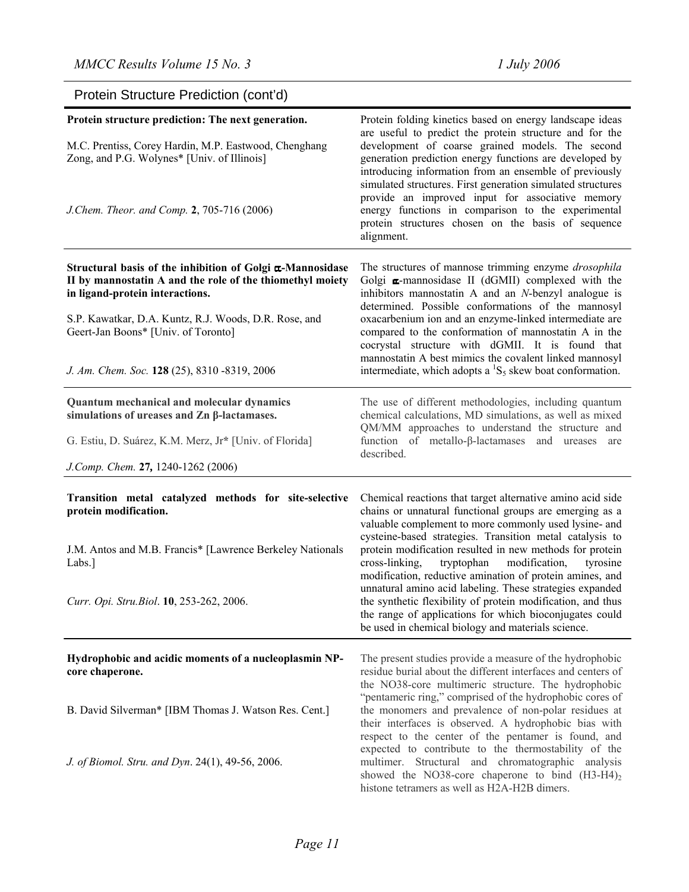## Protein Structure Prediction (cont'd)

**Protein structure prediction: The next generation.**

M.C. Prentiss, Corey Hardin, M.P. Eastwood, Chenghang Zong, and P.G. Wolynes* [Univ. of Illinois]

*J.Chem. Theor. and Comp.* **2**, 705-716 (2006)

Protein folding kinetics based on energy landscape ideas are useful to predict the protein structure and for the development of coarse grained models. The second generation prediction energy functions are developed by introducing information from an ensemble of previously simulated structures. First generation simulated structures provide an improved input for associative memory energy functions in comparison to the experimental protein structures chosen on the basis of sequence alignment.

---

**Structural basis of the inhibition of Golgi α-Mannosidase II by mannostatin A and the role of the thiomethyl moiety in ligand-protein interactions.**

S.P. Kawatkar, D.A. Kuntz, R.J. Woods, D.R. Rose, and Geert-Jan Boons* [Univ. of Toronto]

*J. Am. Chem. Soc.* **128** (25), 8310 -8319, 2006

The structures of mannose trimming enzyme *drosophila* Golgi α-mannosidase II (dGMII) complexed with the inhibitors mannostatin A and an *N*-benzyl analogue is determined. Possible conformations of the mannosyl oxacarbenium ion and an enzyme-linked intermediate are compared to the conformation of mannostatin A in the cocrystal structure with dGMII. It is found that mannostatin A best mimics the covalent linked mannosyl intermediate, which adopts a $^{1}S_{5}$ skew boat conformation.

---

**Quantum mechanical and molecular dynamics simulations of ureases and Zn β-lactamases.**

G. Estiu, D. Suárez, K.M. Merz, Jr* [Univ. of Florida]

*J.Comp. Chem.* **27,** 1240-1262 (2006)

The use of different methodologies, including quantum chemical calculations, MD simulations, as well as mixed QM/MM approaches to understand the structure and function of metallo-β-lactamases and ureases are described.

---

**Transition metal catalyzed methods for site-selective protein modification.**

J.M. Antos and M.B. Francis* [Lawrence Berkeley Nationals Labs.]

*Curr. Opi. Stru.Biol*. **10**, 253-262, 2006.

Chemical reactions that target alternative amino acid side chains or unnatural functional groups are emerging as a valuable complement to more commonly used lysine- and cysteine-based strategies. Transition metal catalysis to protein modification resulted in new methods for protein cross-linking, tryptophan modification, tyrosine modification, reductive amination of protein amines, and unnatural amino acid labeling. These strategies expanded the synthetic flexibility of protein modification, and thus the range of applications for which bioconjugates could be used in chemical biology and materials science.

---

**Hydrophobic and acidic moments of a nucleoplasmin NP-core chaperone.**

B. David Silverman* [IBM Thomas J. Watson Res. Cent.]

*J. of Biomol. Stru. and Dyn*. 24(1), 49-56, 2006.

The present studies provide a measure of the hydrophobic residue burial about the different interfaces and centers of the NO38-core multimeric structure. The hydrophobic "pentameric ring," comprised of the hydrophobic cores of the monomers and prevalence of non-polar residues at their interfaces is observed. A hydrophobic bias with respect to the center of the pentamer is found, and expected to contribute to the thermostability of the multimer. Structural and chromatographic analysis showed the NO38-core chaperone to bind $(H3\text{-}H4)_2$ histone tetramers as well as H2A-H2B dimers.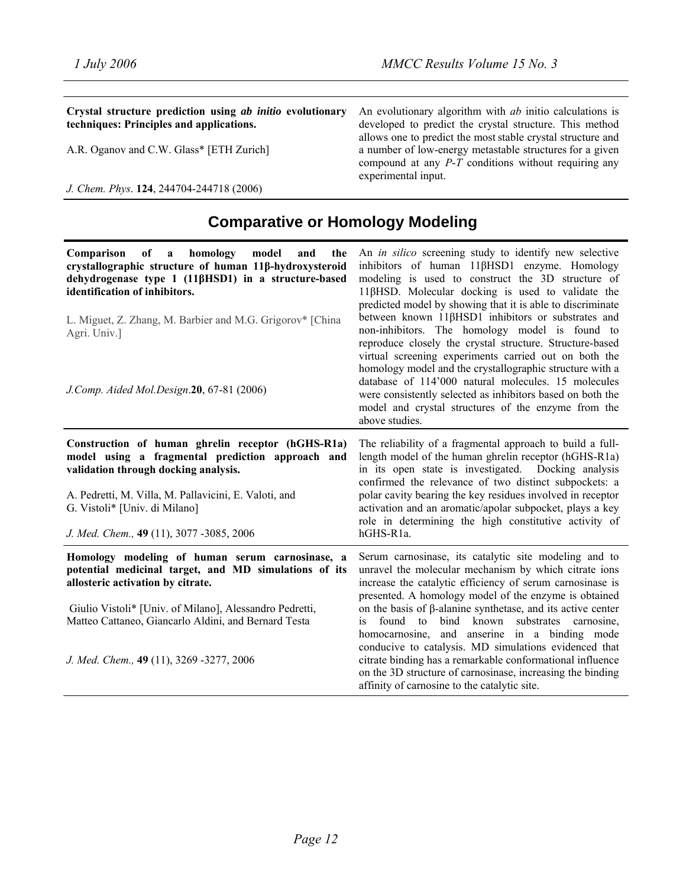| | |
|---|---|
| **Crystal structure prediction using *ab initio* evolutionary techniques: Principles and applications.**<br><br>A.R. Oganov and C.W. Glass* [ETH Zurich]<br><br>*J. Chem. Phys*. **124**, 244704-244718 (2006) | An evolutionary algorithm with *ab* initio calculations is developed to predict the crystal structure. This method allows one to predict the most stable crystal structure and a number of low-energy metastable structures for a given compound at any *P*-*T* conditions without requiring any experimental input. |

## Comparative or Homology Modeling

| | |
|---|---|
| **Comparison of a homology model and the crystallographic structure of human 11β-hydroxysteroid dehydrogenase type 1 (11βHSD1) in a structure-based identification of inhibitors.**<br><br>L. Miguet, Z. Zhang, M. Barbier and M.G. Grigorov* [China Agri. Univ.]<br><br>*J.Comp. Aided Mol.Design*.**20**, 67-81 (2006) | An *in silico* screening study to identify new selective inhibitors of human 11βHSD1 enzyme. Homology modeling is used to construct the 3D structure of 11βHSD. Molecular docking is used to validate the predicted model by showing that it is able to discriminate between known 11βHSD1 inhibitors or substrates and non-inhibitors. The homology model is found to reproduce closely the crystal structure. Structure-based virtual screening experiments carried out on both the homology model and the crystallographic structure with a database of 114'000 natural molecules. 15 molecules were consistently selected as inhibitors based on both the model and crystal structures of the enzyme from the above studies. |
| **Construction of human ghrelin receptor (hGHS-R1a) model using a fragmental prediction approach and validation through docking analysis.**<br><br>A. Pedretti, M. Villa, M. Pallavicini, E. Valoti, and G. Vistoli* [Univ. di Milano]<br><br>*J. Med. Chem.,* **49** (11), 3077 -3085, 2006 | The reliability of a fragmental approach to build a full-length model of the human ghrelin receptor (hGHS-R1a) in its open state is investigated. Docking analysis confirmed the relevance of two distinct subpockets: a polar cavity bearing the key residues involved in receptor activation and an aromatic/apolar subpocket, plays a key role in determining the high constitutive activity of hGHS-R1a. |
| **Homology modeling of human serum carnosinase, a potential medicinal target, and MD simulations of its allosteric activation by citrate.**<br><br>Giulio Vistoli* [Univ. of Milano], Alessandro Pedretti, Matteo Cattaneo, Giancarlo Aldini, and Bernard Testa<br><br>*J. Med. Chem.,* **49** (11), 3269 -3277, 2006 | Serum carnosinase, its catalytic site modeling and to unravel the molecular mechanism by which citrate ions increase the catalytic efficiency of serum carnosinase is presented. A homology model of the enzyme is obtained on the basis of β-alanine synthetase, and its active center is found to bind known substrates carnosine, homocarnosine, and anserine in a binding mode conducive to catalysis. MD simulations evidenced that citrate binding has a remarkable conformational influence on the 3D structure of carnosinase, increasing the binding affinity of carnosine to the catalytic site. |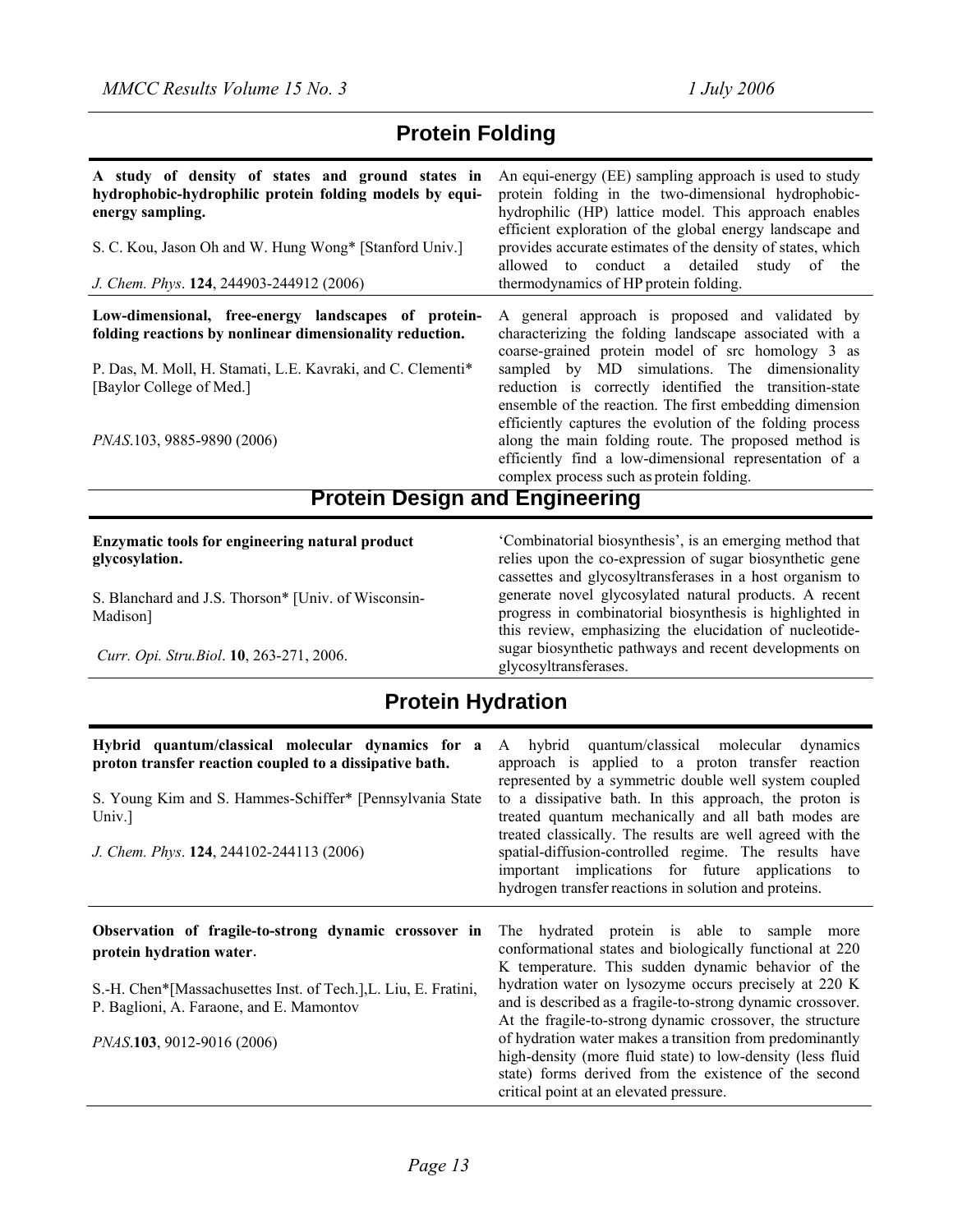## Protein Folding

**A study of density of states and ground states in hydrophobic-hydrophilic protein folding models by equi-energy sampling.**

S. C. Kou, Jason Oh and W. Hung Wong* [Stanford Univ.]

*J. Chem. Phys*. **124**, 244903-244912 (2006)

An equi-energy (EE) sampling approach is used to study protein folding in the two-dimensional hydrophobic-hydrophilic (HP) lattice model. This approach enables efficient exploration of the global energy landscape and provides accurate estimates of the density of states, which allowed to conduct a detailed study of the thermodynamics of HP protein folding.

**Low-dimensional, free-energy landscapes of protein-folding reactions by nonlinear dimensionality reduction.**

P. Das, M. Moll, H. Stamati, L.E. Kavraki, and C. Clementi* [Baylor College of Med.]

*PNAS*.103, 9885-9890 (2006)

A general approach is proposed and validated by characterizing the folding landscape associated with a coarse-grained protein model of src homology 3 as sampled by MD simulations. The dimensionality reduction is correctly identified the transition-state ensemble of the reaction. The first embedding dimension efficiently captures the evolution of the folding process along the main folding route. The proposed method is efficiently find a low-dimensional representation of a complex process such as protein folding.

## Protein Design and Engineering

**Enzymatic tools for engineering natural product glycosylation.**

S. Blanchard and J.S. Thorson* [Univ. of Wisconsin-Madison]

*Curr. Opi. Stru.Biol*. **10**, 263-271, 2006.

'Combinatorial biosynthesis', is an emerging method that relies upon the co-expression of sugar biosynthetic gene cassettes and glycosyltransferases in a host organism to generate novel glycosylated natural products. A recent progress in combinatorial biosynthesis is highlighted in this review, emphasizing the elucidation of nucleotide-sugar biosynthetic pathways and recent developments on glycosyltransferases.

## Protein Hydration

**Hybrid quantum/classical molecular dynamics for a proton transfer reaction coupled to a dissipative bath.**

S. Young Kim and S. Hammes-Schiffer* [Pennsylvania State Univ.]

*J. Chem. Phys*. **124**, 244102-244113 (2006)

A hybrid quantum/classical molecular dynamics approach is applied to a proton transfer reaction represented by a symmetric double well system coupled to a dissipative bath. In this approach, the proton is treated quantum mechanically and all bath modes are treated classically. The results are well agreed with the spatial-diffusion-controlled regime. The results have important implications for future applications to hydrogen transfer reactions in solution and proteins.

**Observation of fragile-to-strong dynamic crossover in protein hydration water**.

S.-H. Chen*[Massachusettes Inst. of Tech.],L. Liu, E. Fratini, P. Baglioni, A. Faraone, and E. Mamontov

*PNAS*.**103**, 9012-9016 (2006)

The hydrated protein is able to sample more conformational states and biologically functional at 220 K temperature. This sudden dynamic behavior of the hydration water on lysozyme occurs precisely at 220 K and is described as a fragile-to-strong dynamic crossover. At the fragile-to-strong dynamic crossover, the structure of hydration water makes a transition from predominantly high-density (more fluid state) to low-density (less fluid state) forms derived from the existence of the second critical point at an elevated pressure.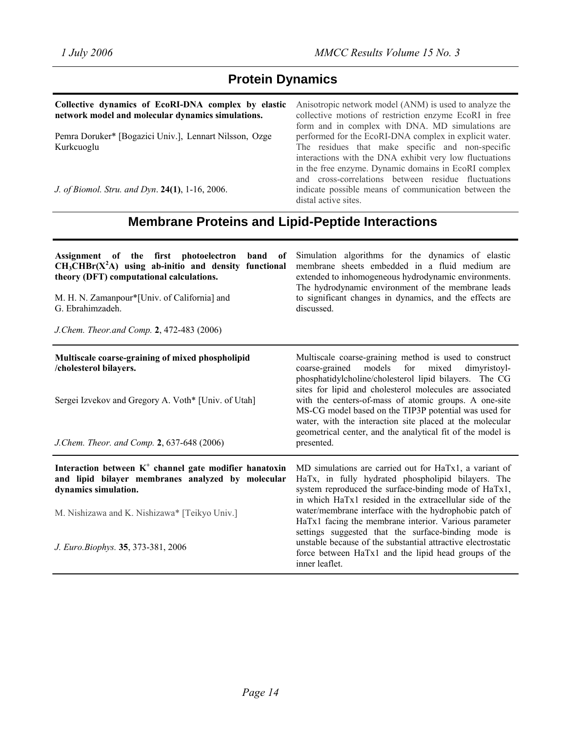## Protein Dynamics

**Collective dynamics of EcoRI-DNA complex by elastic network model and molecular dynamics simulations.**

Pemra Doruker* [Bogazici Univ.], Lennart Nilsson, Ozge Kurkcuoglu

*J. of Biomol. Stru. and Dyn*. **24(1)**, 1-16, 2006.

Anisotropic network model (ANM) is used to analyze the collective motions of restriction enzyme EcoRI in free form and in complex with DNA. MD simulations are performed for the EcoRI-DNA complex in explicit water. The residues that make specific and non-specific interactions with the DNA exhibit very low fluctuations in the free enzyme. Dynamic domains in EcoRI complex and cross-correlations between residue fluctuations indicate possible means of communication between the distal active sites.

## Membrane Proteins and Lipid-Peptide Interactions

**Assignment of the first photoelectron band of $CH_3CHBr(X^2A)$ using ab-initio and density functional theory (DFT) computational calculations.**

M. H. N. Zamanpour*[Univ. of California] and G. Ebrahimzadeh.

*J.Chem. Theor.and Comp.* **2**, 472-483 (2006)

Simulation algorithms for the dynamics of elastic membrane sheets embedded in a fluid medium are extended to inhomogeneous hydrodynamic environments. The hydrodynamic environment of the membrane leads to significant changes in dynamics, and the effects are discussed.

**Multiscale coarse-graining of mixed phospholipid /cholesterol bilayers.**

Sergei Izvekov and Gregory A. Voth* [Univ. of Utah]

*J.Chem. Theor. and Comp.* **2**, 637-648 (2006)

Multiscale coarse-graining method is used to construct coarse-grained models for mixed dimyristoyl-phosphatidylcholine/cholesterol lipid bilayers. The CG sites for lipid and cholesterol molecules are associated with the centers-of-mass of atomic groups. A one-site MS-CG model based on the TIP3P potential was used for water, with the interaction site placed at the molecular geometrical center, and the analytical fit of the model is presented.

**Interaction between $K^+$ channel gate modifier hanatoxin and lipid bilayer membranes analyzed by molecular dynamics simulation.**

M. Nishizawa and K. Nishizawa* [Teikyo Univ.]

*J. Euro.Biophys.* **35**, 373-381, 2006

MD simulations are carried out for HaTx1, a variant of HaTx, in fully hydrated phospholipid bilayers. The system reproduced the surface-binding mode of HaTx1, in which HaTx1 resided in the extracellular side of the water/membrane interface with the hydrophobic patch of HaTx1 facing the membrane interior. Various parameter settings suggested that the surface-binding mode is unstable because of the substantial attractive electrostatic force between HaTx1 and the lipid head groups of the inner leaflet.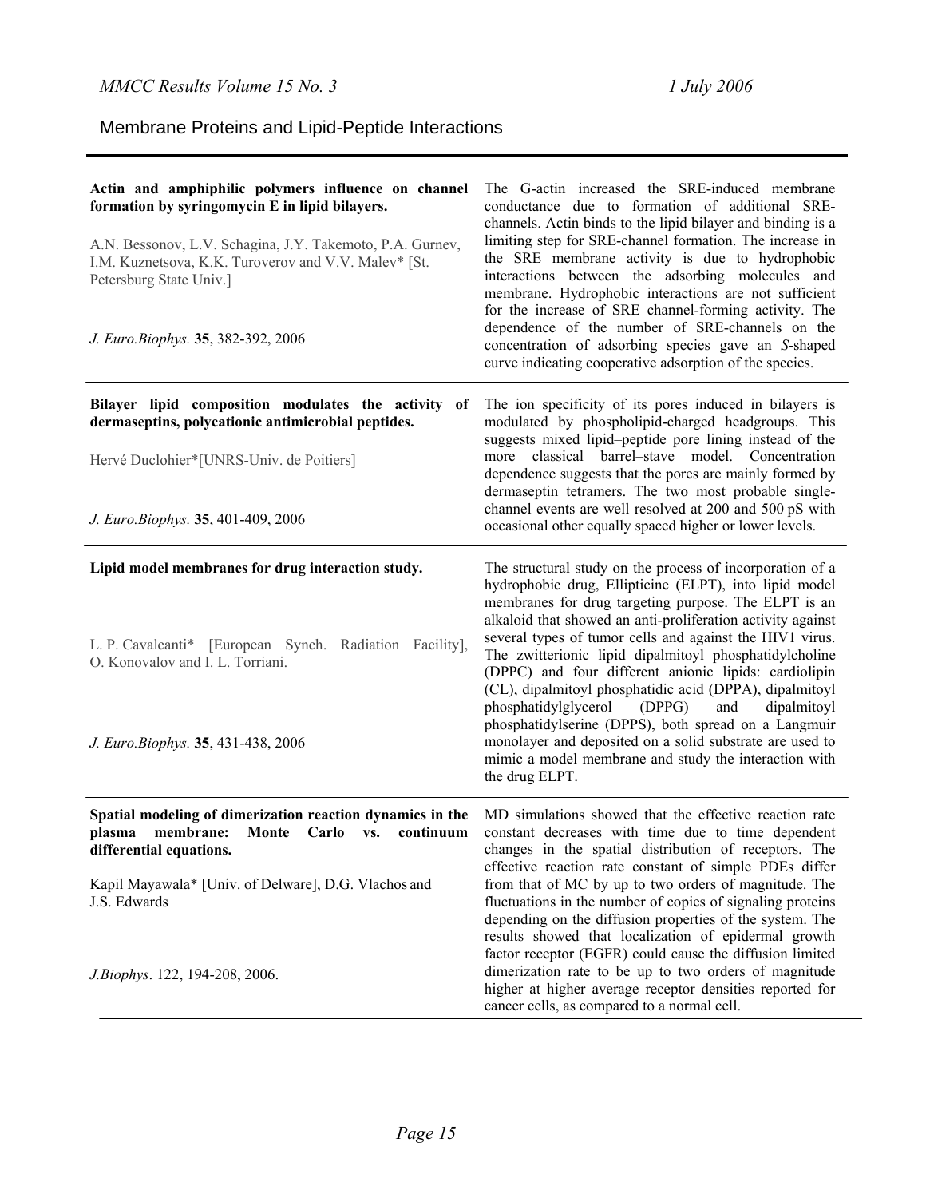## Membrane Proteins and Lipid-Peptide Interactions

| | |
|---|---|
| **Actin and amphiphilic polymers influence on channel formation by syringomycin E in lipid bilayers.**<br><br>A.N. Bessonov, L.V. Schagina, J.Y. Takemoto, P.A. Gurnev, I.M. Kuznetsova, K.K. Turoverov and V.V. Malev* [St. Petersburg State Univ.]<br><br>*J. Euro.Biophys.* **35**, 382-392, 2006 | The G-actin increased the SRE-induced membrane conductance due to formation of additional SRE-channels. Actin binds to the lipid bilayer and binding is a limiting step for SRE-channel formation. The increase in the SRE membrane activity is due to hydrophobic interactions between the adsorbing molecules and membrane. Hydrophobic interactions are not sufficient for the increase of SRE channel-forming activity. The dependence of the number of SRE-channels on the concentration of adsorbing species gave an *S*-shaped curve indicating cooperative adsorption of the species. |
| **Bilayer lipid composition modulates the activity of dermaseptins, polycationic antimicrobial peptides.**<br><br>Hervé Duclohier*[UNRS-Univ. de Poitiers]<br><br>*J. Euro.Biophys.* **35**, 401-409, 2006 | The ion specificity of its pores induced in bilayers is modulated by phospholipid-charged headgroups. This suggests mixed lipid–peptide pore lining instead of the more classical barrel–stave model. Concentration dependence suggests that the pores are mainly formed by dermaseptin tetramers. The two most probable single-channel events are well resolved at 200 and 500 pS with occasional other equally spaced higher or lower levels. |
| **Lipid model membranes for drug interaction study.**<br><br>L. P. Cavalcanti* [European Synch. Radiation Facility], O. Konovalov and I. L. Torriani.<br><br>*J. Euro.Biophys.* **35**, 431-438, 2006 | The structural study on the process of incorporation of a hydrophobic drug, Ellipticine (ELPT), into lipid model membranes for drug targeting purpose. The ELPT is an alkaloid that showed an anti-proliferation activity against several types of tumor cells and against the HIV1 virus. The zwitterionic lipid dipalmitoyl phosphatidylcholine (DPPC) and four different anionic lipids: cardiolipin (CL), dipalmitoyl phosphatidic acid (DPPA), dipalmitoyl phosphatidylglycerol (DPPG) and dipalmitoyl phosphatidylserine (DPPS), both spread on a Langmuir monolayer and deposited on a solid substrate are used to mimic a model membrane and study the interaction with the drug ELPT. |
| **Spatial modeling of dimerization reaction dynamics in the plasma membrane: Monte Carlo vs. continuum differential equations.**<br><br>Kapil Mayawala* [Univ. of Delware], D.G. Vlachos and J.S. Edwards<br><br>*J.Biophys*. 122, 194-208, 2006. | MD simulations showed that the effective reaction rate constant decreases with time due to time dependent changes in the spatial distribution of receptors. The effective reaction rate constant of simple PDEs differ from that of MC by up to two orders of magnitude. The fluctuations in the number of copies of signaling proteins depending on the diffusion properties of the system. The results showed that localization of epidermal growth factor receptor (EGFR) could cause the diffusion limited dimerization rate to be up to two orders of magnitude higher at higher average receptor densities reported for cancer cells, as compared to a normal cell. |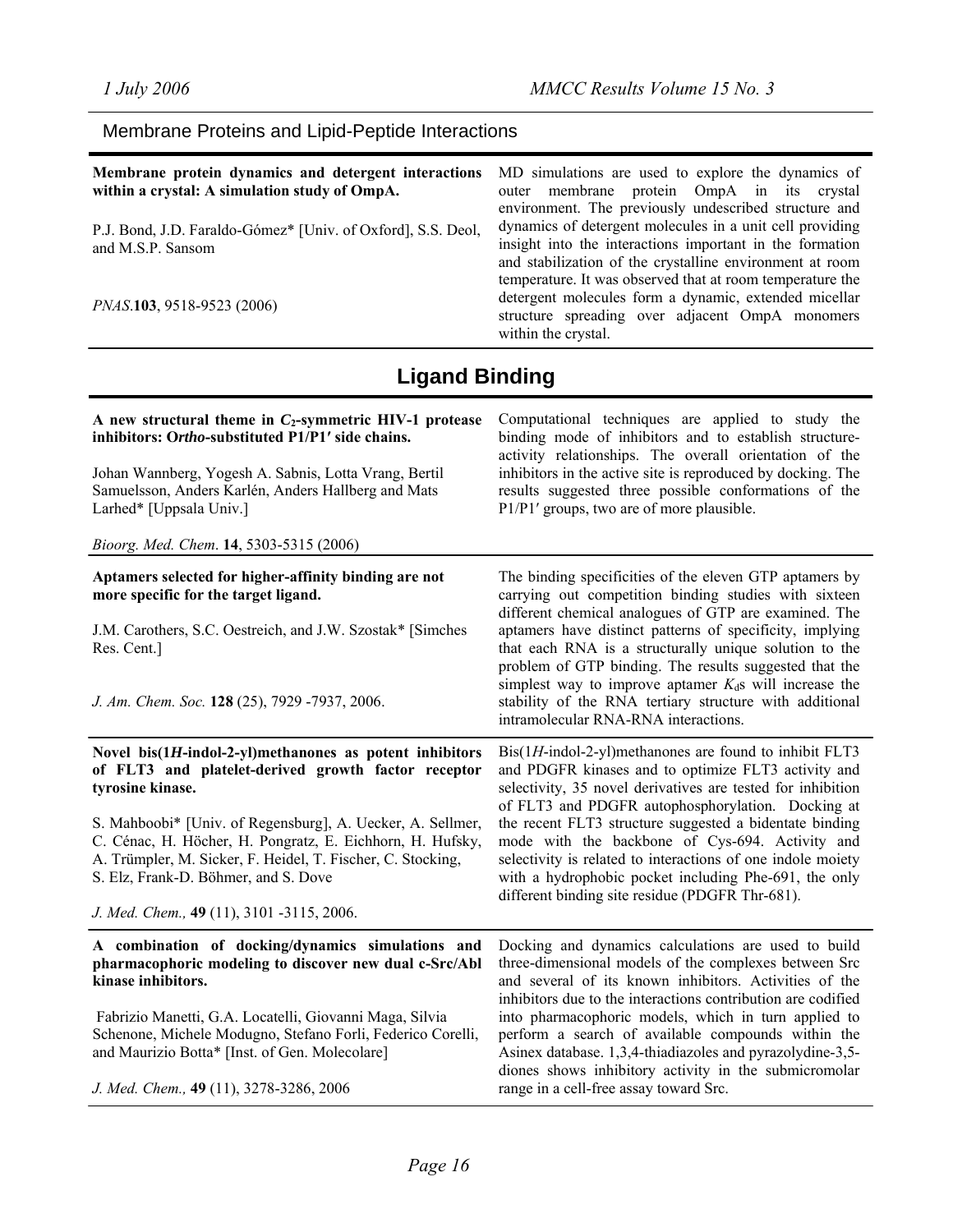## Membrane Proteins and Lipid-Peptide Interactions

**Membrane protein dynamics and detergent interactions within a crystal: A simulation study of OmpA.**

P.J. Bond, J.D. Faraldo-Gómez* [Univ. of Oxford], S.S. Deol, and M.S.P. Sansom

*PNAS*.**103**, 9518-9523 (2006)

MD simulations are used to explore the dynamics of outer membrane protein OmpA in its crystal environment. The previously undescribed structure and dynamics of detergent molecules in a unit cell providing insight into the interactions important in the formation and stabilization of the crystalline environment at room temperature. It was observed that at room temperature the detergent molecules form a dynamic, extended micellar structure spreading over adjacent OmpA monomers within the crystal.

# Ligand Binding

**A new structural theme in $C_2$-symmetric HIV-1 protease inhibitors: O*rtho*-substituted P1/P1′ side chains.**

Johan Wannberg, Yogesh A. Sabnis, Lotta Vrang, Bertil Samuelsson, Anders Karlén, Anders Hallberg and Mats Larhed* [Uppsala Univ.]

*Bioorg. Med. Chem*. **14**, 5303-5315 (2006)

Computational techniques are applied to study the binding mode of inhibitors and to establish structure-activity relationships. The overall orientation of the inhibitors in the active site is reproduced by docking. The results suggested three possible conformations of the P1/P1′ groups, two are of more plausible.

**Aptamers selected for higher-affinity binding are not more specific for the target ligand.**

J.M. Carothers, S.C. Oestreich, and J.W. Szostak* [Simches Res. Cent.]

*J. Am. Chem. Soc.* **128** (25), 7929 -7937, 2006.

The binding specificities of the eleven GTP aptamers by carrying out competition binding studies with sixteen different chemical analogues of GTP are examined. The aptamers have distinct patterns of specificity, implying that each RNA is a structurally unique solution to the problem of GTP binding. The results suggested that the simplest way to improve aptamer $K_d$s will increase the stability of the RNA tertiary structure with additional intramolecular RNA-RNA interactions.

**Novel bis(1*H*-indol-2-yl)methanones as potent inhibitors of FLT3 and platelet-derived growth factor receptor tyrosine kinase.**

S. Mahboobi* [Univ. of Regensburg], A. Uecker, A. Sellmer, C. Cénac, H. Höcher, H. Pongratz, E. Eichhorn, H. Hufsky, A. Trümpler, M. Sicker, F. Heidel, T. Fischer, C. Stocking, S. Elz, Frank-D. Böhmer, and S. Dove

*J. Med. Chem.,* **49** (11), 3101 -3115, 2006.

Bis(1*H*-indol-2-yl)methanones are found to inhibit FLT3 and PDGFR kinases and to optimize FLT3 activity and selectivity, 35 novel derivatives are tested for inhibition of FLT3 and PDGFR autophosphorylation. Docking at the recent FLT3 structure suggested a bidentate binding mode with the backbone of Cys-694. Activity and selectivity is related to interactions of one indole moiety with a hydrophobic pocket including Phe-691, the only different binding site residue (PDGFR Thr-681).

**A combination of docking/dynamics simulations and pharmacophoric modeling to discover new dual c-Src/Abl kinase inhibitors.**

Fabrizio Manetti, G.A. Locatelli, Giovanni Maga, Silvia Schenone, Michele Modugno, Stefano Forli, Federico Corelli, and Maurizio Botta* [Inst. of Gen. Molecolare]

*J. Med. Chem.,* **49** (11), 3278-3286, 2006

Docking and dynamics calculations are used to build three-dimensional models of the complexes between Src and several of its known inhibitors. Activities of the inhibitors due to the interactions contribution are codified into pharmacophoric models, which in turn applied to perform a search of available compounds within the Asinex database. 1,3,4-thiadiazoles and pyrazolydine-3,5-diones shows inhibitory activity in the submicromolar range in a cell-free assay toward Src.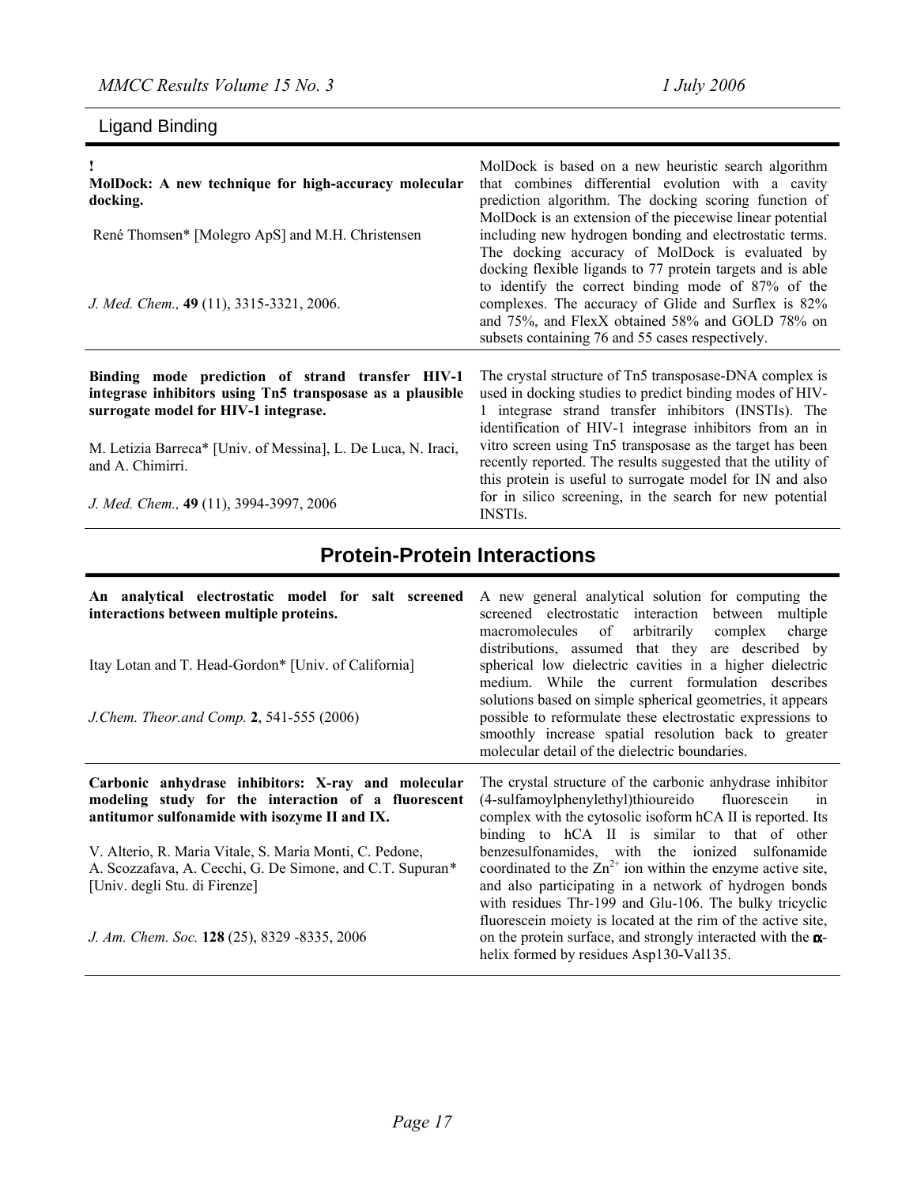## Ligand Binding

!
**MolDock: A new technique for high-accuracy molecular docking.**

René Thomsen* [Molegro ApS] and M.H. Christensen

*J. Med. Chem.,* **49** (11), 3315-3321, 2006.

MolDock is based on a new heuristic search algorithm that combines differential evolution with a cavity prediction algorithm. The docking scoring function of MolDock is an extension of the piecewise linear potential including new hydrogen bonding and electrostatic terms. The docking accuracy of MolDock is evaluated by docking flexible ligands to 77 protein targets and is able to identify the correct binding mode of 87% of the complexes. The accuracy of Glide and Surflex is 82% and 75%, and FlexX obtained 58% and GOLD 78% on subsets containing 76 and 55 cases respectively.

---

**Binding mode prediction of strand transfer HIV-1 integrase inhibitors using Tn5 transposase as a plausible surrogate model for HIV-1 integrase.**

M. Letizia Barreca* [Univ. of Messina], L. De Luca, N. Iraci, and A. Chimirri.

*J. Med. Chem.,* **49** (11), 3994-3997, 2006

The crystal structure of Tn5 transposase-DNA complex is used in docking studies to predict binding modes of HIV-1 integrase strand transfer inhibitors (INSTIs). The identification of HIV-1 integrase inhibitors from an in vitro screen using Tn5 transposase as the target has been recently reported. The results suggested that the utility of this protein is useful to surrogate model for IN and also for in silico screening, in the search for new potential INSTIs.

## Protein-Protein Interactions

**An analytical electrostatic model for salt screened interactions between multiple proteins.**

Itay Lotan and T. Head-Gordon* [Univ. of California]

*J.Chem. Theor.and Comp.* **2**, 541-555 (2006)

A new general analytical solution for computing the screened electrostatic interaction between multiple macromolecules of arbitrarily complex charge distributions, assumed that they are described by spherical low dielectric cavities in a higher dielectric medium. While the current formulation describes solutions based on simple spherical geometries, it appears possible to reformulate these electrostatic expressions to smoothly increase spatial resolution back to greater molecular detail of the dielectric boundaries.

---

**Carbonic anhydrase inhibitors: X-ray and molecular modeling study for the interaction of a fluorescent antitumor sulfonamide with isozyme II and IX.**

V. Alterio, R. Maria Vitale, S. Maria Monti, C. Pedone, A. Scozzafava, A. Cecchi, G. De Simone, and C.T. Supuran* [Univ. degli Stu. di Firenze]

*J. Am. Chem. Soc.* **128** (25), 8329 -8335, 2006

The crystal structure of the carbonic anhydrase inhibitor (4-sulfamoylphenylethyl)thioureido fluorescein in complex with the cytosolic isoform hCA II is reported. Its binding to hCA II is similar to that of other benzesulfonamides, with the ionized sulfonamide coordinated to the $Zn^{2+}$ ion within the enzyme active site, and also participating in a network of hydrogen bonds with residues Thr-199 and Glu-106. The bulky tricyclic fluorescein moiety is located at the rim of the active site, on the protein surface, and strongly interacted with the $\alpha$-helix formed by residues Asp130-Val135.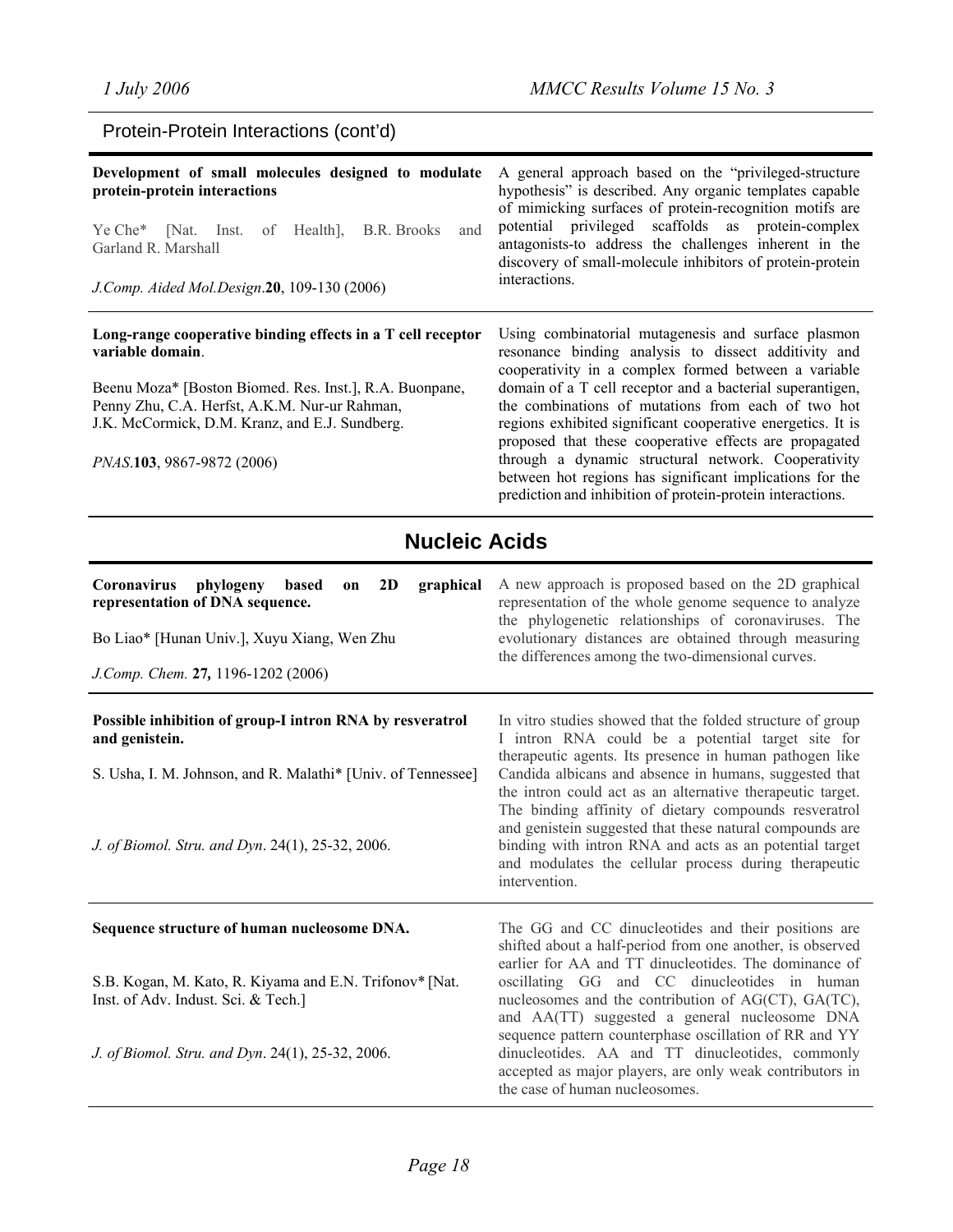## Protein-Protein Interactions (cont'd)

**Development of small molecules designed to modulate protein-protein interactions**

Ye Che* [Nat. Inst. of Health], B.R. Brooks and Garland R. Marshall

*J.Comp. Aided Mol.Design*.**20**, 109-130 (2006)

A general approach based on the "privileged-structure hypothesis" is described. Any organic templates capable of mimicking surfaces of protein-recognition motifs are potential privileged scaffolds as protein-complex antagonists-to address the challenges inherent in the discovery of small-molecule inhibitors of protein-protein interactions.

---

**Long-range cooperative binding effects in a T cell receptor variable domain**.

Beenu Moza* [Boston Biomed. Res. Inst.], R.A. Buonpane, Penny Zhu, C.A. Herfst, A.K.M. Nur-ur Rahman, J.K. McCormick, D.M. Kranz, and E.J. Sundberg.

*PNAS*.**103**, 9867-9872 (2006)

Using combinatorial mutagenesis and surface plasmon resonance binding analysis to dissect additivity and cooperativity in a complex formed between a variable domain of a T cell receptor and a bacterial superantigen, the combinations of mutations from each of two hot regions exhibited significant cooperative energetics. It is proposed that these cooperative effects are propagated through a dynamic structural network. Cooperativity between hot regions has significant implications for the prediction and inhibition of protein-protein interactions.

---

# Nucleic Acids

**Coronavirus phylogeny based on 2D graphical representation of DNA sequence.**

Bo Liao* [Hunan Univ.], Xuyu Xiang, Wen Zhu

*J.Comp. Chem.* **27,** 1196-1202 (2006)

A new approach is proposed based on the 2D graphical representation of the whole genome sequence to analyze the phylogenetic relationships of coronaviruses. The evolutionary distances are obtained through measuring the differences among the two-dimensional curves.

---

**Possible inhibition of group-I intron RNA by resveratrol and genistein.**

S. Usha, I. M. Johnson, and R. Malathi* [Univ. of Tennessee]

*J. of Biomol. Stru. and Dyn*. 24(1), 25-32, 2006.

In vitro studies showed that the folded structure of group I intron RNA could be a potential target site for therapeutic agents. Its presence in human pathogen like Candida albicans and absence in humans, suggested that the intron could act as an alternative therapeutic target. The binding affinity of dietary compounds resveratrol and genistein suggested that these natural compounds are binding with intron RNA and acts as an potential target and modulates the cellular process during therapeutic intervention.

---

**Sequence structure of human nucleosome DNA.**

S.B. Kogan, M. Kato, R. Kiyama and E.N. Trifonov* [Nat. Inst. of Adv. Indust. Sci. & Tech.]

*J. of Biomol. Stru. and Dyn*. 24(1), 25-32, 2006.

The GG and CC dinucleotides and their positions are shifted about a half-period from one another, is observed earlier for AA and TT dinucleotides. The dominance of oscillating GG and CC dinucleotides in human nucleosomes and the contribution of AG(CT), GA(TC), and AA(TT) suggested a general nucleosome DNA sequence pattern counterphase oscillation of RR and YY dinucleotides. AA and TT dinucleotides, commonly accepted as major players, are only weak contributors in the case of human nucleosomes.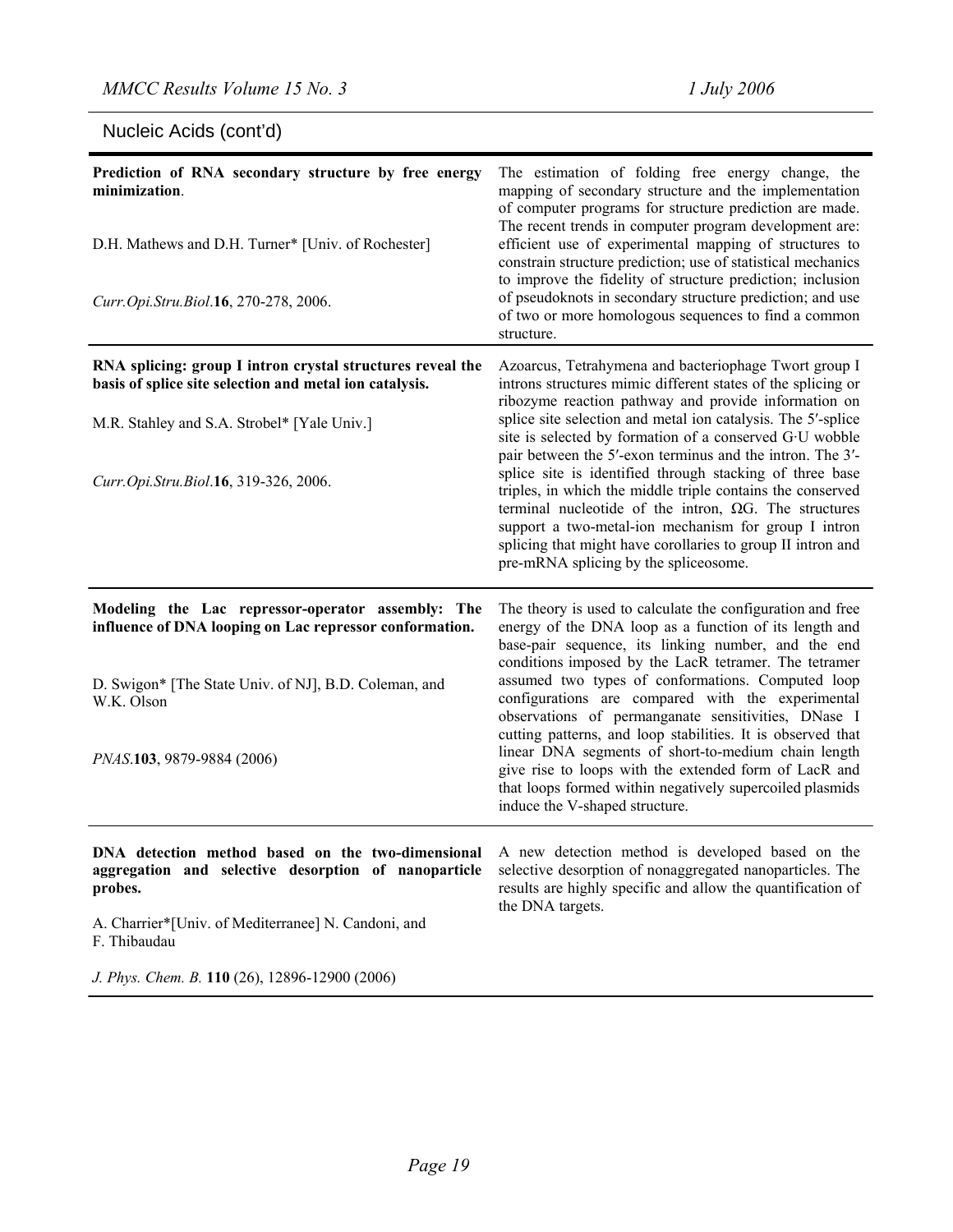## Nucleic Acids (cont'd)

| | |
|---|---|
| **Prediction of RNA secondary structure by free energy minimization**.<br><br>D.H. Mathews and D.H. Turner* [Univ. of Rochester]<br><br>*Curr.Opi.Stru.Biol*.**16**, 270-278, 2006. | The estimation of folding free energy change, the mapping of secondary structure and the implementation of computer programs for structure prediction are made. The recent trends in computer program development are: efficient use of experimental mapping of structures to constrain structure prediction; use of statistical mechanics to improve the fidelity of structure prediction; inclusion of pseudoknots in secondary structure prediction; and use of two or more homologous sequences to find a common structure. |
| **RNA splicing: group I intron crystal structures reveal the basis of splice site selection and metal ion catalysis.**<br><br>M.R. Stahley and S.A. Strobel* [Yale Univ.]<br><br>*Curr.Opi.Stru.Biol*.**16**, 319-326, 2006. | Azoarcus, Tetrahymena and bacteriophage Twort group I introns structures mimic different states of the splicing or ribozyme reaction pathway and provide information on splice site selection and metal ion catalysis. The 5′-splice site is selected by formation of a conserved G·U wobble pair between the 5′-exon terminus and the intron. The 3′-splice site is identified through stacking of three base triples, in which the middle triple contains the conserved terminal nucleotide of the intron, ΩG. The structures support a two-metal-ion mechanism for group I intron splicing that might have corollaries to group II intron and pre-mRNA splicing by the spliceosome. |
| **Modeling the Lac repressor-operator assembly: The influence of DNA looping on Lac repressor conformation.**<br><br>D. Swigon* [The State Univ. of NJ], B.D. Coleman, and W.K. Olson<br><br>*PNAS*.**103**, 9879-9884 (2006) | The theory is used to calculate the configuration and free energy of the DNA loop as a function of its length and base-pair sequence, its linking number, and the end conditions imposed by the LacR tetramer. The tetramer assumed two types of conformations. Computed loop configurations are compared with the experimental observations of permanganate sensitivities, DNase I cutting patterns, and loop stabilities. It is observed that linear DNA segments of short-to-medium chain length give rise to loops with the extended form of LacR and that loops formed within negatively supercoiled plasmids induce the V-shaped structure. |
| **DNA detection method based on the two-dimensional aggregation and selective desorption of nanoparticle probes.**<br><br>A. Charrier*[Univ. of Mediterranee] N. Candoni, and F. Thibaudau<br><br>*J. Phys. Chem. B.* **110** (26), 12896-12900 (2006) | A new detection method is developed based on the selective desorption of nonaggregated nanoparticles. The results are highly specific and allow the quantification of the DNA targets. |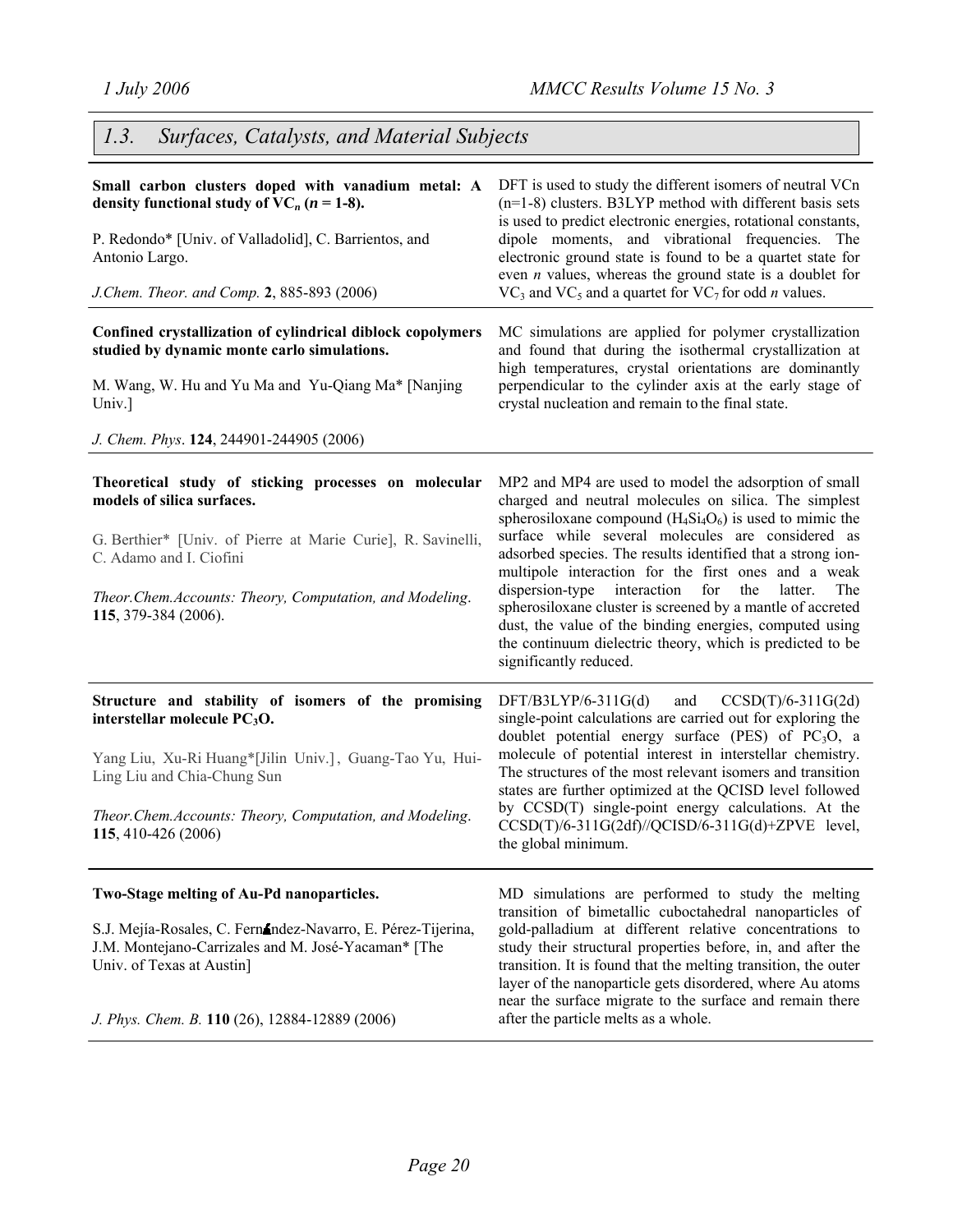## 1.3. Surfaces, Catalysts, and Material Subjects

**Small carbon clusters doped with vanadium metal: A density functional study of $VC_n$ ($n$ = 1-8).**

P. Redondo* [Univ. of Valladolid], C. Barrientos, and Antonio Largo.

*J.Chem. Theor. and Comp.* **2**, 885-893 (2006)

DFT is used to study the different isomers of neutral VCn (n=1-8) clusters. B3LYP method with different basis sets is used to predict electronic energies, rotational constants, dipole moments, and vibrational frequencies. The electronic ground state is found to be a quartet state for even $n$ values, whereas the ground state is a doublet for $VC_3$ and $VC_5$ and a quartet for $VC_7$ for odd $n$ values.

---

**Confined crystallization of cylindrical diblock copolymers studied by dynamic monte carlo simulations.**

M. Wang, W. Hu and Yu Ma and Yu-Qiang Ma* [Nanjing Univ.]

*J. Chem. Phys*. **124**, 244901-244905 (2006)

MC simulations are applied for polymer crystallization and found that during the isothermal crystallization at high temperatures, crystal orientations are dominantly perpendicular to the cylinder axis at the early stage of crystal nucleation and remain to the final state.

---

**Theoretical study of sticking processes on molecular models of silica surfaces.**

G. Berthier* [Univ. of Pierre at Marie Curie], R. Savinelli, C. Adamo and I. Ciofini

*Theor.Chem.Accounts: Theory, Computation, and Modeling*. **115**, 379-384 (2006).

MP2 and MP4 are used to model the adsorption of small charged and neutral molecules on silica. The simplest spherosiloxane compound ($H_4Si_4O_6$) is used to mimic the surface while several molecules are considered as adsorbed species. The results identified that a strong ion-multipole interaction for the first ones and a weak dispersion-type interaction for the latter. The spherosiloxane cluster is screened by a mantle of accreted dust, the value of the binding energies, computed using the continuum dielectric theory, which is predicted to be significantly reduced.

---

**Structure and stability of isomers of the promising interstellar molecule $PC_3O$.**

Yang Liu, Xu-Ri Huang*[Jilin Univ.], Guang-Tao Yu, Hui-Ling Liu and Chia-Chung Sun

*Theor.Chem.Accounts: Theory, Computation, and Modeling*. **115**, 410-426 (2006)

DFT/B3LYP/6-311G(d) and CCSD(T)/6-311G(2d) single-point calculations are carried out for exploring the doublet potential energy surface (PES) of $PC_3O$, a molecule of potential interest in interstellar chemistry. The structures of the most relevant isomers and transition states are further optimized at the QCISD level followed by CCSD(T) single-point energy calculations. At the CCSD(T)/6-311G(2df)//QCISD/6-311G(d)+ZPVE level, the global minimum.

---

**Two-Stage melting of Au-Pd nanoparticles.**

S.J. Mejía-Rosales, C. Fernández-Navarro, E. Pérez-Tijerina, J.M. Montejano-Carrizales and M. José-Yacaman* [The Univ. of Texas at Austin]

*J. Phys. Chem. B.* **110** (26), 12884-12889 (2006)

MD simulations are performed to study the melting transition of bimetallic cuboctahedral nanoparticles of gold-palladium at different relative concentrations to study their structural properties before, in, and after the transition. It is found that the melting transition, the outer layer of the nanoparticle gets disordered, where Au atoms near the surface migrate to the surface and remain there after the particle melts as a whole.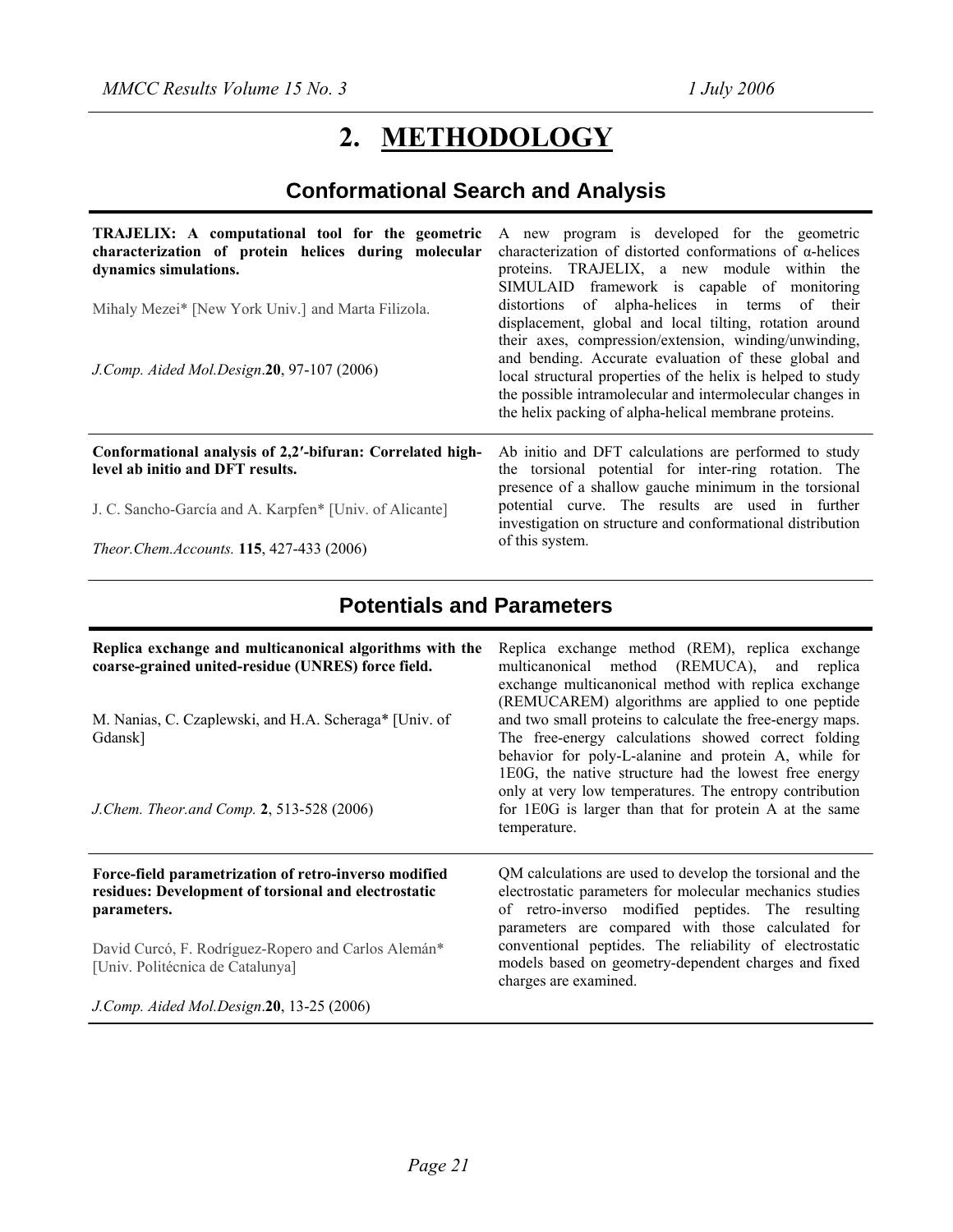// 2. METHODOLOGY

## Conformational Search and Analysis

**TRAJELIX: A computational tool for the geometric characterization of protein helices during molecular dynamics simulations.**

Mihaly Mezei* [New York Univ.] and Marta Filizola.

*J.Comp. Aided Mol.Design*.**20**, 97-107 (2006)

A new program is developed for the geometric characterization of distorted conformations of α-helices proteins. TRAJELIX, a new module within the SIMULAID framework is capable of monitoring distortions of alpha-helices in terms of their displacement, global and local tilting, rotation around their axes, compression/extension, winding/unwinding, and bending. Accurate evaluation of these global and local structural properties of the helix is helped to study the possible intramolecular and intermolecular changes in the helix packing of alpha-helical membrane proteins.

**Conformational analysis of 2,2′-bifuran: Correlated high-level ab initio and DFT results.**

J. C. Sancho-García and A. Karpfen* [Univ. of Alicante]

*Theor.Chem.Accounts.* **115**, 427-433 (2006)

Ab initio and DFT calculations are performed to study the torsional potential for inter-ring rotation. The presence of a shallow gauche minimum in the torsional potential curve. The results are used in further investigation on structure and conformational distribution of this system.

## Potentials and Parameters

**Replica exchange and multicanonical algorithms with the coarse-grained united-residue (UNRES) force field.**

M. Nanias, C. Czaplewski, and H.A. Scheraga* [Univ. of Gdansk]

*J.Chem. Theor.and Comp.* **2**, 513-528 (2006)

Replica exchange method (REM), replica exchange multicanonical method (REMUCA), and replica exchange multicanonical method with replica exchange (REMUCAREM) algorithms are applied to one peptide and two small proteins to calculate the free-energy maps. The free-energy calculations showed correct folding behavior for poly-L-alanine and protein A, while for 1E0G, the native structure had the lowest free energy only at very low temperatures. The entropy contribution for 1E0G is larger than that for protein A at the same temperature.

**Force-field parametrization of retro-inverso modified residues: Development of torsional and electrostatic parameters.**

David Curcó, F. Rodríguez-Ropero and Carlos Alemán* [Univ. Politécnica de Catalunya]

*J.Comp. Aided Mol.Design*.**20**, 13-25 (2006)

QM calculations are used to develop the torsional and the electrostatic parameters for molecular mechanics studies of retro-inverso modified peptides. The resulting parameters are compared with those calculated for conventional peptides. The reliability of electrostatic models based on geometry-dependent charges and fixed charges are examined.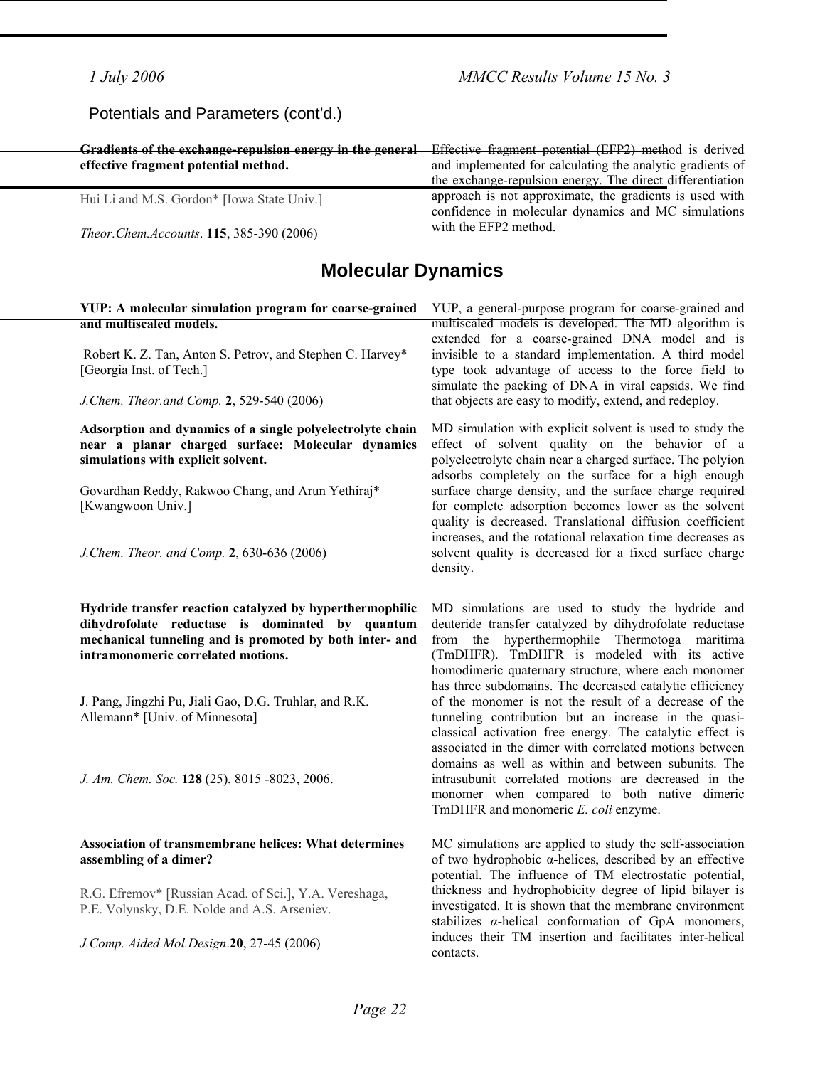Potentials and Parameters (cont'd.)

**Gradients of the exchange-repulsion energy in the general effective fragment potential method.**

Hui Li and M.S. Gordon* [Iowa State Univ.]

*Theor.Chem.Accounts*. **115**, 385-390 (2006)

Effective fragment potential (EFP2) method is derived and implemented for calculating the analytic gradients of the exchange-repulsion energy. The direct differentiation approach is not approximate, the gradients is used with confidence in molecular dynamics and MC simulations with the EFP2 method.

## Molecular Dynamics

**YUP: A molecular simulation program for coarse-grained and multiscaled models.**

Robert K. Z. Tan, Anton S. Petrov, and Stephen C. Harvey* [Georgia Inst. of Tech.]

*J.Chem. Theor.and Comp.* **2**, 529-540 (2006)

YUP, a general-purpose program for coarse-grained and multiscaled models is developed. The MD algorithm is extended for a coarse-grained DNA model and is invisible to a standard implementation. A third model type took advantage of access to the force field to simulate the packing of DNA in viral capsids. We find that objects are easy to modify, extend, and redeploy.

**Adsorption and dynamics of a single polyelectrolyte chain near a planar charged surface: Molecular dynamics simulations with explicit solvent.**

Govardhan Reddy, Rakwoo Chang, and Arun Yethiraj* [Kwangwoon Univ.]

*J.Chem. Theor. and Comp.* **2**, 630-636 (2006)

MD simulation with explicit solvent is used to study the effect of solvent quality on the behavior of a polyelectrolyte chain near a charged surface. The polyion adsorbs completely on the surface for a high enough surface charge density, and the surface charge required for complete adsorption becomes lower as the solvent quality is decreased. Translational diffusion coefficient increases, and the rotational relaxation time decreases as solvent quality is decreased for a fixed surface charge density.

**Hydride transfer reaction catalyzed by hyperthermophilic dihydrofolate reductase is dominated by quantum mechanical tunneling and is promoted by both inter- and intramonomeric correlated motions.**

J. Pang, Jingzhi Pu, Jiali Gao, D.G. Truhlar, and R.K. Allemann* [Univ. of Minnesota]

*J. Am. Chem. Soc.* **128** (25), 8015 -8023, 2006.

MD simulations are used to study the hydride and deuteride transfer catalyzed by dihydrofolate reductase from the hyperthermophile Thermotoga maritima (TmDHFR). TmDHFR is modeled with its active homodimeric quaternary structure, where each monomer has three subdomains. The decreased catalytic efficiency of the monomer is not the result of a decrease of the tunneling contribution but an increase in the quasi-classical activation free energy. The catalytic effect is associated in the dimer with correlated motions between domains as well as within and between subunits. The intrasubunit correlated motions are decreased in the monomer when compared to both native dimeric TmDHFR and monomeric *E. coli* enzyme.

**Association of transmembrane helices: What determines assembling of a dimer?**

R.G. Efremov* [Russian Acad. of Sci.], Y.A. Vereshaga, P.E. Volynsky, D.E. Nolde and A.S. Arseniev.

*J.Comp. Aided Mol.Design*.**20**, 27-45 (2006)

MC simulations are applied to study the self-association of two hydrophobic α-helices, described by an effective potential. The influence of TM electrostatic potential, thickness and hydrophobicity degree of lipid bilayer is investigated. It is shown that the membrane environment stabilizes *α*-helical conformation of GpA monomers, induces their TM insertion and facilitates inter-helical contacts.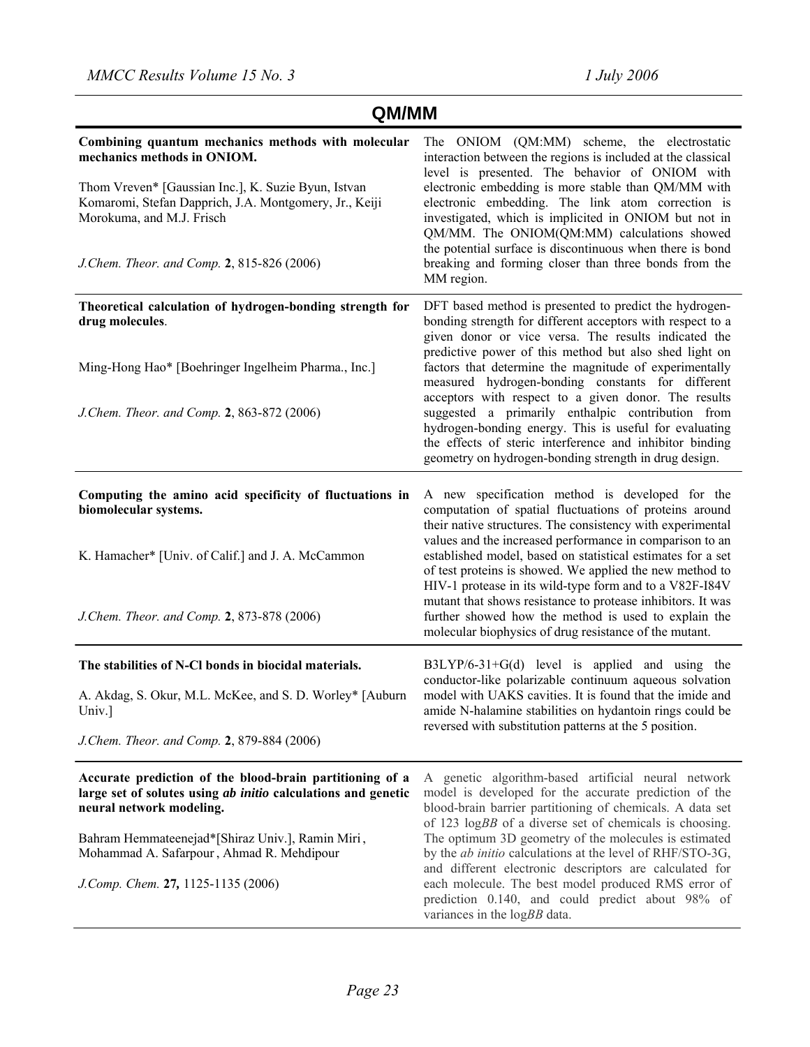## QM/MM

**Combining quantum mechanics methods with molecular mechanics methods in ONIOM.**

Thom Vreven* [Gaussian Inc.], K. Suzie Byun, Istvan Komaromi, Stefan Dapprich, J.A. Montgomery, Jr., Keiji Morokuma, and M.J. Frisch

*J.Chem. Theor. and Comp.* **2**, 815-826 (2006)

The ONIOM (QM:MM) scheme, the electrostatic interaction between the regions is included at the classical level is presented. The behavior of ONIOM with electronic embedding is more stable than QM/MM with electronic embedding. The link atom correction is investigated, which is implicited in ONIOM but not in QM/MM. The ONIOM(QM:MM) calculations showed the potential surface is discontinuous when there is bond breaking and forming closer than three bonds from the MM region.

---

**Theoretical calculation of hydrogen-bonding strength for drug molecules.**

Ming-Hong Hao* [Boehringer Ingelheim Pharma., Inc.]

*J.Chem. Theor. and Comp.* **2**, 863-872 (2006)

DFT based method is presented to predict the hydrogen-bonding strength for different acceptors with respect to a given donor or vice versa. The results indicated the predictive power of this method but also shed light on factors that determine the magnitude of experimentally measured hydrogen-bonding constants for different acceptors with respect to a given donor. The results suggested a primarily enthalpic contribution from hydrogen-bonding energy. This is useful for evaluating the effects of steric interference and inhibitor binding geometry on hydrogen-bonding strength in drug design.

---

**Computing the amino acid specificity of fluctuations in biomolecular systems.**

K. Hamacher* [Univ. of Calif.] and J. A. McCammon

*J.Chem. Theor. and Comp.* **2**, 873-878 (2006)

A new specification method is developed for the computation of spatial fluctuations of proteins around their native structures. The consistency with experimental values and the increased performance in comparison to an established model, based on statistical estimates for a set of test proteins is showed. We applied the new method to HIV-1 protease in its wild-type form and to a V82F-I84V mutant that shows resistance to protease inhibitors. It was further showed how the method is used to explain the molecular biophysics of drug resistance of the mutant.

---

**The stabilities of N-Cl bonds in biocidal materials.**

A. Akdag, S. Okur, M.L. McKee, and S. D. Worley* [Auburn Univ.]

*J.Chem. Theor. and Comp.* **2**, 879-884 (2006)

B3LYP/6-31+G(d) level is applied and using the conductor-like polarizable continuum aqueous solvation model with UAKS cavities. It is found that the imide and amide N-halamine stabilities on hydantoin rings could be reversed with substitution patterns at the 5 position.

---

**Accurate prediction of the blood-brain partitioning of a large set of solutes using *ab initio* calculations and genetic neural network modeling.**

Bahram Hemmateenejad*[Shiraz Univ.], Ramin Miri, Mohammad A. Safarpour, Ahmad R. Mehdipour

*J.Comp. Chem.* **27,** 1125-1135 (2006)

A genetic algorithm-based artificial neural network model is developed for the accurate prediction of the blood-brain barrier partitioning of chemicals. A data set of 123 log*BB* of a diverse set of chemicals is choosing. The optimum 3D geometry of the molecules is estimated by the *ab initio* calculations at the level of RHF/STO-3G, and different electronic descriptors are calculated for each molecule. The best model produced RMS error of prediction 0.140, and could predict about 98% of variances in the log*BB* data.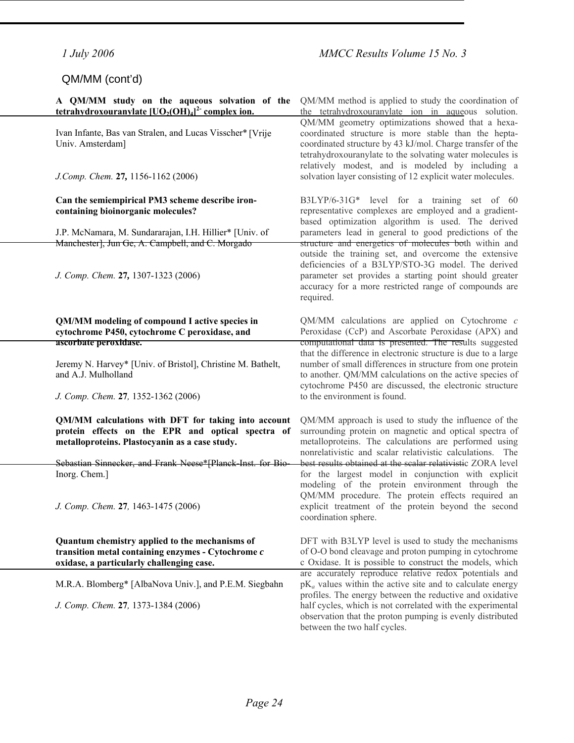## QM/MM (cont'd)

**A QM/MM study on the aqueous solvation of the tetrahydroxouranylate $[UO_2(OH)_4]^{2-}$ complex ion.**

Ivan Infante, Bas van Stralen, and Lucas Visscher* [Vrije Univ. Amsterdam]

*J.Comp. Chem.* **27,** 1156-1162 (2006)

QM/MM method is applied to study the coordination of the tetrahydroxouranylate ion in aqueous solution. QM/MM geometry optimizations showed that a hexa-coordinated structure is more stable than the hepta-coordinated structure by 43 kJ/mol. Charge transfer of the tetrahydroxouranylate to the solvating water molecules is relatively modest, and is modeled by including a solvation layer consisting of 12 explicit water molecules.

**Can the semiempirical PM3 scheme describe iron-containing bioinorganic molecules?**

J.P. McNamara, M. Sundararajan, I.H. Hillier* [Univ. of Manchester], Jun Ge, A. Campbell, and C. Morgado

*J. Comp. Chem.* **27,** 1307-1323 (2006)

B3LYP/6-31G* level for a training set of 60 representative complexes are employed and a gradient-based optimization algorithm is used. The derived parameters lead in general to good predictions of the structure and energetics of molecules both within and outside the training set, and overcome the extensive deficiencies of a B3LYP/STO-3G model. The derived parameter set provides a starting point should greater accuracy for a more restricted range of compounds are required.

**QM/MM modeling of compound I active species in cytochrome P450, cytochrome C peroxidase, and ascorbate peroxidase.**

Jeremy N. Harvey* [Univ. of Bristol], Christine M. Bathelt, and A.J. Mulholland

*J. Comp. Chem.* **27***,* 1352-1362 (2006)

QM/MM calculations are applied on Cytochrome *c* Peroxidase (CcP) and Ascorbate Peroxidase (APX) and computational data is presented. The results suggested that the difference in electronic structure is due to a large number of small differences in structure from one protein to another. QM/MM calculations on the active species of cytochrome P450 are discussed, the electronic structure to the environment is found.

**QM/MM calculations with DFT for taking into account protein effects on the EPR and optical spectra of metalloproteins. Plastocyanin as a case study.**

Sebastian Sinnecker, and Frank Neese*[Planck-Inst. for Bio-Inorg. Chem.]

*J. Comp. Chem.* **27***,* 1463-1475 (2006)

QM/MM approach is used to study the influence of the surrounding protein on magnetic and optical spectra of metalloproteins. The calculations are performed using nonrelativistic and scalar relativistic calculations. The best results obtained at the scalar relativistic ZORA level for the largest model in conjunction with explicit modeling of the protein environment through the QM/MM procedure. The protein effects required an explicit treatment of the protein beyond the second coordination sphere.

**Quantum chemistry applied to the mechanisms of transition metal containing enzymes - Cytochrome *c* oxidase, a particularly challenging case.**

M.R.A. Blomberg* [AlbaNova Univ.], and P.E.M. Siegbahn

*J. Comp. Chem.* **27***,* 1373-1384 (2006)

DFT with B3LYP level is used to study the mechanisms of O-O bond cleavage and proton pumping in cytochrome c Oxidase. It is possible to construct the models, which are accurately reproduce relative redox potentials and $pK_a$ values within the active site and to calculate energy profiles. The energy between the reductive and oxidative half cycles, which is not correlated with the experimental observation that the proton pumping is evenly distributed between the two half cycles.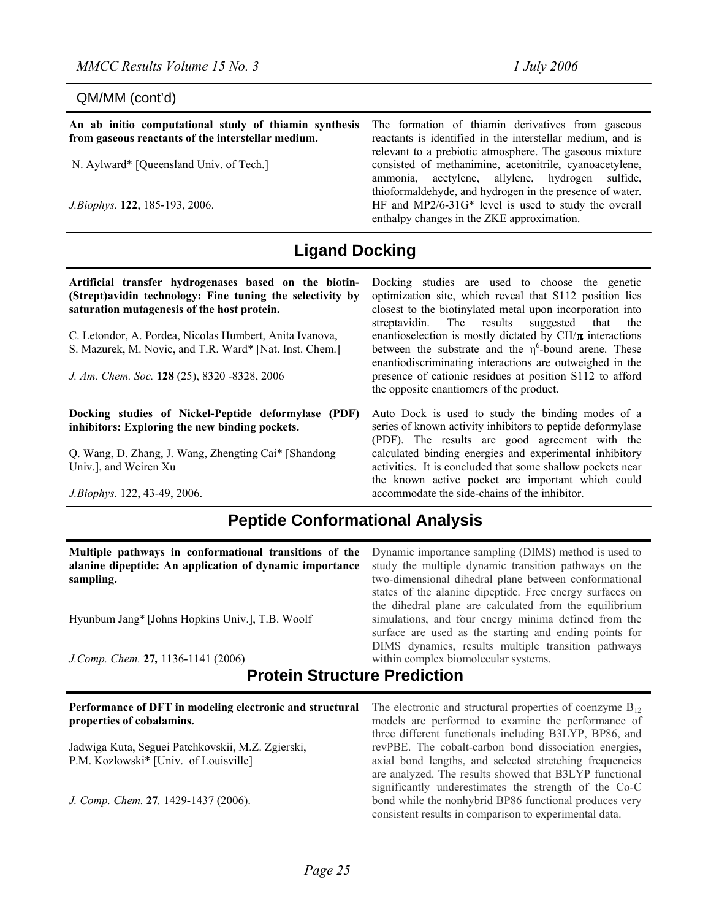QM/MM (cont'd)

**An ab initio computational study of thiamin synthesis from gaseous reactants of the interstellar medium.**

N. Aylward* [Queensland Univ. of Tech.]

*J.Biophys*. **122**, 185-193, 2006.

The formation of thiamin derivatives from gaseous reactants is identified in the interstellar medium, and is relevant to a prebiotic atmosphere. The gaseous mixture consisted of methanimine, acetonitrile, cyanoacetylene, ammonia, acetylene, allylene, hydrogen sulfide, thioformaldehyde, and hydrogen in the presence of water. HF and MP2/6-31G* level is used to study the overall enthalpy changes in the ZKE approximation.

## Ligand Docking

**Artificial transfer hydrogenases based on the biotin-(Strept)avidin technology: Fine tuning the selectivity by saturation mutagenesis of the host protein.**

C. Letondor, A. Pordea, Nicolas Humbert, Anita Ivanova, S. Mazurek, M. Novic, and T.R. Ward* [Nat. Inst. Chem.]

*J. Am. Chem. Soc.* **128** (25), 8320 -8328, 2006

Docking studies are used to choose the genetic optimization site, which reveal that S112 position lies closest to the biotinylated metal upon incorporation into streptavidin. The results suggested that the enantioselection is mostly dictated by CH/$\pi$ interactions between the substrate and the $\eta^6$-bound arene. These enantiodiscriminating interactions are outweighed in the presence of cationic residues at position S112 to afford the opposite enantiomers of the product.

**Docking studies of Nickel-Peptide deformylase (PDF) inhibitors: Exploring the new binding pockets.**

Q. Wang, D. Zhang, J. Wang, Zhengting Cai* [Shandong Univ.], and Weiren Xu

*J.Biophys*. 122, 43-49, 2006.

Auto Dock is used to study the binding modes of a series of known activity inhibitors to peptide deformylase (PDF). The results are good agreement with the calculated binding energies and experimental inhibitory activities. It is concluded that some shallow pockets near the known active pocket are important which could accommodate the side-chains of the inhibitor.

## Peptide Conformational Analysis

**Multiple pathways in conformational transitions of the alanine dipeptide: An application of dynamic importance sampling.**

Hyunbum Jang* [Johns Hopkins Univ.], T.B. Woolf

*J.Comp. Chem.* **27,** 1136-1141 (2006)

Dynamic importance sampling (DIMS) method is used to study the multiple dynamic transition pathways on the two-dimensional dihedral plane between conformational states of the alanine dipeptide. Free energy surfaces on the dihedral plane are calculated from the equilibrium simulations, and four energy minima defined from the surface are used as the starting and ending points for DIMS dynamics, results multiple transition pathways within complex biomolecular systems.

## Protein Structure Prediction

**Performance of DFT in modeling electronic and structural properties of cobalamins.**

Jadwiga Kuta, Seguei Patchkovskii, M.Z. Zgierski, P.M. Kozlowski* [Univ. of Louisville]

*J. Comp. Chem.* **27***,* 1429-1437 (2006).

The electronic and structural properties of coenzyme $B_{12}$ models are performed to examine the performance of three different functionals including B3LYP, BP86, and revPBE. The cobalt-carbon bond dissociation energies, axial bond lengths, and selected stretching frequencies are analyzed. The results showed that B3LYP functional significantly underestimates the strength of the Co-C bond while the nonhybrid BP86 functional produces very consistent results in comparison to experimental data.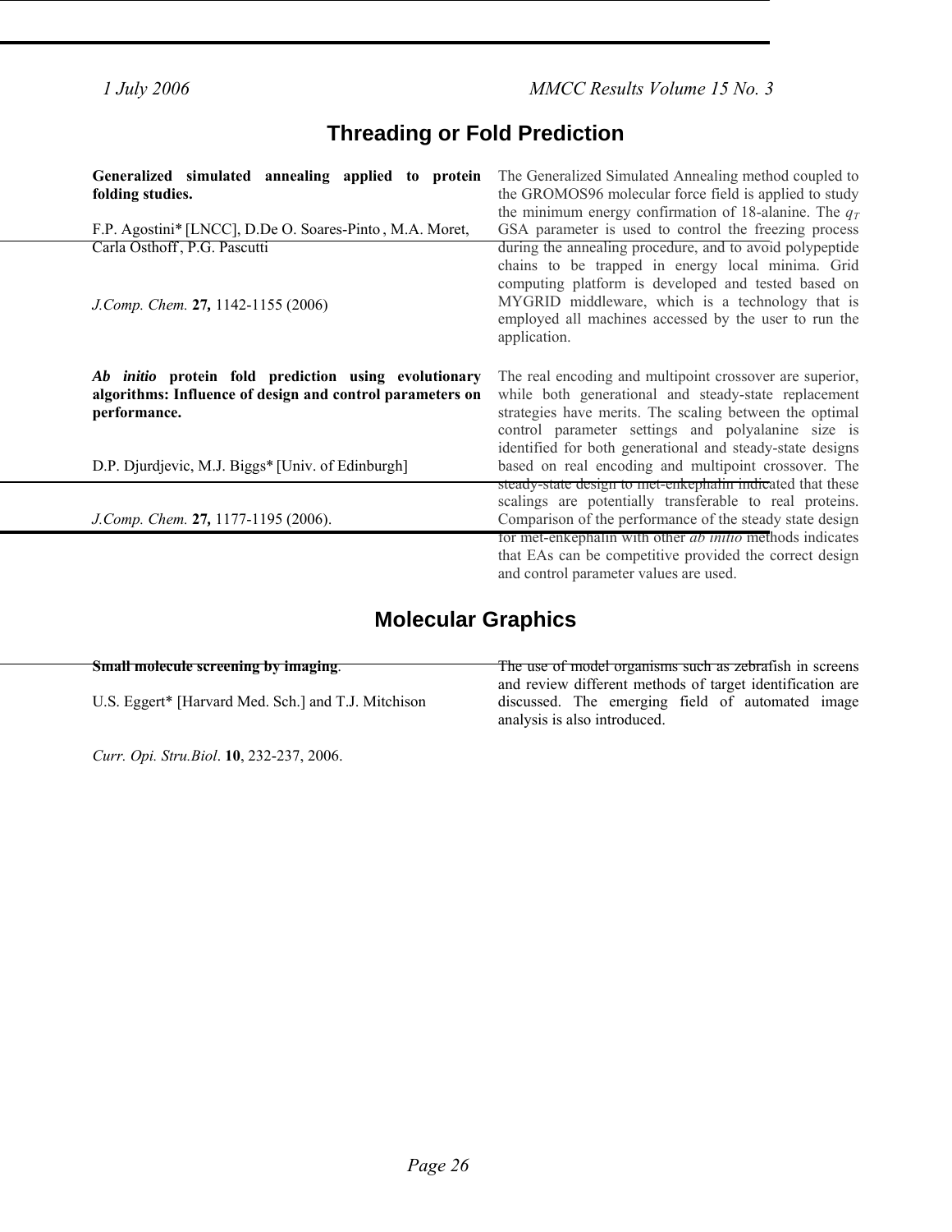# Threading or Fold Prediction

**Generalized simulated annealing applied to protein folding studies.**

F.P. Agostini* [LNCC], D.De O. Soares-Pinto , M.A. Moret, Carla Osthoff , P.G. Pascutti

*J.Comp. Chem.* **27,** 1142-1155 (2006)

The Generalized Simulated Annealing method coupled to the GROMOS96 molecular force field is applied to study the minimum energy confirmation of 18-alanine. The $q_T$ GSA parameter is used to control the freezing process during the annealing procedure, and to avoid polypeptide chains to be trapped in energy local minima. Grid computing platform is developed and tested based on MYGRID middleware, which is a technology that is employed all machines accessed by the user to run the application.

***Ab initio* protein fold prediction using evolutionary algorithms: Influence of design and control parameters on performance.**

D.P. Djurdjevic, M.J. Biggs* [Univ. of Edinburgh]

*J.Comp. Chem.* **27,** 1177-1195 (2006).

The real encoding and multipoint crossover are superior, while both generational and steady-state replacement strategies have merits. The scaling between the optimal control parameter settings and polyalanine size is identified for both generational and steady-state designs based on real encoding and multipoint crossover. The steady-state design to met-enkephalin indicated that these scalings are potentially transferable to real proteins. Comparison of the performance of the steady state design for met-enkephalin with other *ab initio* methods indicates that EAs can be competitive provided the correct design and control parameter values are used.

# Molecular Graphics

**Small molecule screening by imaging**.

U.S. Eggert* [Harvard Med. Sch.] and T.J. Mitchison

*Curr. Opi. Stru.Biol*. **10**, 232-237, 2006.

The use of model organisms such as zebrafish in screens and review different methods of target identification are discussed. The emerging field of automated image analysis is also introduced.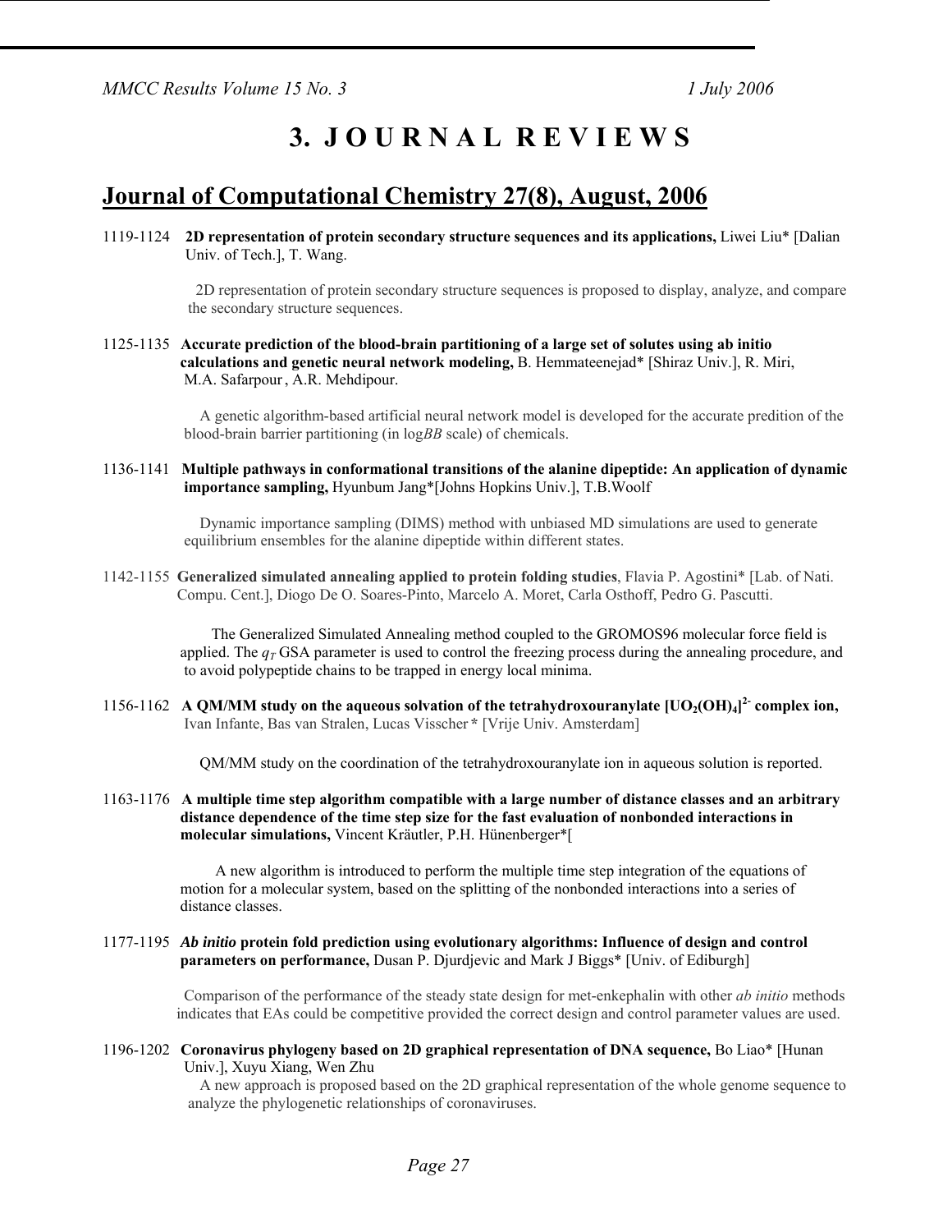# 3. JOURNAL REVIEWS

## Journal of Computational Chemistry 27(8), August, 2006

1119-1124 **2D representation of protein secondary structure sequences and its applications,** Liwei Liu* [Dalian Univ. of Tech.], T. Wang.

2D representation of protein secondary structure sequences is proposed to display, analyze, and compare the secondary structure sequences.

1125-1135 **Accurate prediction of the blood-brain partitioning of a large set of solutes using ab initio calculations and genetic neural network modeling,** B. Hemmateenejad* [Shiraz Univ.], R. Miri, M.A. Safarpour, A.R. Mehdipour.

A genetic algorithm-based artificial neural network model is developed for the accurate predition of the blood-brain barrier partitioning (in log*BB* scale) of chemicals.

1136-1141 **Multiple pathways in conformational transitions of the alanine dipeptide: An application of dynamic importance sampling,** Hyunbum Jang*[Johns Hopkins Univ.], T.B.Woolf

Dynamic importance sampling (DIMS) method with unbiased MD simulations are used to generate equilibrium ensembles for the alanine dipeptide within different states.

1142-1155 **Generalized simulated annealing applied to protein folding studies**, Flavia P. Agostini* [Lab. of Nati. Compu. Cent.], Diogo De O. Soares-Pinto, Marcelo A. Moret, Carla Osthoff, Pedro G. Pascutti.

The Generalized Simulated Annealing method coupled to the GROMOS96 molecular force field is applied. The $q_T$ GSA parameter is used to control the freezing process during the annealing procedure, and to avoid polypeptide chains to be trapped in energy local minima.

1156-1162 **A QM/MM study on the aqueous solvation of the tetrahydroxouranylate $[UO_2(OH)_4]^{2-}$ complex ion,** Ivan Infante, Bas van Stralen, Lucas Visscher* [Vrije Univ. Amsterdam]

QM/MM study on the coordination of the tetrahydroxouranylate ion in aqueous solution is reported.

1163-1176 **A multiple time step algorithm compatible with a large number of distance classes and an arbitrary distance dependence of the time step size for the fast evaluation of nonbonded interactions in molecular simulations,** Vincent Kräutler, P.H. Hünenberger*[

A new algorithm is introduced to perform the multiple time step integration of the equations of motion for a molecular system, based on the splitting of the nonbonded interactions into a series of distance classes.

1177-1195 ***Ab initio* protein fold prediction using evolutionary algorithms: Influence of design and control parameters on performance,** Dusan P. Djurdjevic and Mark J Biggs* [Univ. of Edinburgh]

Comparison of the performance of the steady state design for met-enkephalin with other *ab initio* methods indicates that EAs could be competitive provided the correct design and control parameter values are used.

1196-1202 **Coronavirus phylogeny based on 2D graphical representation of DNA sequence,** Bo Liao* [Hunan Univ.], Xuyu Xiang, Wen Zhu

A new approach is proposed based on the 2D graphical representation of the whole genome sequence to analyze the phylogenetic relationships of coronaviruses.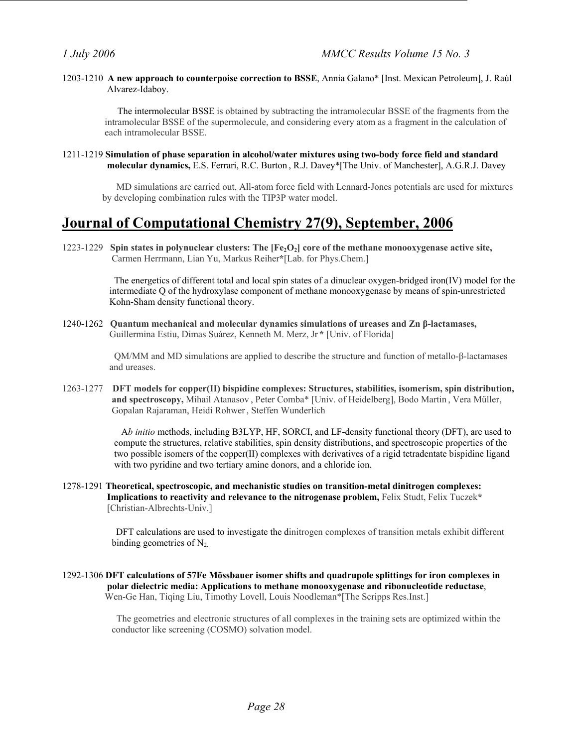1203-1210 **A new approach to counterpoise correction to BSSE**, Annia Galano* [Inst. Mexican Petroleum], J. Raúl Alvarez-Idaboy.

The intermolecular BSSE is obtained by subtracting the intramolecular BSSE of the fragments from the intramolecular BSSE of the supermolecule, and considering every atom as a fragment in the calculation of each intramolecular BSSE.

1211-1219 **Simulation of phase separation in alcohol/water mixtures using two-body force field and standard molecular dynamics,** E.S. Ferrari, R.C. Burton, R.J. Davey*[The Univ. of Manchester], A.G.R.J. Davey

MD simulations are carried out, All-atom force field with Lennard-Jones potentials are used for mixtures by developing combination rules with the TIP3P water model.

## Journal of Computational Chemistry 27(9), September, 2006

1223-1229 **Spin states in polynuclear clusters: The [$Fe_2O_2$] core of the methane monooxygenase active site,** Carmen Herrmann, Lian Yu, Markus Reiher*[Lab. for Phys.Chem.]

The energetics of different total and local spin states of a dinuclear oxygen-bridged iron(IV) model for the intermediate Q of the hydroxylase component of methane monooxygenase by means of spin-unrestricted Kohn-Sham density functional theory.

1240-1262 **Quantum mechanical and molecular dynamics simulations of ureases and Zn β-lactamases,** Guillermina Estiu, Dimas Suárez, Kenneth M. Merz, Jr * [Univ. of Florida]

QM/MM and MD simulations are applied to describe the structure and function of metallo-β-lactamases and ureases.

1263-1277 **DFT models for copper(II) bispidine complexes: Structures, stabilities, isomerism, spin distribution, and spectroscopy,** Mihail Atanasov, Peter Comba* [Univ. of Heidelberg], Bodo Martin, Vera Müller, Gopalan Rajaraman, Heidi Rohwer, Steffen Wunderlich

A*b initio* methods, including B3LYP, HF, SORCI, and LF-density functional theory (DFT), are used to compute the structures, relative stabilities, spin density distributions, and spectroscopic properties of the two possible isomers of the copper(II) complexes with derivatives of a rigid tetradentate bispidine ligand with two pyridine and two tertiary amine donors, and a chloride ion.

1278-1291 **Theoretical, spectroscopic, and mechanistic studies on transition-metal dinitrogen complexes: Implications to reactivity and relevance to the nitrogenase problem,** Felix Studt, Felix Tuczek* [Christian-Albrechts-Univ.]

DFT calculations are used to investigate the dinitrogen complexes of transition metals exhibit different binding geometries of $N_2$.

1292-1306 **DFT calculations of 57Fe Mössbauer isomer shifts and quadrupole splittings for iron complexes in polar dielectric media: Applications to methane monooxygenase and ribonucleotide reductase**, Wen-Ge Han, Tiqing Liu, Timothy Lovell, Louis Noodleman*[The Scripps Res.Inst.]

The geometries and electronic structures of all complexes in the training sets are optimized within the conductor like screening (COSMO) solvation model.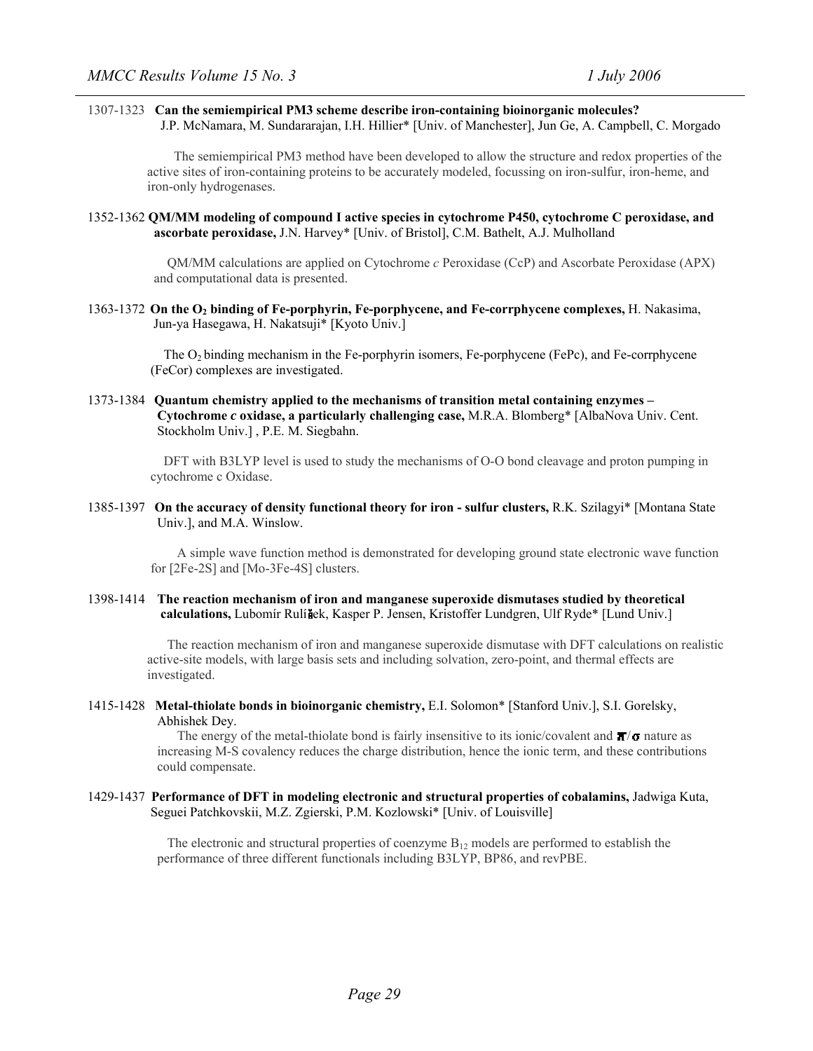1307-1323 **Can the semiempirical PM3 scheme describe iron-containing bioinorganic molecules?** J.P. McNamara, M. Sundararajan, I.H. Hillier* [Univ. of Manchester], Jun Ge, A. Campbell, C. Morgado

The semiempirical PM3 method have been developed to allow the structure and redox properties of the active sites of iron-containing proteins to be accurately modeled, focussing on iron-sulfur, iron-heme, and iron-only hydrogenases.

1352-1362 **QM/MM modeling of compound I active species in cytochrome P450, cytochrome C peroxidase, and ascorbate peroxidase,** J.N. Harvey* [Univ. of Bristol], C.M. Bathelt, A.J. Mulholland

QM/MM calculations are applied on Cytochrome *c* Peroxidase (CcP) and Ascorbate Peroxidase (APX) and computational data is presented.

1363-1372 **On the $O_2$ binding of Fe-porphyrin, Fe-porphycene, and Fe-corrphycene complexes,** H. Nakasima, Jun-ya Hasegawa, H. Nakatsuji* [Kyoto Univ.]

The $O_2$ binding mechanism in the Fe-porphyrin isomers, Fe-porphycene (FePc), and Fe-corrphycene (FeCor) complexes are investigated.

1373-1384 **Quantum chemistry applied to the mechanisms of transition metal containing enzymes – Cytochrome *c* oxidase, a particularly challenging case,** M.R.A. Blomberg* [AlbaNova Univ. Cent. Stockholm Univ.] , P.E. M. Siegbahn.

DFT with B3LYP level is used to study the mechanisms of O-O bond cleavage and proton pumping in cytochrome c Oxidase.

1385-1397 **On the accuracy of density functional theory for iron - sulfur clusters,** R.K. Szilagyi* [Montana State Univ.], and M.A. Winslow.

A simple wave function method is demonstrated for developing ground state electronic wave function for [2Fe-2S] and [Mo-3Fe-4S] clusters.

1398-1414 **The reaction mechanism of iron and manganese superoxide dismutases studied by theoretical calculations,** Lubomír Rulíšek, Kasper P. Jensen, Kristoffer Lundgren, Ulf Ryde* [Lund Univ.]

The reaction mechanism of iron and manganese superoxide dismutase with DFT calculations on realistic active-site models, with large basis sets and including solvation, zero-point, and thermal effects are investigated.

1415-1428 **Metal-thiolate bonds in bioinorganic chemistry,** E.I. Solomon* [Stanford Univ.], S.I. Gorelsky, Abhishek Dey.

The energy of the metal-thiolate bond is fairly insensitive to its ionic/covalent and $\pi/\sigma$ nature as increasing M-S covalency reduces the charge distribution, hence the ionic term, and these contributions could compensate.

1429-1437 **Performance of DFT in modeling electronic and structural properties of cobalamins,** Jadwiga Kuta, Seguei Patchkovskii, M.Z. Zgierski, P.M. Kozlowski* [Univ. of Louisville]

The electronic and structural properties of coenzyme $B_{12}$ models are performed to establish the performance of three different functionals including B3LYP, BP86, and revPBE.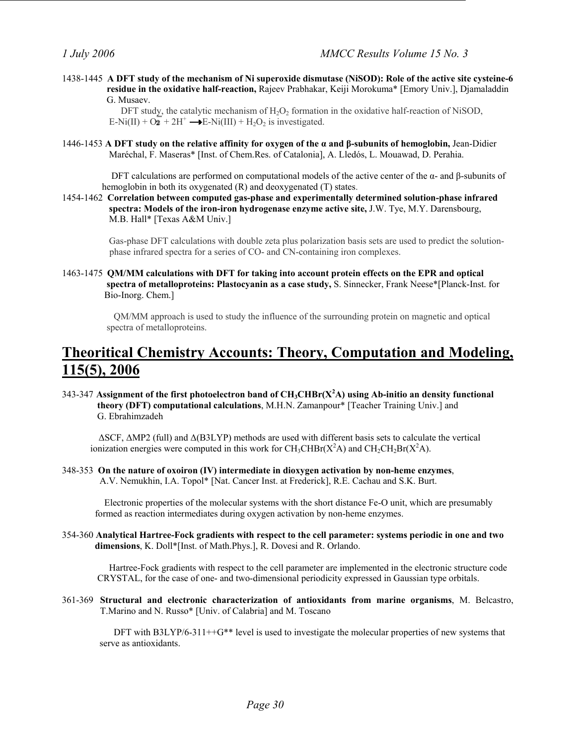1438-1445 **A DFT study of the mechanism of Ni superoxide dismutase (NiSOD): Role of the active site cysteine-6 residue in the oxidative half-reaction,** Rajeev Prabhakar, Keiji Morokuma* [Emory Univ.], Djamaladdin G. Musaev.

DFT study, the catalytic mechanism of $H_2O_2$ formation in the oxidative half-reaction of NiSOD, E-Ni(II) + $O_2^-$ + $2H^+$ $\rightarrow$ E-Ni(III) + $H_2O_2$ is investigated.

1446-1453 **A DFT study on the relative affinity for oxygen of the α and β-subunits of hemoglobin,** Jean-Didier Maréchal, F. Maseras* [Inst. of Chem.Res. of Catalonia], A. Lledós, L. Mouawad, D. Perahia.

DFT calculations are performed on computational models of the active center of the α- and β-subunits of hemoglobin in both its oxygenated (R) and deoxygenated (T) states.

1454-1462 **Correlation between computed gas-phase and experimentally determined solution-phase infrared spectra: Models of the iron-iron hydrogenase enzyme active site,** J.W. Tye, M.Y. Darensbourg, M.B. Hall* [Texas A&M Univ.]

Gas-phase DFT calculations with double zeta plus polarization basis sets are used to predict the solution-phase infrared spectra for a series of CO- and CN-containing iron complexes.

1463-1475 **QM/MM calculations with DFT for taking into account protein effects on the EPR and optical spectra of metalloproteins: Plastocyanin as a case study,** S. Sinnecker, Frank Neese*[Planck-Inst. for Bio-Inorg. Chem.]

QM/MM approach is used to study the influence of the surrounding protein on magnetic and optical spectra of metalloproteins.

## Theoritical Chemistry Accounts: Theory, Computation and Modeling, 115(5), 2006

343-347 **Assignment of the first photoelectron band of $CH_3CHBr(X^2A)$ using Ab-initio an density functional theory (DFT) computational calculations**, M.H.N. Zamanpour* [Teacher Training Univ.] and G. Ebrahimzadeh

ΔSCF, ΔMP2 (full) and Δ(B3LYP) methods are used with different basis sets to calculate the vertical ionization energies were computed in this work for $CH_3CHBr(X^2A)$ and $CH_2CH_2Br(X^2A)$.

348-353 **On the nature of oxoiron (IV) intermediate in dioxygen activation by non-heme enzymes**, A.V. Nemukhin, I.A. Topol* [Nat. Cancer Inst. at Frederick], R.E. Cachau and S.K. Burt.

Electronic properties of the molecular systems with the short distance Fe-O unit, which are presumably formed as reaction intermediates during oxygen activation by non-heme enzymes.

354-360 **Analytical Hartree-Fock gradients with respect to the cell parameter: systems periodic in one and two dimensions**, K. Doll*[Inst. of Math.Phys.], R. Dovesi and R. Orlando.

Hartree-Fock gradients with respect to the cell parameter are implemented in the electronic structure code CRYSTAL, for the case of one- and two-dimensional periodicity expressed in Gaussian type orbitals.

361-369 **Structural and electronic characterization of antioxidants from marine organisms**, M. Belcastro, T.Marino and N. Russo* [Univ. of Calabria] and M. Toscano

DFT with B3LYP/6-311++G** level is used to investigate the molecular properties of new systems that serve as antioxidants.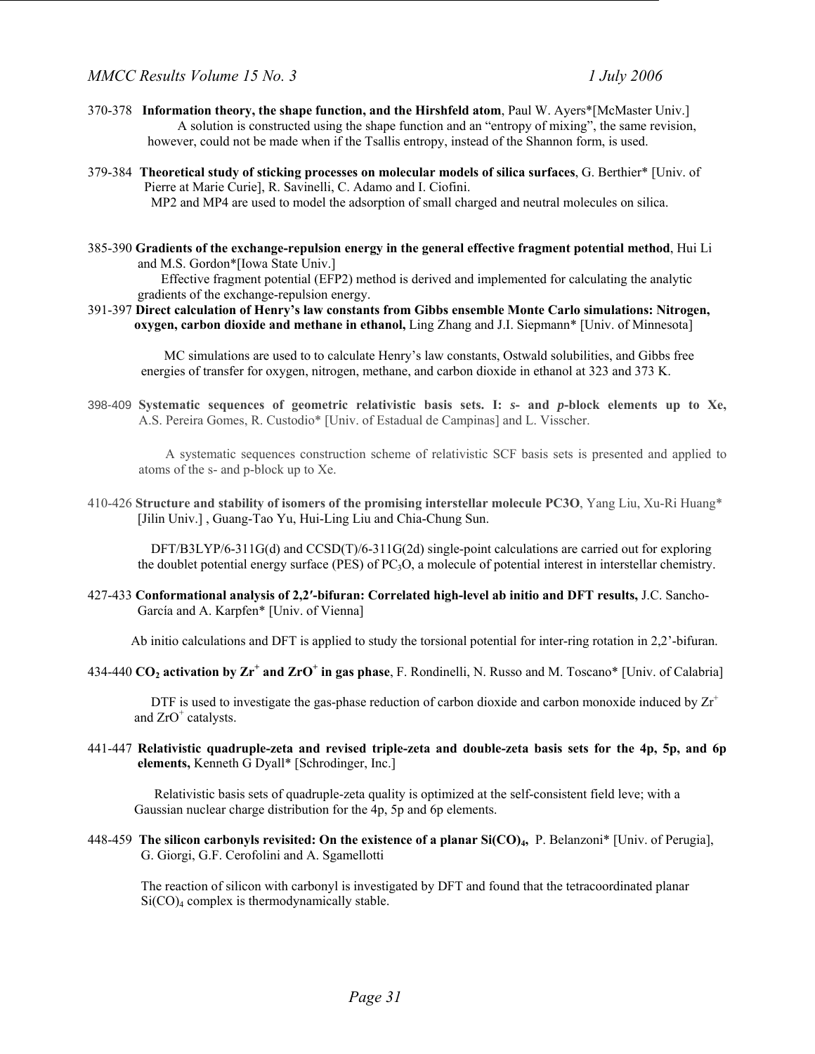370-378 **Information theory, the shape function, and the Hirshfeld atom**, Paul W. Ayers*[McMaster Univ.]

A solution is constructed using the shape function and an "entropy of mixing", the same revision, however, could not be made when if the Tsallis entropy, instead of the Shannon form, is used.

379-384 **Theoretical study of sticking processes on molecular models of silica surfaces**, G. Berthier* [Univ. of Pierre at Marie Curie], R. Savinelli, C. Adamo and I. Ciofini.

MP2 and MP4 are used to model the adsorption of small charged and neutral molecules on silica.

385-390 **Gradients of the exchange-repulsion energy in the general effective fragment potential method**, Hui Li and M.S. Gordon*[Iowa State Univ.]

Effective fragment potential (EFP2) method is derived and implemented for calculating the analytic gradients of the exchange-repulsion energy.

391-397 **Direct calculation of Henry's law constants from Gibbs ensemble Monte Carlo simulations: Nitrogen, oxygen, carbon dioxide and methane in ethanol,** Ling Zhang and J.I. Siepmann* [Univ. of Minnesota]

MC simulations are used to to calculate Henry's law constants, Ostwald solubilities, and Gibbs free energies of transfer for oxygen, nitrogen, methane, and carbon dioxide in ethanol at 323 and 373 K.

398-409 **Systematic sequences of geometric relativistic basis sets. I: *s*- and *p*-block elements up to Xe,** A.S. Pereira Gomes, R. Custodio* [Univ. of Estadual de Campinas] and L. Visscher.

A systematic sequences construction scheme of relativistic SCF basis sets is presented and applied to atoms of the s- and p-block up to Xe.

410-426 **Structure and stability of isomers of the promising interstellar molecule PC3O**, Yang Liu, Xu-Ri Huang* [Jilin Univ.] , Guang-Tao Yu, Hui-Ling Liu and Chia-Chung Sun.

DFT/B3LYP/6-311G(d) and CCSD(T)/6-311G(2d) single-point calculations are carried out for exploring the doublet potential energy surface (PES) of $PC_3O$, a molecule of potential interest in interstellar chemistry.

427-433 **Conformational analysis of 2,2′-bifuran: Correlated high-level ab initio and DFT results,** J.C. Sancho-García and A. Karpfen* [Univ. of Vienna]

Ab initio calculations and DFT is applied to study the torsional potential for inter-ring rotation in 2,2'-bifuran.

434-440 **$CO_2$ activation by $Zr^+$ and $ZrO^+$ in gas phase**, F. Rondinelli, N. Russo and M. Toscano* [Univ. of Calabria]

DTF is used to investigate the gas-phase reduction of carbon dioxide and carbon monoxide induced by $Zr^+$ and $ZrO^+$ catalysts.

441-447 **Relativistic quadruple-zeta and revised triple-zeta and double-zeta basis sets for the 4p, 5p, and 6p elements,** Kenneth G Dyall* [Schrodinger, Inc.]

Relativistic basis sets of quadruple-zeta quality is optimized at the self-consistent field leve; with a Gaussian nuclear charge distribution for the 4p, 5p and 6p elements.

448-459 **The silicon carbonyls revisited: On the existence of a planar $Si(CO)_4$,** P. Belanzoni* [Univ. of Perugia], G. Giorgi, G.F. Cerofolini and A. Sgamellotti

The reaction of silicon with carbonyl is investigated by DFT and found that the tetracoordinated planar $Si(CO)_4$ complex is thermodynamically stable.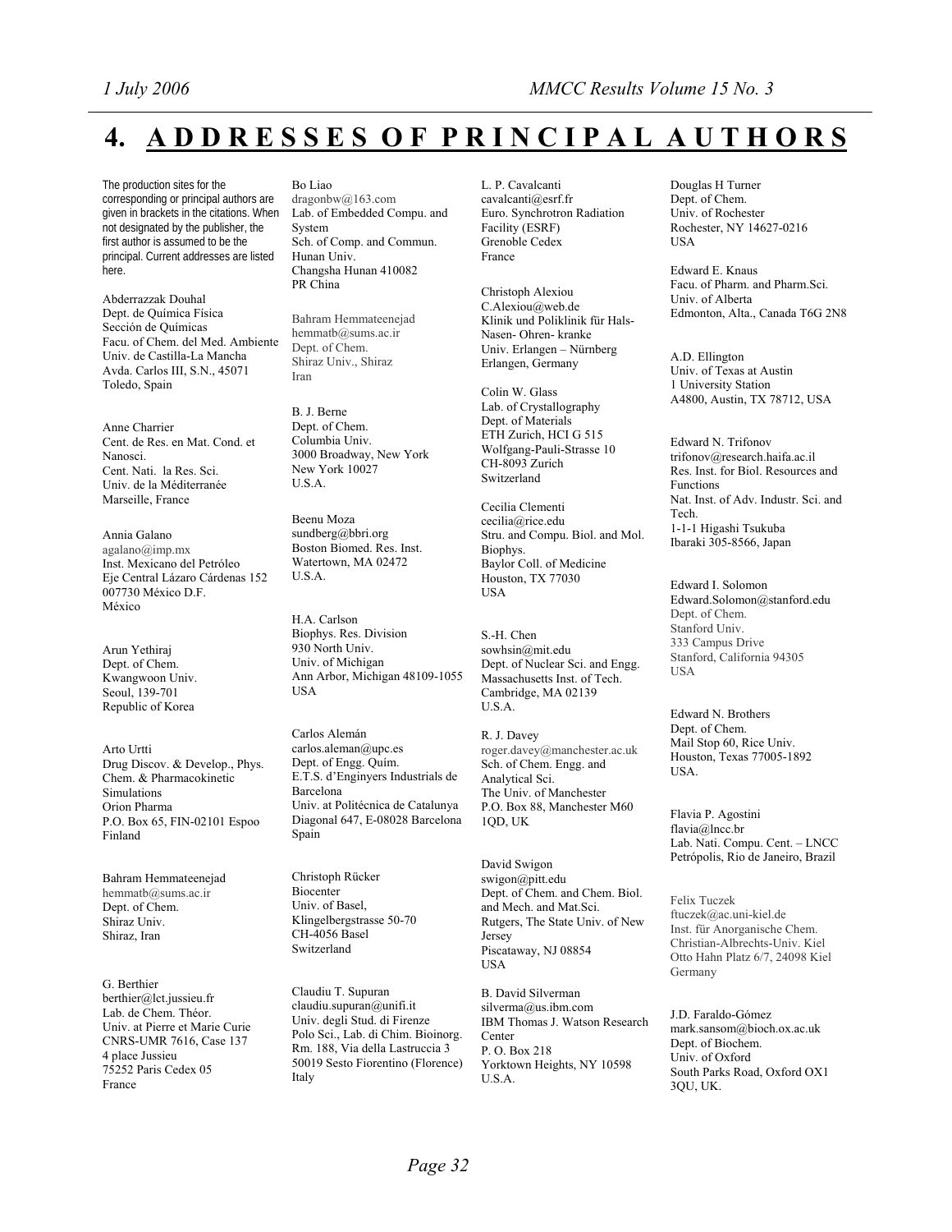# 4. ADDRESSES OF PRINCIPAL AUTHORS

The production sites for the corresponding or principal authors are given in brackets in the citations. When not designated by the publisher, the first author is assumed to be the principal. Current addresses are listed here.

Abderrazzak Douhal
Dept. de Química Física
Sección de Químicas
Facu. of Chem. del Med. Ambiente
Univ. de Castilla-La Mancha
Avda. Carlos III, S.N., 45071
Toledo, Spain

Anne Charrier
Cent. de Res. en Mat. Cond. et Nanosci.
Cent. Nati. la Res. Sci.
Univ. de la Méditerranée
Marseille, France

Annia Galano
agalano@imp.mx
Inst. Mexicano del Petróleo
Eje Central Lázaro Cárdenas 152
007730 México D.F.
México

Arun Yethiraj
Dept. of Chem.
Kwangwoon Univ.
Seoul, 139-701
Republic of Korea

Arto Urtti
Drug Discov. & Develop., Phys. Chem. & Pharmacokinetic Simulations
Orion Pharma
P.O. Box 65, FIN-02101 Espoo
Finland

Bahram Hemmateenejad
hemmatb@sums.ac.ir
Dept. of Chem.
Shiraz Univ.
Shiraz, Iran

G. Berthier
berthier@lct.jussieu.fr
Lab. de Chem. Théor.
Univ. at Pierre et Marie Curie
CNRS-UMR 7616, Case 137
4 place Jussieu
75252 Paris Cedex 05
France

Bo Liao
dragonbw@163.com
Lab. of Embedded Compu. and System
Sch. of Comp. and Commun.
Hunan Univ.
Changsha Hunan 410082
PR China

Bahram Hemmateenejad
hemmatb@sums.ac.ir
Dept. of Chem.
Shiraz Univ., Shiraz
Iran

B. J. Berne
Dept. of Chem.
Columbia Univ.
3000 Broadway, New York
New York 10027
U.S.A.

Beenu Moza
sundberg@bbri.org
Boston Biomed. Res. Inst.
Watertown, MA 02472
U.S.A.

H.A. Carlson
Biophys. Res. Division
930 North Univ.
Univ. of Michigan
Ann Arbor, Michigan 48109-1055
USA

Carlos Alemán
carlos.aleman@upc.es
Dept. of Engg. Quím.
E.T.S. d'Enginyers Industrials de Barcelona
Univ. at Politécnica de Catalunya
Diagonal 647, E-08028 Barcelona
Spain

Christoph Rücker
Biocenter
Univ. of Basel,
Klingelbergstrasse 50-70
CH-4056 Basel
Switzerland

Claudiu T. Supuran
claudiu.supuran@unifi.it
Univ. degli Stud. di Firenze
Polo Sci., Lab. di Chim. Bioinorg.
Rm. 188, Via della Lastruccia 3
50019 Sesto Fiorentino (Florence)
Italy

L. P. Cavalcanti
cavalcanti@esrf.fr
Euro. Synchrotron Radiation Facility (ESRF)
Grenoble Cedex
France

Christoph Alexiou
C.Alexiou@web.de
Klinik und Poliklinik für Hals- Nasen- Ohren- kranke
Univ. Erlangen – Nürnberg
Erlangen, Germany

Colin W. Glass
Lab. of Crystallography
Dept. of Materials
ETH Zurich, HCI G 515
Wolfgang-Pauli-Strasse 10
CH-8093 Zurich
Switzerland

Cecilia Clementi
cecilia@rice.edu
Stru. and Compu. Biol. and Mol. Biophys.
Baylor Coll. of Medicine
Houston, TX 77030
USA

S.-H. Chen
sowhsin@mit.edu
Dept. of Nuclear Sci. and Engg.
Massachusetts Inst. of Tech.
Cambridge, MA 02139
U.S.A.

R. J. Davey
roger.davey@manchester.ac.uk
Sch. of Chem. Engg. and Analytical Sci.
The Univ. of Manchester
P.O. Box 88, Manchester M60 1QD, UK

David Swigon
swigon@pitt.edu
Dept. of Chem. and Chem. Biol. and Mech. and Mat.Sci.
Rutgers, The State Univ. of New Jersey
Piscataway, NJ 08854
USA

B. David Silverman
silverma@us.ibm.com
IBM Thomas J. Watson Research Center
P. O. Box 218
Yorktown Heights, NY 10598
U.S.A.

Douglas H Turner
Dept. of Chem.
Univ. of Rochester
Rochester, NY 14627-0216
USA

Edward E. Knaus
Facu. of Pharm. and Pharm.Sci.
Univ. of Alberta
Edmonton, Alta., Canada T6G 2N8

A.D. Ellington
Univ. of Texas at Austin
1 University Station
A4800, Austin, TX 78712, USA

Edward N. Trifonov
trifonov@research.haifa.ac.il
Res. Inst. for Biol. Resources and Functions
Nat. Inst. of Adv. Industr. Sci. and Tech.
1-1-1 Higashi Tsukuba
Ibaraki 305-8566, Japan

Edward I. Solomon
Edward.Solomon@stanford.edu
Dept. of Chem.
Stanford Univ.
333 Campus Drive
Stanford, California 94305
USA

Edward N. Brothers
Dept. of Chem.
Mail Stop 60, Rice Univ.
Houston, Texas 77005-1892
USA.

Flavia P. Agostini
flavia@lncc.br
Lab. Nati. Compu. Cent. – LNCC
Petrópolis, Rio de Janeiro, Brazil

Felix Tuczek
ftuczek@ac.uni-kiel.de
Inst. für Anorganische Chem.
Christian-Albrechts-Univ. Kiel
Otto Hahn Platz 6/7, 24098 Kiel
Germany

J.D. Faraldo-Gómez
mark.sansom@bioch.ox.ac.uk
Dept. of Biochem.
Univ. of Oxford
South Parks Road, Oxford OX1 3QU, UK.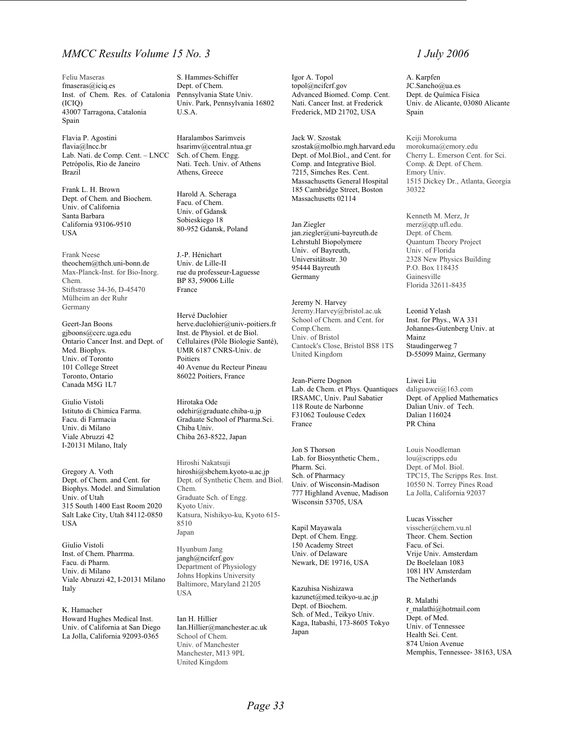Feliu Maseras
fmaseras@iciq.es
Inst. of Chem. Res. of Catalonia (ICIQ)
43007 Tarragona, Catalonia
Spain

Flavia P. Agostini
flavia@lncc.br
Lab. Nati. de Comp. Cent. – LNCC
Petrópolis, Rio de Janeiro
Brazil

Frank L. H. Brown
Dept. of Chem. and Biochem.
Univ. of California
Santa Barbara
California 93106-9510
USA

Frank Neese
theochem@thch.uni-bonn.de
Max-Planck-Inst. for Bio-Inorg. Chem.
Stiftstrasse 34-36, D-45470
Mülheim an der Ruhr
Germany

Geert-Jan Boons
gjboons@ccrc.uga.edu
Ontario Cancer Inst. and Dept. of Med. Biophys.
Univ. of Toronto
101 College Street
Toronto, Ontario
Canada M5G 1L7

Giulio Vistoli
Istituto di Chimica Farma.
Facu. di Farmacia
Univ. di Milano
Viale Abruzzi 42
I-20131 Milano, Italy

Gregory A. Voth
Dept. of Chem. and Cent. for Biophys. Model. and Simulation
Univ. of Utah
315 South 1400 East Room 2020
Salt Lake City, Utah 84112-0850
USA

Giulio Vistoli
Inst. of Chem. Pharrma.
Facu. di Pharm.
Univ. di Milano
Viale Abruzzi 42, I-20131 Milano
Italy

K. Hamacher
Howard Hughes Medical Inst.
Univ. of California at San Diego
La Jolla, California 92093-0365

S. Hammes-Schiffer
Dept. of Chem.
Pennsylvania State Univ.
Univ. Park, Pennsylvania 16802
U.S.A.

Haralambos Sarimveis
hsarimv@central.ntua.gr
Sch. of Chem. Engg.
Nati. Tech. Univ. of Athens
Athens, Greece

Harold A. Scheraga
Facu. of Chem.
Univ. of Gdansk
Sobieskiego 18
80-952 Gdansk, Poland

J.-P. Hénichart
Univ. de Lille-II
rue du professeur-Laguesse
BP 83, 59006 Lille
France

Hervé Duclohier
herve.duclohier@univ-poitiers.fr
Inst. de Physiol. et de Biol. Cellulaires (Pôle Biologie Santé), UMR 6187 CNRS-Univ. de Poitiers
40 Avenue du Recteur Pineau
86022 Poitiers, France

Hirotaka Ode
odehir@graduate.chiba-u.jp
Graduate School of Pharma.Sci.
Chiba Univ.
Chiba 263-8522, Japan

Hiroshi Nakatsuji
hiroshi@sbchem.kyoto-u.ac.jp
Dept. of Synthetic Chem. and Biol. Chem.
Graduate Sch. of Engg.
Kyoto Univ.
Katsura, Nishikyo-ku, Kyoto 615-8510
Japan

Hyunbum Jang
jangh@ncifcrf.gov
Department of Physiology
Johns Hopkins University
Baltimore, Maryland 21205
USA

Ian H. Hillier
Ian.Hillier@manchester.ac.uk
School of Chem.
Univ. of Manchester
Manchester, M13 9PL
United Kingdom

Igor A. Topol
topol@ncifcrf.gov
Advanced Biomed. Comp. Cent.
Nati. Cancer Inst. at Frederick
Frederick, MD 21702, USA

Jack W. Szostak
szostak@molbio.mgh.harvard.edu
Dept. of Mol.Biol., and Cent. for Comp. and Integrative Biol.
7215, Simches Res. Cent.
Massachusetts General Hospital
185 Cambridge Street, Boston
Massachusetts 02114

Jan Ziegler
jan.ziegler@uni-bayreuth.de
Lehrstuhl Biopolymere
Univ. of Bayreuth,
Universitätsstr. 30
95444 Bayreuth
Germany

Jeremy N. Harvey
Jeremy.Harvey@bristol.ac.uk
School of Chem. and Cent. for Comp.Chem.
Univ. of Bristol
Cantock's Close, Bristol BS8 1TS
United Kingdom

Jean-Pierre Dognon
Lab. de Chem. et Phys. Quantiques
IRSAMC, Univ. Paul Sabatier
118 Route de Narbonne
F31062 Toulouse Cedex
France

Jon S Thorson
Lab. for Biosynthetic Chem.,
Pharm. Sci.
Sch. of Pharmacy
Univ. of Wisconsin-Madison
777 Highland Avenue, Madison
Wisconsin 53705, USA

Kapil Mayawala
Dept. of Chem. Engg.
150 Academy Street
Univ. of Delaware
Newark, DE 19716, USA

Kazuhisa Nishizawa
kazunet@med.teikyo-u.ac.jp
Dept. of Biochem.
Sch. of Med., Teikyo Univ.
Kaga, Itabashi, 173-8605 Tokyo
Japan

A. Karpfen
JC.Sancho@ua.es
Dept. de Química Física
Univ. de Alicante, 03080 Alicante
Spain

Keiji Morokuma
morokuma@emory.edu
Cherry L. Emerson Cent. for Sci. Comp. & Dept. of Chem.
Emory Univ.
1515 Dickey Dr., Atlanta, Georgia 30322

Kenneth M. Merz, Jr
merz@qtp.ufl.edu.
Dept. of Chem.
Quantum Theory Project
Univ. of Florida
2328 New Physics Building
P.O. Box 118435
Gainesville
Florida 32611-8435

Leonid Yelash
Inst. for Phys., WA 331
Johannes-Gutenberg Univ. at Mainz
Staudingerweg 7
D-55099 Mainz, Germany

Liwei Liu
daliguowei@163.com
Dept. of Applied Mathematics
Dalian Univ. of Tech.
Dalian 116024
PR China

Louis Noodleman
lou@scripps.edu
Dept. of Mol. Biol.
TPC15, The Scripps Res. Inst.
10550 N. Torrey Pines Road
La Jolla, California 92037

Lucas Visscher
visscher@chem.vu.nl
Theor. Chem. Section
Facu. of Sci.
Vrije Univ. Amsterdam
De Boelelaan 1083
1081 HV Amsterdam
The Netherlands

R. Malathi
r_malathi@hotmail.com
Dept. of Med.
Univ. of Tennessee
Health Sci. Cent.
874 Union Avenue
Memphis, Tennessee- 38163, USA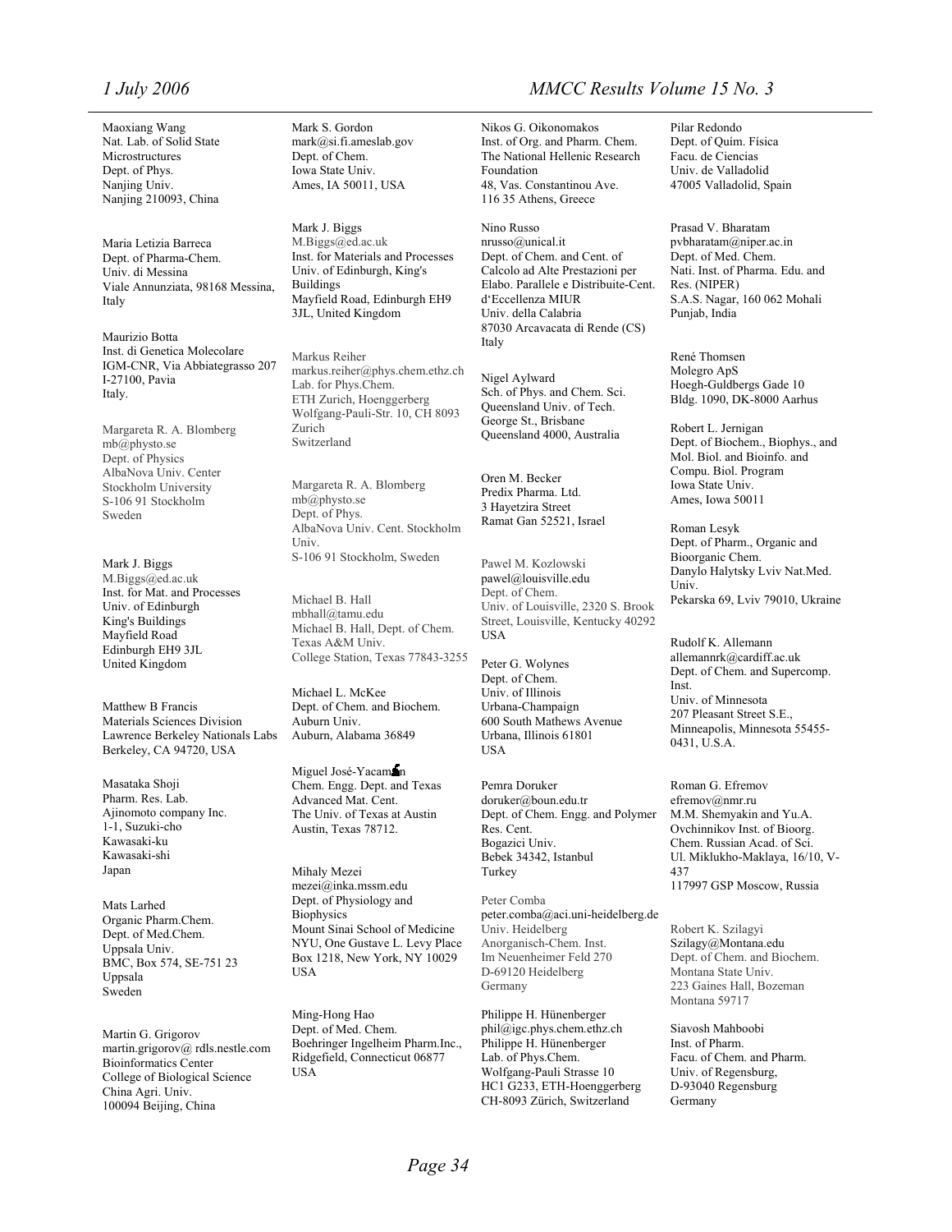Maoxiang Wang
Nat. Lab. of Solid State Microstructures
Dept. of Phys.
Nanjing Univ.
Nanjing 210093, China

Maria Letizia Barreca
Dept. of Pharma-Chem.
Univ. di Messina
Viale Annunziata, 98168 Messina, Italy

Maurizio Botta
Inst. di Genetica Molecolare
IGM-CNR, Via Abbiategrasso 207
I-27100, Pavia
Italy.

Margareta R. A. Blomberg
mb@physto.se
Dept. of Physics
AlbaNova Univ. Center
Stockholm University
S-106 91 Stockholm
Sweden

Mark J. Biggs
M.Biggs@ed.ac.uk
Inst. for Mat. and Processes
Univ. of Edinburgh
King's Buildings
Mayfield Road
Edinburgh EH9 3JL
United Kingdom

Matthew B Francis
Materials Sciences Division
Lawrence Berkeley Nationals Labs
Berkeley, CA 94720, USA

Masataka Shoji
Pharm. Res. Lab.
Ajinomoto company Inc.
1-1, Suzuki-cho
Kawasaki-ku
Kawasaki-shi
Japan

Mats Larhed
Organic Pharm.Chem.
Dept. of Med.Chem.
Uppsala Univ.
BMC, Box 574, SE-751 23
Uppsala
Sweden

Martin G. Grigorov
martin.grigorov@ rdls.nestle.com
Bioinformatics Center
College of Biological Science
China Agri. Univ.
100094 Beijing, China

Mark S. Gordon
mark@si.fi.ameslab.gov
Dept. of Chem.
Iowa State Univ.
Ames, IA 50011, USA

Mark J. Biggs
M.Biggs@ed.ac.uk
Inst. for Materials and Processes
Univ. of Edinburgh, King's Buildings
Mayfield Road, Edinburgh EH9 3JL, United Kingdom

Markus Reiher
markus.reiher@phys.chem.ethz.ch
Lab. for Phys.Chem.
ETH Zurich, Hoenggerberg
Wolfgang-Pauli-Str. 10, CH 8093 Zurich
Switzerland

Margareta R. A. Blomberg
mb@physto.se
Dept. of Phys.
AlbaNova Univ. Cent. Stockholm Univ.
S-106 91 Stockholm, Sweden

Michael B. Hall
mbhall@tamu.edu
Michael B. Hall, Dept. of Chem.
Texas A&M Univ.
College Station, Texas 77843-3255

Michael L. McKee
Dept. of Chem. and Biochem.
Auburn Univ.
Auburn, Alabama 36849

Miguel José-Yacamán
Chem. Engg. Dept. and Texas Advanced Mat. Cent.
The Univ. of Texas at Austin
Austin, Texas 78712.

Mihaly Mezei
mezei@inka.mssm.edu
Dept. of Physiology and Biophysics
Mount Sinai School of Medicine
NYU, One Gustave L. Levy Place
Box 1218, New York, NY 10029
USA

Ming-Hong Hao
Dept. of Med. Chem.
Boehringer Ingelheim Pharm.Inc., Ridgefield, Connecticut 06877
USA

Nikos G. Oikonomakos
Inst. of Org. and Pharm. Chem.
The National Hellenic Research Foundation
48, Vas. Constantinou Ave.
116 35 Athens, Greece

Nino Russo
nrusso@unical.it
Dept. of Chem. and Cent. of Calcolo ad Alte Prestazioni per Elabo. Parallele e Distribuite-Cent. d'Eccellenza MIUR
Univ. della Calabria
87030 Arcavacata di Rende (CS)
Italy

Nigel Aylward
Sch. of Phys. and Chem. Sci.
Queensland Univ. of Tech.
George St., Brisbane
Queensland 4000, Australia

Oren M. Becker
Predix Pharma. Ltd.
3 Hayetzira Street
Ramat Gan 52521, Israel

Pawel M. Kozlowski
pawel@louisville.edu
Dept. of Chem.
Univ. of Louisville, 2320 S. Brook Street, Louisville, Kentucky 40292
USA

Peter G. Wolynes
Dept. of Chem.
Univ. of Illinois
Urbana-Champaign
600 South Mathews Avenue
Urbana, Illinois 61801
USA

Pemra Doruker
doruker@boun.edu.tr
Dept. of Chem. Engg. and Polymer Res. Cent.
Bogazici Univ.
Bebek 34342, Istanbul
Turkey

Peter Comba
peter.comba@aci.uni-heidelberg.de
Univ. Heidelberg
Anorganisch-Chem. Inst.
Im Neuenheimer Feld 270
D-69120 Heidelberg
Germany

Philippe H. Hünenberger
phil@igc.phys.chem.ethz.ch
Philippe H. Hünenberger
Lab. of Phys.Chem.
Wolfgang-Pauli Strasse 10
HC1 G233, ETH-Hoenggerberg
CH-8093 Zürich, Switzerland

Pilar Redondo
Dept. of Quím. Física
Facu. de Ciencias
Univ. de Valladolid
47005 Valladolid, Spain

Prasad V. Bharatam
pvbharatam@niper.ac.in
Dept. of Med. Chem.
Nati. Inst. of Pharma. Edu. and Res. (NIPER)
S.A.S. Nagar, 160 062 Mohali
Punjab, India

René Thomsen
Molegro ApS
Hoegh-Guldbergs Gade 10
Bldg. 1090, DK-8000 Aarhus

Robert L. Jernigan
Dept. of Biochem., Biophys., and Mol. Biol. and Bioinfo. and Compu. Biol. Program
Iowa State Univ.
Ames, Iowa 50011

Roman Lesyk
Dept. of Pharm., Organic and Bioorganic Chem.
Danylo Halytsky Lviv Nat.Med. Univ.
Pekarska 69, Lviv 79010, Ukraine

Rudolf K. Allemann
allemannrk@cardiff.ac.uk
Dept. of Chem. and Supercomp. Inst.
Univ. of Minnesota
207 Pleasant Street S.E.,
Minneapolis, Minnesota 55455-0431, U.S.A.

Roman G. Efremov
efremov@nmr.ru
M.M. Shemyakin and Yu.A. Ovchinnikov Inst. of Bioorg. Chem. Russian Acad. of Sci.
Ul. Miklukho-Maklaya, 16/10, V-437
117997 GSP Moscow, Russia

Robert K. Szilagyi
Szilagy@Montana.edu
Dept. of Chem. and Biochem.
Montana State Univ.
223 Gaines Hall, Bozeman
Montana 59717

Siavosh Mahboobi
Inst. of Pharm.
Facu. of Chem. and Pharm.
Univ. of Regensburg,
D-93040 Regensburg
Germany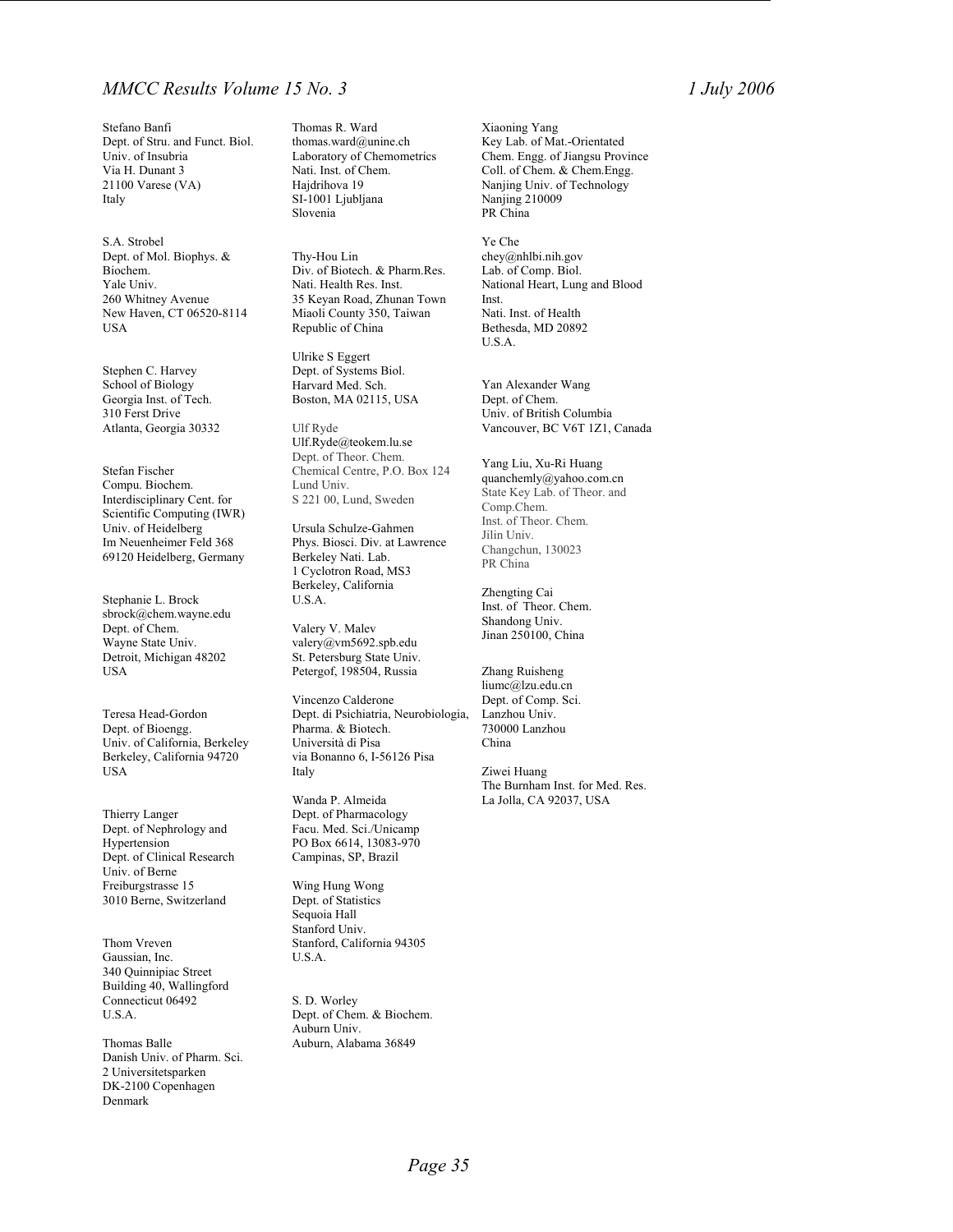Stefano Banfi
Dept. of Stru. and Funct. Biol.
Univ. of Insubria
Via H. Dunant 3
21100 Varese (VA)
Italy

S.A. Strobel
Dept. of Mol. Biophys. &
Biochem.
Yale Univ.
260 Whitney Avenue
New Haven, CT 06520-8114
USA

Stephen C. Harvey
School of Biology
Georgia Inst. of Tech.
310 Ferst Drive
Atlanta, Georgia 30332

Stefan Fischer
Compu. Biochem.
Interdisciplinary Cent. for
Scientific Computing (IWR)
Univ. of Heidelberg
Im Neuenheimer Feld 368
69120 Heidelberg, Germany

Stephanie L. Brock
sbrock@chem.wayne.edu
Dept. of Chem.
Wayne State Univ.
Detroit, Michigan 48202
USA

Teresa Head-Gordon
Dept. of Bioengg.
Univ. of California, Berkeley
Berkeley, California 94720
USA

Thierry Langer
Dept. of Nephrology and
Hypertension
Dept. of Clinical Research
Univ. of Berne
Freiburgstrasse 15
3010 Berne, Switzerland

Thom Vreven
Gaussian, Inc.
340 Quinnipiac Street
Building 40, Wallingford
Connecticut 06492
U.S.A.

Thomas Balle
Danish Univ. of Pharm. Sci.
2 Universitetsparken
DK-2100 Copenhagen
Denmark

Thomas R. Ward
thomas.ward@unine.ch
Laboratory of Chemometrics
Nati. Inst. of Chem.
Hajdrihova 19
SI-1001 Ljubljana
Slovenia

Thy-Hou Lin
Div. of Biotech. & Pharm.Res.
Nati. Health Res. Inst.
35 Keyan Road, Zhunan Town
Miaoli County 350, Taiwan
Republic of China

Ulrike S Eggert
Dept. of Systems Biol.
Harvard Med. Sch.
Boston, MA 02115, USA

Ulf Ryde
Ulf.Ryde@teokem.lu.se
Dept. of Theor. Chem.
Chemical Centre, P.O. Box 124
Lund Univ.
S 221 00, Lund, Sweden

Ursula Schulze-Gahmen
Phys. Biosci. Div. at Lawrence
Berkeley Nati. Lab.
1 Cyclotron Road, MS3
Berkeley, California
U.S.A.

Valery V. Malev
valery@vm5692.spb.edu
St. Petersburg State Univ.
Petergof, 198504, Russia

Vincenzo Calderone
Dept. di Psichiatria, Neurobiologia,
Pharma. & Biotech.
Università di Pisa
via Bonanno 6, I-56126 Pisa
Italy

Wanda P. Almeida
Dept. of Pharmacology
Facu. Med. Sci./Unicamp
PO Box 6614, 13083-970
Campinas, SP, Brazil

Wing Hung Wong
Dept. of Statistics
Sequoia Hall
Stanford Univ.
Stanford, California 94305
U.S.A.

S. D. Worley
Dept. of Chem. & Biochem.
Auburn Univ.
Auburn, Alabama 36849

Xiaoning Yang
Key Lab. of Mat.-Orientated
Chem. Engg. of Jiangsu Province
Coll. of Chem. & Chem.Engg.
Nanjing Univ. of Technology
Nanjing 210009
PR China

Ye Che
chey@nhlbi.nih.gov
Lab. of Comp. Biol.
National Heart, Lung and Blood
Inst.
Nati. Inst. of Health
Bethesda, MD 20892
U.S.A.

Yan Alexander Wang
Dept. of Chem.
Univ. of British Columbia
Vancouver, BC V6T 1Z1, Canada

Yang Liu, Xu-Ri Huang
quanchemly@yahoo.com.cn
State Key Lab. of Theor. and
Comp.Chem.
Inst. of Theor. Chem.
Jilin Univ.
Changchun, 130023
PR China

Zhengting Cai
Inst. of Theor. Chem.
Shandong Univ.
Jinan 250100, China

Zhang Ruisheng
liumc@lzu.edu.cn
Dept. of Comp. Sci.
Lanzhou Univ.
730000 Lanzhou
China

Ziwei Huang
The Burnham Inst. for Med. Res.
La Jolla, CA 92037, USA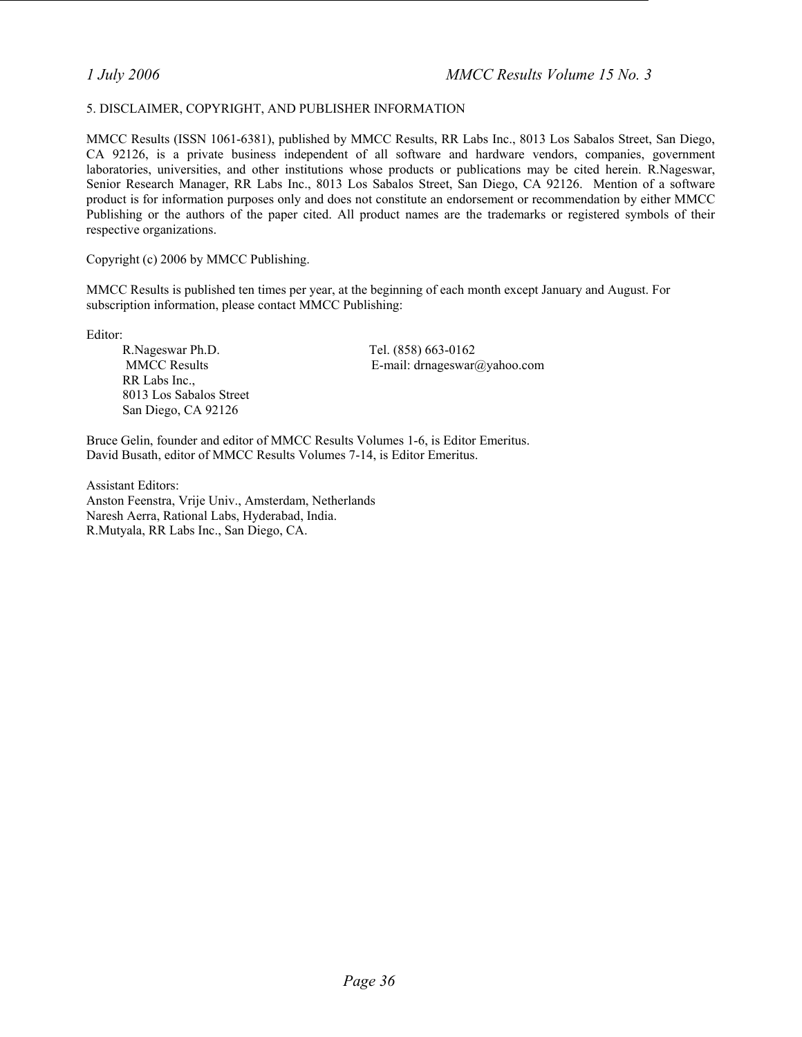## 5. DISCLAIMER, COPYRIGHT, AND PUBLISHER INFORMATION

MMCC Results (ISSN 1061-6381), published by MMCC Results, RR Labs Inc., 8013 Los Sabalos Street, San Diego, CA 92126, is a private business independent of all software and hardware vendors, companies, government laboratories, universities, and other institutions whose products or publications may be cited herein. R.Nageswar, Senior Research Manager, RR Labs Inc., 8013 Los Sabalos Street, San Diego, CA 92126. Mention of a software product is for information purposes only and does not constitute an endorsement or recommendation by either MMCC Publishing or the authors of the paper cited. All product names are the trademarks or registered symbols of their respective organizations.

Copyright (c) 2006 by MMCC Publishing.

MMCC Results is published ten times per year, at the beginning of each month except January and August. For subscription information, please contact MMCC Publishing:

Editor:

R.Nageswar Ph.D.  
MMCC Results  
RR Labs Inc.,  
8013 Los Sabalos Street  
San Diego, CA 92126

Tel. (858) 663-0162  
E-mail: drnageswar@yahoo.com

Bruce Gelin, founder and editor of MMCC Results Volumes 1-6, is Editor Emeritus.  
David Busath, editor of MMCC Results Volumes 7-14, is Editor Emeritus.

Assistant Editors:  
Anston Feenstra, Vrije Univ., Amsterdam, Netherlands  
Naresh Aerra, Rational Labs, Hyderabad, India.  
R.Mutyala, RR Labs Inc., San Diego, CA.